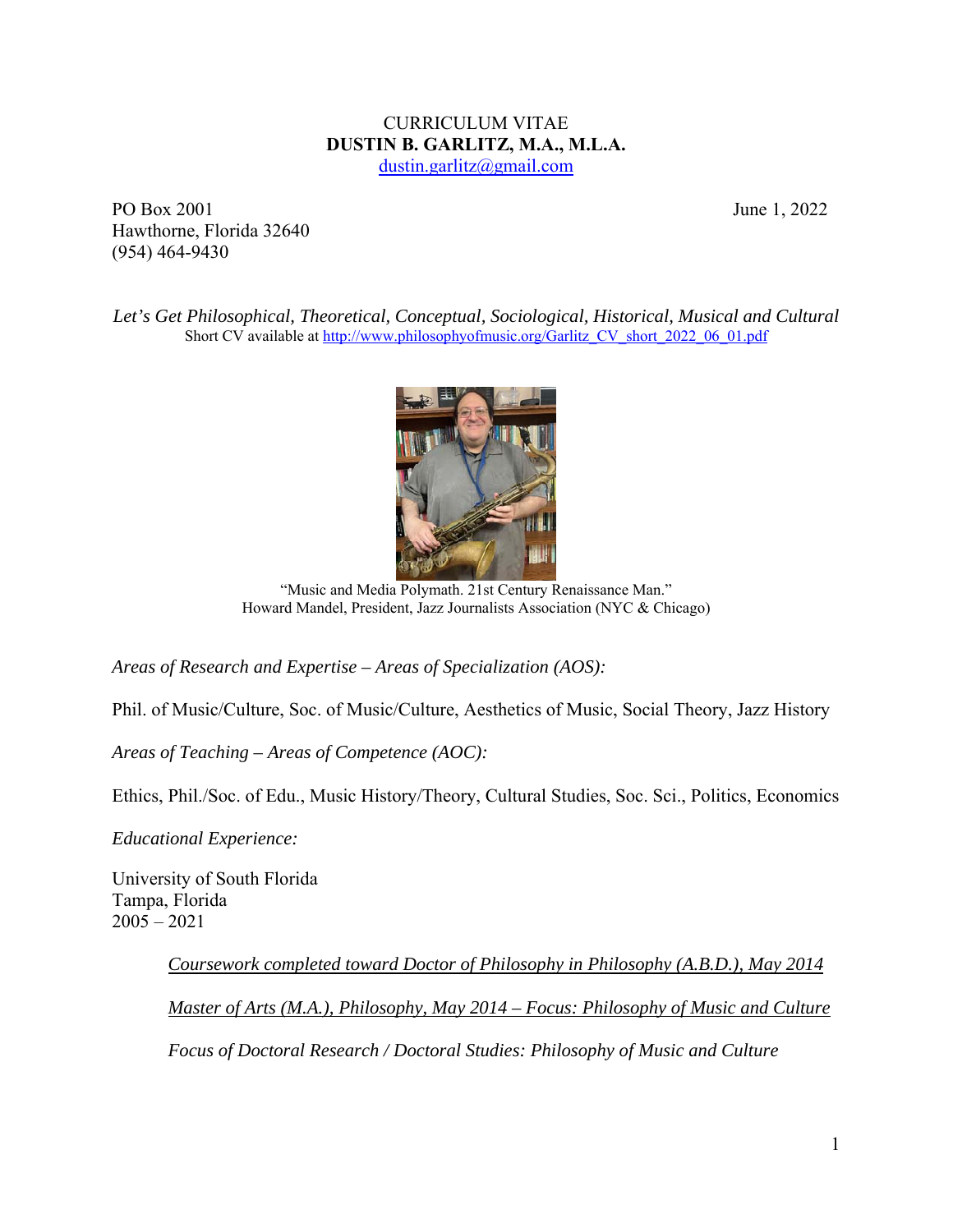# CURRICULUM VITAE
## DUSTIN B. GARLITZ, M.A., M.L.A.

dustin.garlitz@gmail.com

PO Box 2001
Hawthorne, Florida 32640
(954) 464-9430

June 1, 2022

*Let's Get Philosophical, Theoretical, Conceptual, Sociological, Historical, Musical and Cultural*

Short CV available at http://www.philosophyofmusic.org/Garlitz_CV_short_2022_06_01.pdf

"Music and Media Polymath. 21st Century Renaissance Man."
Howard Mandel, President, Jazz Journalists Association (NYC & Chicago)

*Areas of Research and Expertise – Areas of Specialization (AOS):*

Phil. of Music/Culture, Soc. of Music/Culture, Aesthetics of Music, Social Theory, Jazz History

*Areas of Teaching – Areas of Competence (AOC):*

Ethics, Phil./Soc. of Edu., Music History/Theory, Cultural Studies, Soc. Sci., Politics, Economics

*Educational Experience:*

University of South Florida
Tampa, Florida
2005 – 2021

> *Coursework completed toward Doctor of Philosophy in Philosophy (A.B.D.), May 2014*
>
> *Master of Arts (M.A.), Philosophy, May 2014 – Focus: Philosophy of Music and Culture*
>
> *Focus of Doctoral Research / Doctoral Studies: Philosophy of Music and Culture*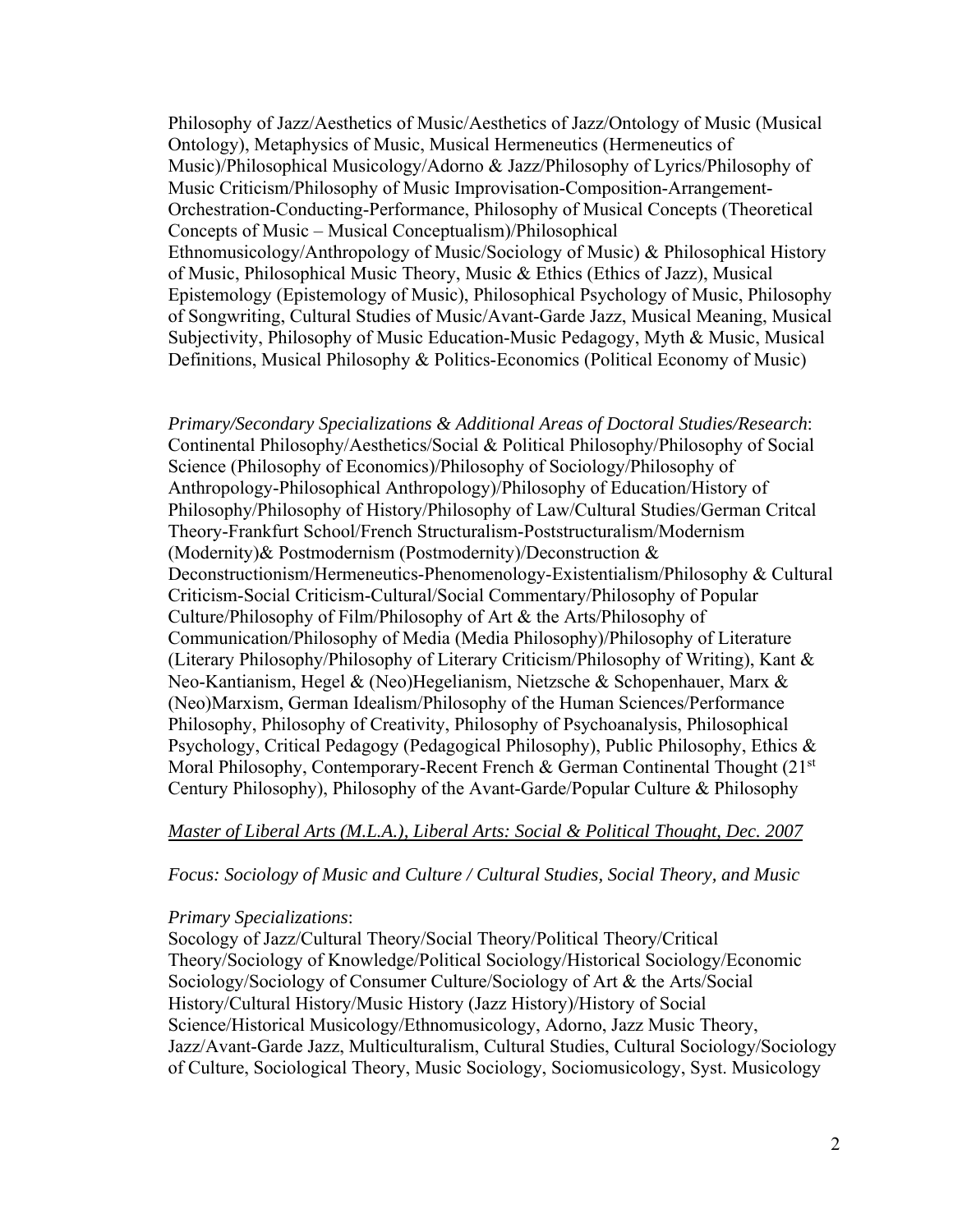Philosophy of Jazz/Aesthetics of Music/Aesthetics of Jazz/Ontology of Music (Musical Ontology), Metaphysics of Music, Musical Hermeneutics (Hermeneutics of Music)/Philosophical Musicology/Adorno & Jazz/Philosophy of Lyrics/Philosophy of Music Criticism/Philosophy of Music Improvisation-Composition-Arrangement-Orchestration-Conducting-Performance, Philosophy of Musical Concepts (Theoretical Concepts of Music – Musical Conceptualism)/Philosophical Ethnomusicology/Anthropology of Music/Sociology of Music) & Philosophical History of Music, Philosophical Music Theory, Music & Ethics (Ethics of Jazz), Musical Epistemology (Epistemology of Music), Philosophical Psychology of Music, Philosophy of Songwriting, Cultural Studies of Music/Avant-Garde Jazz, Musical Meaning, Musical Subjectivity, Philosophy of Music Education-Music Pedagogy, Myth & Music, Musical Definitions, Musical Philosophy & Politics-Economics (Political Economy of Music)

*Primary/Secondary Specializations & Additional Areas of Doctoral Studies/Research*: Continental Philosophy/Aesthetics/Social & Political Philosophy/Philosophy of Social Science (Philosophy of Economics)/Philosophy of Sociology/Philosophy of Anthropology-Philosophical Anthropology)/Philosophy of Education/History of Philosophy/Philosophy of History/Philosophy of Law/Cultural Studies/German Critcal Theory-Frankfurt School/French Structuralism-Poststructuralism/Modernism (Modernity)& Postmodernism (Postmodernity)/Deconstruction & Deconstructionism/Hermeneutics-Phenomenology-Existentialism/Philosophy & Cultural Criticism-Social Criticism-Cultural/Social Commentary/Philosophy of Popular Culture/Philosophy of Film/Philosophy of Art & the Arts/Philosophy of Communication/Philosophy of Media (Media Philosophy)/Philosophy of Literature (Literary Philosophy/Philosophy of Literary Criticism/Philosophy of Writing), Kant & Neo-Kantianism, Hegel & (Neo)Hegelianism, Nietzsche & Schopenhauer, Marx & (Neo)Marxism, German Idealism/Philosophy of the Human Sciences/Performance Philosophy, Philosophy of Creativity, Philosophy of Psychoanalysis, Philosophical Psychology, Critical Pedagogy (Pedagogical Philosophy), Public Philosophy, Ethics & Moral Philosophy, Contemporary-Recent French & German Continental Thought (21st Century Philosophy), Philosophy of the Avant-Garde/Popular Culture & Philosophy

*Master of Liberal Arts (M.L.A.), Liberal Arts: Social & Political Thought, Dec. 2007*

*Focus: Sociology of Music and Culture / Cultural Studies, Social Theory, and Music*

*Primary Specializations*:
Socology of Jazz/Cultural Theory/Social Theory/Political Theory/Critical Theory/Sociology of Knowledge/Political Sociology/Historical Sociology/Economic Sociology/Sociology of Consumer Culture/Sociology of Art & the Arts/Social History/Cultural History/Music History (Jazz History)/History of Social Science/Historical Musicology/Ethnomusicology, Adorno, Jazz Music Theory, Jazz/Avant-Garde Jazz, Multiculturalism, Cultural Studies, Cultural Sociology/Sociology of Culture, Sociological Theory, Music Sociology, Sociomusicology, Syst. Musicology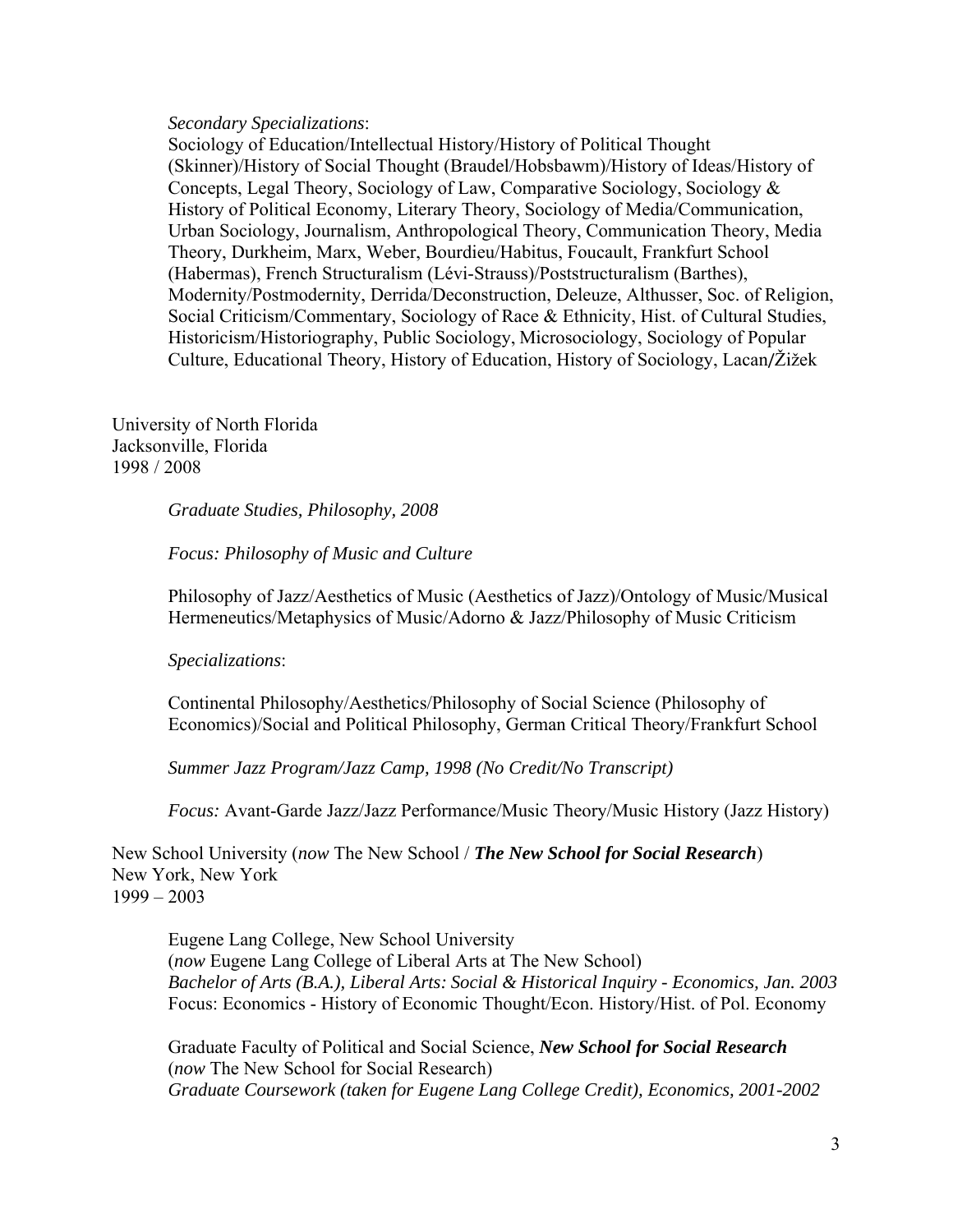*Secondary Specializations*:

Sociology of Education/Intellectual History/History of Political Thought (Skinner)/History of Social Thought (Braudel/Hobsbawm)/History of Ideas/History of Concepts, Legal Theory, Sociology of Law, Comparative Sociology, Sociology & History of Political Economy, Literary Theory, Sociology of Media/Communication, Urban Sociology, Journalism, Anthropological Theory, Communication Theory, Media Theory, Durkheim, Marx, Weber, Bourdieu/Habitus, Foucault, Frankfurt School (Habermas), French Structuralism (Lévi-Strauss)/Poststructuralism (Barthes), Modernity/Postmodernity, Derrida/Deconstruction, Deleuze, Althusser, Soc. of Religion, Social Criticism/Commentary, Sociology of Race & Ethnicity, Hist. of Cultural Studies, Historicism/Historiography, Public Sociology, Microsociology, Sociology of Popular Culture, Educational Theory, History of Education, History of Sociology, Lacan/Žižek

University of North Florida
Jacksonville, Florida
1998 / 2008

*Graduate Studies, Philosophy, 2008*

*Focus: Philosophy of Music and Culture*

Philosophy of Jazz/Aesthetics of Music (Aesthetics of Jazz)/Ontology of Music/Musical Hermeneutics/Metaphysics of Music/Adorno & Jazz/Philosophy of Music Criticism

*Specializations*:

Continental Philosophy/Aesthetics/Philosophy of Social Science (Philosophy of Economics)/Social and Political Philosophy, German Critical Theory/Frankfurt School

*Summer Jazz Program/Jazz Camp, 1998 (No Credit/No Transcript)*

*Focus:* Avant-Garde Jazz/Jazz Performance/Music Theory/Music History (Jazz History)

New School University (*now* The New School / ***The New School for Social Research***)
New York, New York
1999 – 2003

Eugene Lang College, New School University
(*now* Eugene Lang College of Liberal Arts at The New School)
*Bachelor of Arts (B.A.), Liberal Arts: Social & Historical Inquiry - Economics, Jan. 2003*
Focus: Economics - History of Economic Thought/Econ. History/Hist. of Pol. Economy

Graduate Faculty of Political and Social Science, ***New School for Social Research***
(*now* The New School for Social Research)
*Graduate Coursework (taken for Eugene Lang College Credit), Economics, 2001-2002*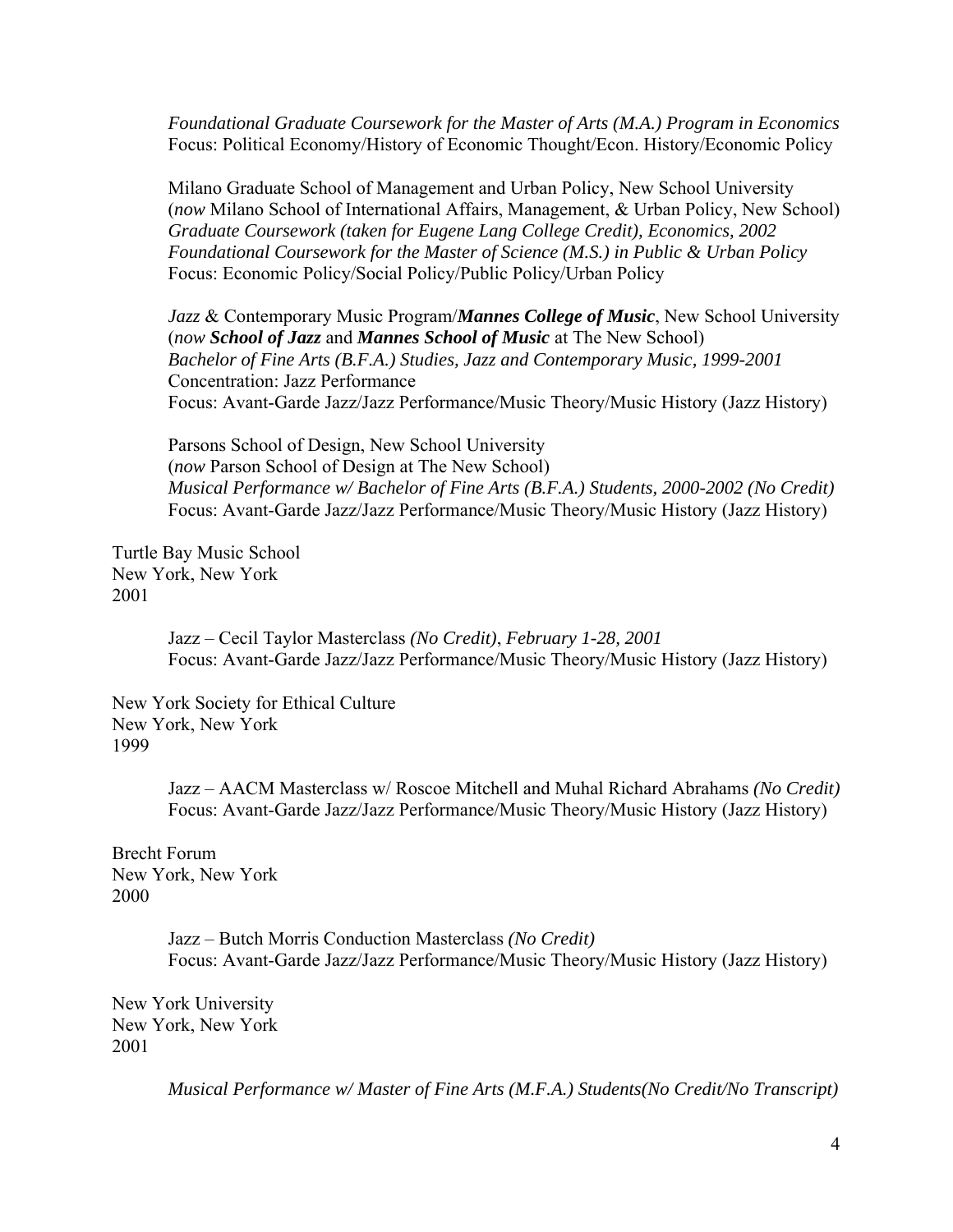*Foundational Graduate Coursework for the Master of Arts (M.A.) Program in Economics*
Focus: Political Economy/History of Economic Thought/Econ. History/Economic Policy

Milano Graduate School of Management and Urban Policy, New School University
(*now* Milano School of International Affairs, Management, & Urban Policy, New School)
*Graduate Coursework (taken for Eugene Lang College Credit), Economics, 2002*
*Foundational Coursework for the Master of Science (M.S.) in Public & Urban Policy*
Focus: Economic Policy/Social Policy/Public Policy/Urban Policy

*Jazz* & Contemporary Music Program/***Mannes College of Music***, New School University
(*now* ***School of Jazz*** and ***Mannes School of Music*** at The New School)
*Bachelor of Fine Arts (B.F.A.) Studies, Jazz and Contemporary Music, 1999-2001*
Concentration: Jazz Performance
Focus: Avant-Garde Jazz/Jazz Performance/Music Theory/Music History (Jazz History)

Parsons School of Design, New School University
(*now* Parson School of Design at The New School)
*Musical Performance w/ Bachelor of Fine Arts (B.F.A.) Students, 2000-2002 (No Credit)*
Focus: Avant-Garde Jazz/Jazz Performance/Music Theory/Music History (Jazz History)

Turtle Bay Music School
New York, New York
2001

Jazz – Cecil Taylor Masterclass *(No Credit)*, *February 1-28, 2001*
Focus: Avant-Garde Jazz/Jazz Performance/Music Theory/Music History (Jazz History)

New York Society for Ethical Culture
New York, New York
1999

Jazz – AACM Masterclass w/ Roscoe Mitchell and Muhal Richard Abrahams *(No Credit)*
Focus: Avant-Garde Jazz/Jazz Performance/Music Theory/Music History (Jazz History)

Brecht Forum
New York, New York
2000

Jazz – Butch Morris Conduction Masterclass *(No Credit)*
Focus: Avant-Garde Jazz/Jazz Performance/Music Theory/Music History (Jazz History)

New York University
New York, New York
2001

*Musical Performance w/ Master of Fine Arts (M.F.A.) Students(No Credit/No Transcript)*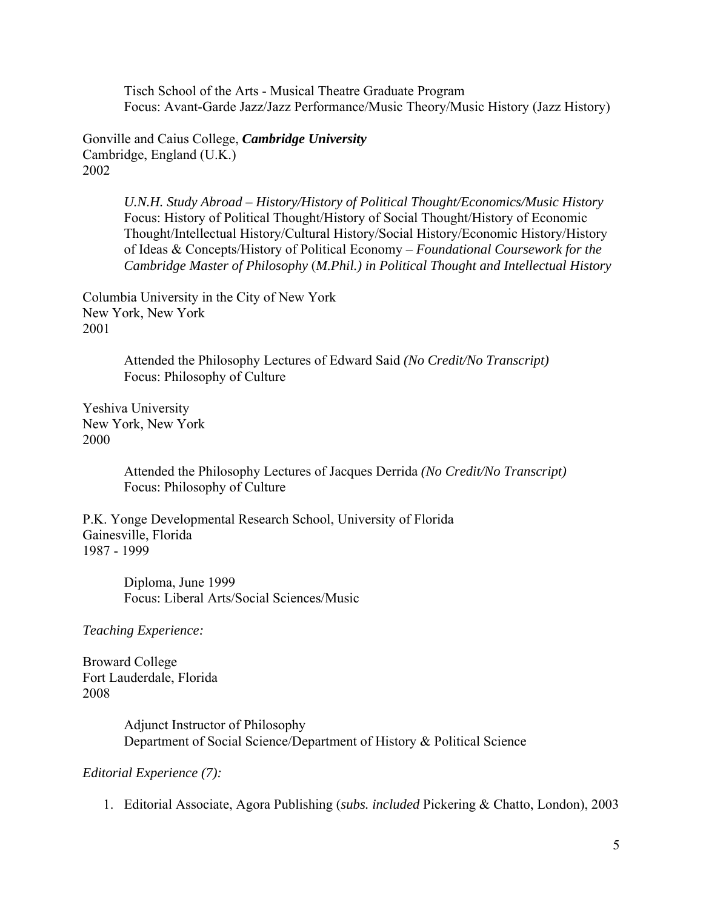Tisch School of the Arts - Musical Theatre Graduate Program
Focus: Avant-Garde Jazz/Jazz Performance/Music Theory/Music History (Jazz History)

Gonville and Caius College, ***Cambridge University***
Cambridge, England (U.K.)
2002

*U.N.H. Study Abroad – History/History of Political Thought/Economics/Music History*
Focus: History of Political Thought/History of Social Thought/History of Economic Thought/Intellectual History/Cultural History/Social History/Economic History/History of Ideas & Concepts/History of Political Economy – *Foundational Coursework for the Cambridge Master of Philosophy* (*M.Phil.) in Political Thought and Intellectual History*

Columbia University in the City of New York
New York, New York
2001

Attended the Philosophy Lectures of Edward Said *(No Credit/No Transcript)*
Focus: Philosophy of Culture

Yeshiva University
New York, New York
2000

Attended the Philosophy Lectures of Jacques Derrida *(No Credit/No Transcript)*
Focus: Philosophy of Culture

P.K. Yonge Developmental Research School, University of Florida
Gainesville, Florida
1987 - 1999

Diploma, June 1999
Focus: Liberal Arts/Social Sciences/Music

*Teaching Experience:*

Broward College
Fort Lauderdale, Florida
2008

Adjunct Instructor of Philosophy
Department of Social Science/Department of History & Political Science

*Editorial Experience (7):*

1. Editorial Associate, Agora Publishing (*subs. included* Pickering & Chatto, London), 2003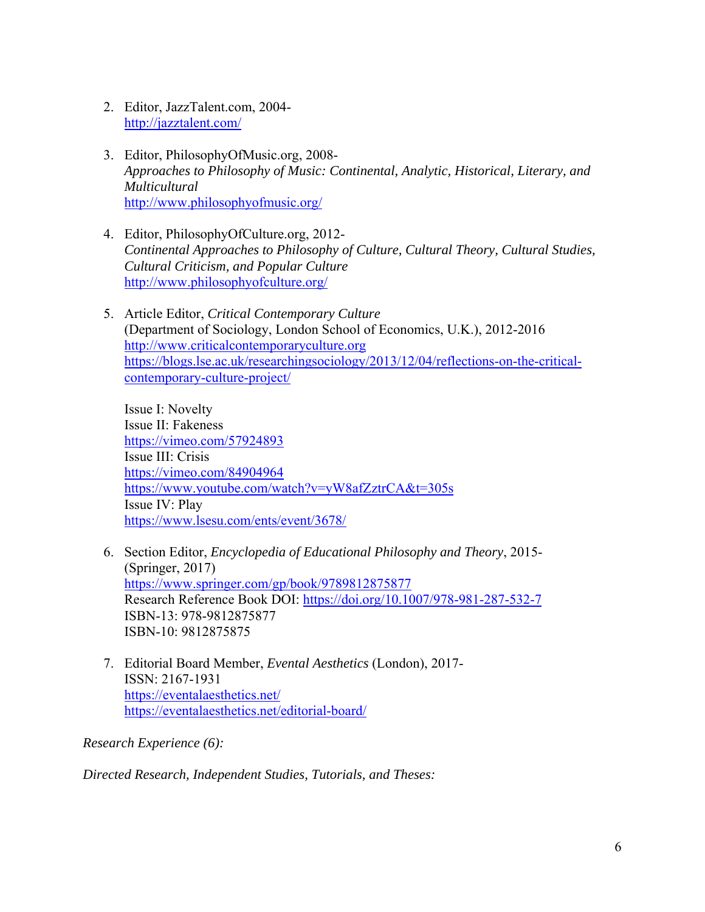2. Editor, JazzTalent.com, 2004-
   http://jazztalent.com/

3. Editor, PhilosophyOfMusic.org, 2008-
   *Approaches to Philosophy of Music: Continental, Analytic, Historical, Literary, and Multicultural*
   http://www.philosophyofmusic.org/

4. Editor, PhilosophyOfCulture.org, 2012-
   *Continental Approaches to Philosophy of Culture, Cultural Theory, Cultural Studies, Cultural Criticism, and Popular Culture*
   http://www.philosophyofculture.org/

5. Article Editor, *Critical Contemporary Culture*
   (Department of Sociology, London School of Economics, U.K.), 2012-2016
   http://www.criticalcontemporaryculture.org
   https://blogs.lse.ac.uk/researchingsociology/2013/12/04/reflections-on-the-critical-contemporary-culture-project/

   Issue I: Novelty
   Issue II: Fakeness
   https://vimeo.com/57924893
   Issue III: Crisis
   https://vimeo.com/84904964
   https://www.youtube.com/watch?v=yW8afZztrCA&t=305s
   Issue IV: Play
   https://www.lsesu.com/ents/event/3678/

6. Section Editor, *Encyclopedia of Educational Philosophy and Theory*, 2015-
   (Springer, 2017)
   https://www.springer.com/gp/book/9789812875877
   Research Reference Book DOI: https://doi.org/10.1007/978-981-287-532-7
   ISBN-13: 978-9812875877
   ISBN-10: 9812875875

7. Editorial Board Member, *Evental Aesthetics* (London), 2017-
   ISSN: 2167-1931
   https://eventalaesthetics.net/
   https://eventalaesthetics.net/editorial-board/

*Research Experience (6):*

*Directed Research, Independent Studies, Tutorials, and Theses:*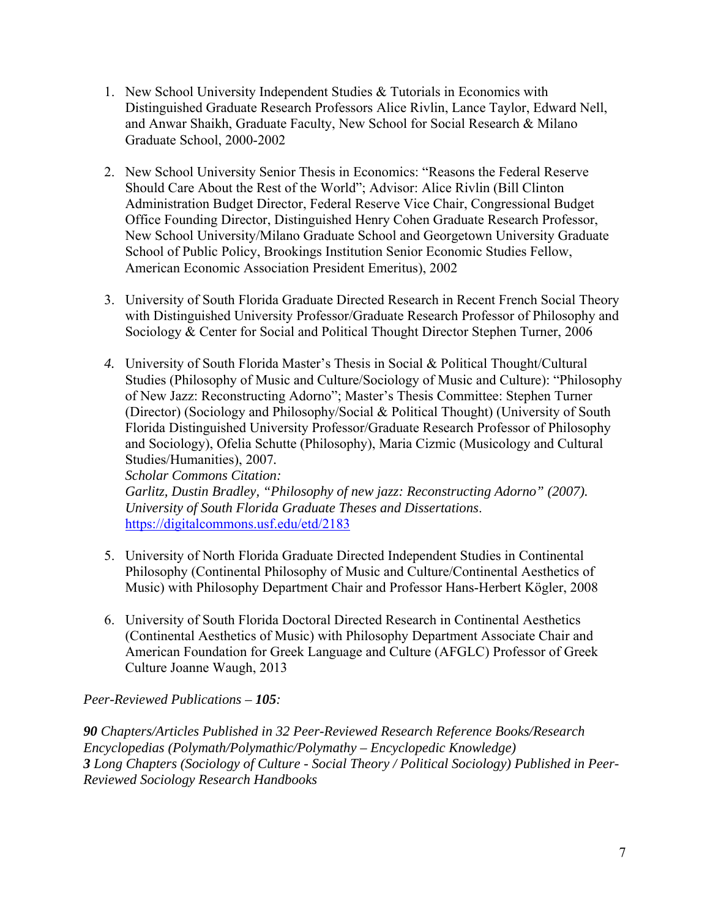1. New School University Independent Studies & Tutorials in Economics with Distinguished Graduate Research Professors Alice Rivlin, Lance Taylor, Edward Nell, and Anwar Shaikh, Graduate Faculty, New School for Social Research & Milano Graduate School, 2000-2002

2. New School University Senior Thesis in Economics: "Reasons the Federal Reserve Should Care About the Rest of the World"; Advisor: Alice Rivlin (Bill Clinton Administration Budget Director, Federal Reserve Vice Chair, Congressional Budget Office Founding Director, Distinguished Henry Cohen Graduate Research Professor, New School University/Milano Graduate School and Georgetown University Graduate School of Public Policy, Brookings Institution Senior Economic Studies Fellow, American Economic Association President Emeritus), 2002

3. University of South Florida Graduate Directed Research in Recent French Social Theory with Distinguished University Professor/Graduate Research Professor of Philosophy and Sociology & Center for Social and Political Thought Director Stephen Turner, 2006

4. University of South Florida Master's Thesis in Social & Political Thought/Cultural Studies (Philosophy of Music and Culture/Sociology of Music and Culture): "Philosophy of New Jazz: Reconstructing Adorno"; Master's Thesis Committee: Stephen Turner (Director) (Sociology and Philosophy/Social & Political Thought) (University of South Florida Distinguished University Professor/Graduate Research Professor of Philosophy and Sociology), Ofelia Schutte (Philosophy), Maria Cizmic (Musicology and Cultural Studies/Humanities), 2007.
   *Scholar Commons Citation:*
   *Garlitz, Dustin Bradley, "Philosophy of new jazz: Reconstructing Adorno" (2007). University of South Florida Graduate Theses and Dissertations*.
   https://digitalcommons.usf.edu/etd/2183

5. University of North Florida Graduate Directed Independent Studies in Continental Philosophy (Continental Philosophy of Music and Culture/Continental Aesthetics of Music) with Philosophy Department Chair and Professor Hans-Herbert Kögler, 2008

6. University of South Florida Doctoral Directed Research in Continental Aesthetics (Continental Aesthetics of Music) with Philosophy Department Associate Chair and American Foundation for Greek Language and Culture (AFGLC) Professor of Greek Culture Joanne Waugh, 2013

*Peer-Reviewed Publications – **105**:*

***90** Chapters/Articles Published in 32 Peer-Reviewed Research Reference Books/Research Encyclopedias (Polymath/Polymathic/Polymathy – Encyclopedic Knowledge)*
***3** Long Chapters (Sociology of Culture - Social Theory / Political Sociology) Published in Peer-Reviewed Sociology Research Handbooks*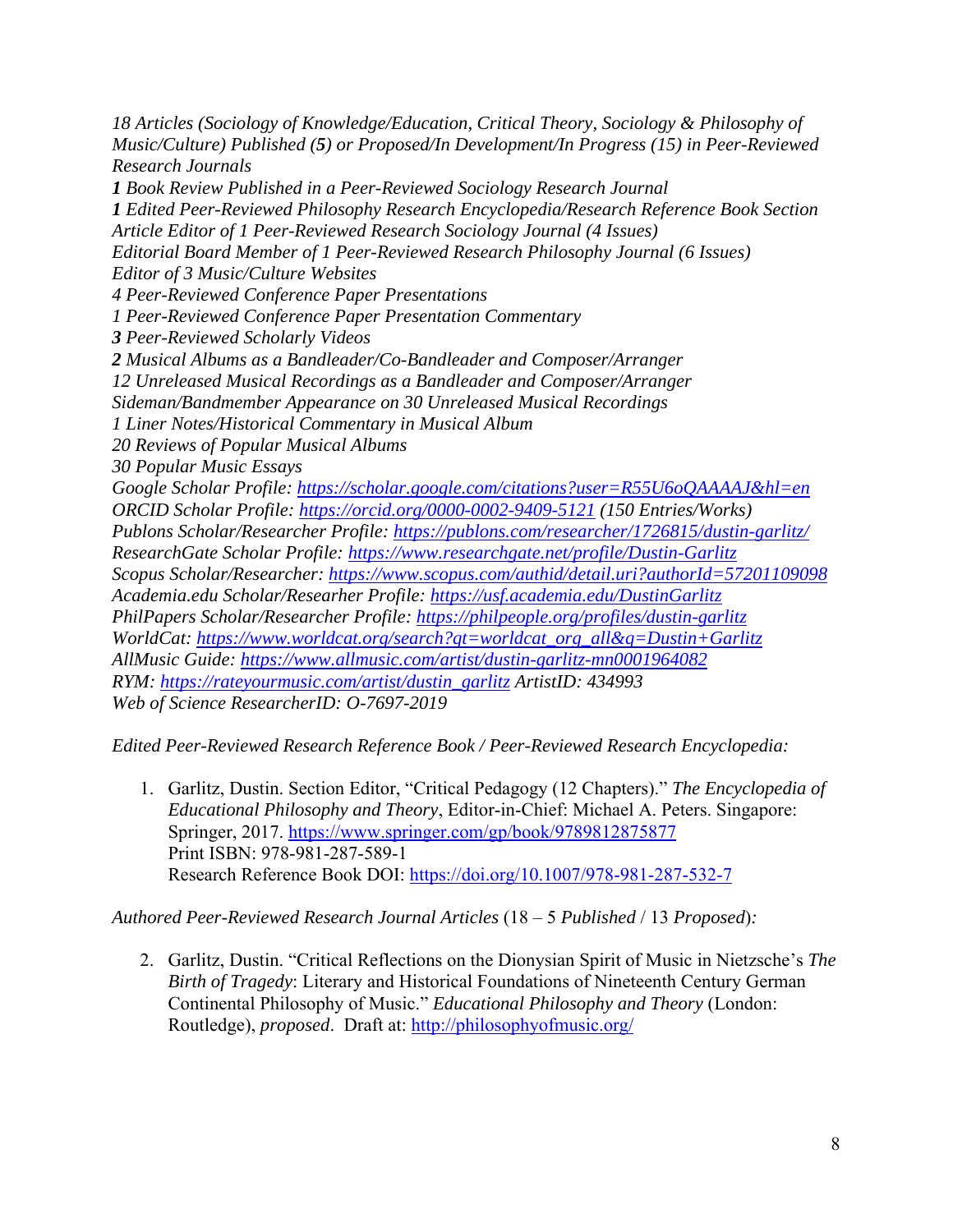*18 Articles (Sociology of Knowledge/Education, Critical Theory, Sociology & Philosophy of Music/Culture) Published **(5)** or Proposed/In Development/In Progress (15) in Peer-Reviewed Research Journals*
***1** Book Review Published in a Peer-Reviewed Sociology Research Journal*
***1** Edited Peer-Reviewed Philosophy Research Encyclopedia/Research Reference Book Section*
*Article Editor of 1 Peer-Reviewed Research Sociology Journal (4 Issues)*
*Editorial Board Member of 1 Peer-Reviewed Research Philosophy Journal (6 Issues)*
*Editor of 3 Music/Culture Websites*
*4 Peer-Reviewed Conference Paper Presentations*
*1 Peer-Reviewed Conference Paper Presentation Commentary*
***3** Peer-Reviewed Scholarly Videos*
***2** Musical Albums as a Bandleader/Co-Bandleader and Composer/Arranger*
*12 Unreleased Musical Recordings as a Bandleader and Composer/Arranger*
*Sideman/Bandmember Appearance on 30 Unreleased Musical Recordings*
*1 Liner Notes/Historical Commentary in Musical Album*
*20 Reviews of Popular Musical Albums*
*30 Popular Music Essays*
*Google Scholar Profile: https://scholar.google.com/citations?user=R55U6oQAAAAJ&hl=en*
*ORCID Scholar Profile: https://orcid.org/0000-0002-9409-5121 (150 Entries/Works)*
*Publons Scholar/Researcher Profile: https://publons.com/researcher/1726815/dustin-garlitz/*
*ResearchGate Scholar Profile: https://www.researchgate.net/profile/Dustin-Garlitz*
*Scopus Scholar/Researcher: https://www.scopus.com/authid/detail.uri?authorId=57201109098*
*Academia.edu Scholar/Researher Profile: https://usf.academia.edu/DustinGarlitz*
*PhilPapers Scholar/Researcher Profile: https://philpeople.org/profiles/dustin-garlitz*
*WorldCat: https://www.worldcat.org/search?qt=worldcat_org_all&q=Dustin+Garlitz*
*AllMusic Guide: https://www.allmusic.com/artist/dustin-garlitz-mn0001964082*
*RYM: https://rateyourmusic.com/artist/dustin_garlitz ArtistID: 434993*
*Web of Science ResearcherID: O-7697-2019*

*Edited Peer-Reviewed Research Reference Book / Peer-Reviewed Research Encyclopedia:*

1. Garlitz, Dustin. Section Editor, "Critical Pedagogy (12 Chapters)." *The Encyclopedia of Educational Philosophy and Theory*, Editor-in-Chief: Michael A. Peters. Singapore: Springer, 2017. https://www.springer.com/gp/book/9789812875877
   Print ISBN: 978-981-287-589-1
   Research Reference Book DOI: https://doi.org/10.1007/978-981-287-532-7

*Authored Peer-Reviewed Research Journal Articles* (18 – 5 *Published* / 13 *Proposed*)*:*

2. Garlitz, Dustin. "Critical Reflections on the Dionysian Spirit of Music in Nietzsche's *The Birth of Tragedy*: Literary and Historical Foundations of Nineteenth Century German Continental Philosophy of Music." *Educational Philosophy and Theory* (London: Routledge), *proposed*. Draft at: http://philosophyofmusic.org/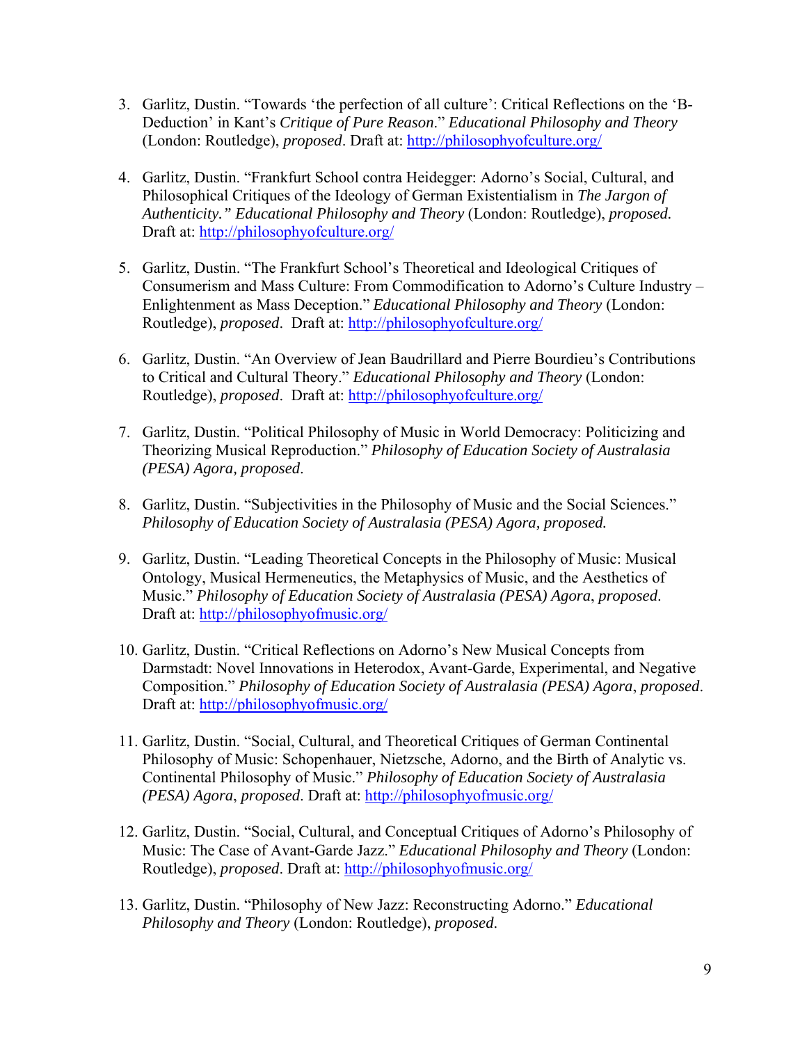3. Garlitz, Dustin. "Towards 'the perfection of all culture': Critical Reflections on the 'B-Deduction' in Kant's *Critique of Pure Reason*." *Educational Philosophy and Theory* (London: Routledge), *proposed*. Draft at: http://philosophyofculture.org/

4. Garlitz, Dustin. "Frankfurt School contra Heidegger: Adorno's Social, Cultural, and Philosophical Critiques of the Ideology of German Existentialism in *The Jargon of Authenticity.*" *Educational Philosophy and Theory* (London: Routledge), *proposed.* Draft at: http://philosophyofculture.org/

5. Garlitz, Dustin. "The Frankfurt School's Theoretical and Ideological Critiques of Consumerism and Mass Culture: From Commodification to Adorno's Culture Industry – Enlightenment as Mass Deception." *Educational Philosophy and Theory* (London: Routledge), *proposed*. Draft at: http://philosophyofculture.org/

6. Garlitz, Dustin. "An Overview of Jean Baudrillard and Pierre Bourdieu's Contributions to Critical and Cultural Theory." *Educational Philosophy and Theory* (London: Routledge), *proposed*. Draft at: http://philosophyofculture.org/

7. Garlitz, Dustin. "Political Philosophy of Music in World Democracy: Politicizing and Theorizing Musical Reproduction." *Philosophy of Education Society of Australasia (PESA) Agora, proposed*.

8. Garlitz, Dustin. "Subjectivities in the Philosophy of Music and the Social Sciences." *Philosophy of Education Society of Australasia (PESA) Agora, proposed.*

9. Garlitz, Dustin. "Leading Theoretical Concepts in the Philosophy of Music: Musical Ontology, Musical Hermeneutics, the Metaphysics of Music, and the Aesthetics of Music." *Philosophy of Education Society of Australasia (PESA) Agora*, *proposed*. Draft at: http://philosophyofmusic.org/

10. Garlitz, Dustin. "Critical Reflections on Adorno's New Musical Concepts from Darmstadt: Novel Innovations in Heterodox, Avant-Garde, Experimental, and Negative Composition." *Philosophy of Education Society of Australasia (PESA) Agora*, *proposed*. Draft at: http://philosophyofmusic.org/

11. Garlitz, Dustin. "Social, Cultural, and Theoretical Critiques of German Continental Philosophy of Music: Schopenhauer, Nietzsche, Adorno, and the Birth of Analytic vs. Continental Philosophy of Music." *Philosophy of Education Society of Australasia (PESA) Agora*, *proposed*. Draft at: http://philosophyofmusic.org/

12. Garlitz, Dustin. "Social, Cultural, and Conceptual Critiques of Adorno's Philosophy of Music: The Case of Avant-Garde Jazz." *Educational Philosophy and Theory* (London: Routledge), *proposed*. Draft at: http://philosophyofmusic.org/

13. Garlitz, Dustin. "Philosophy of New Jazz: Reconstructing Adorno." *Educational Philosophy and Theory* (London: Routledge), *proposed*.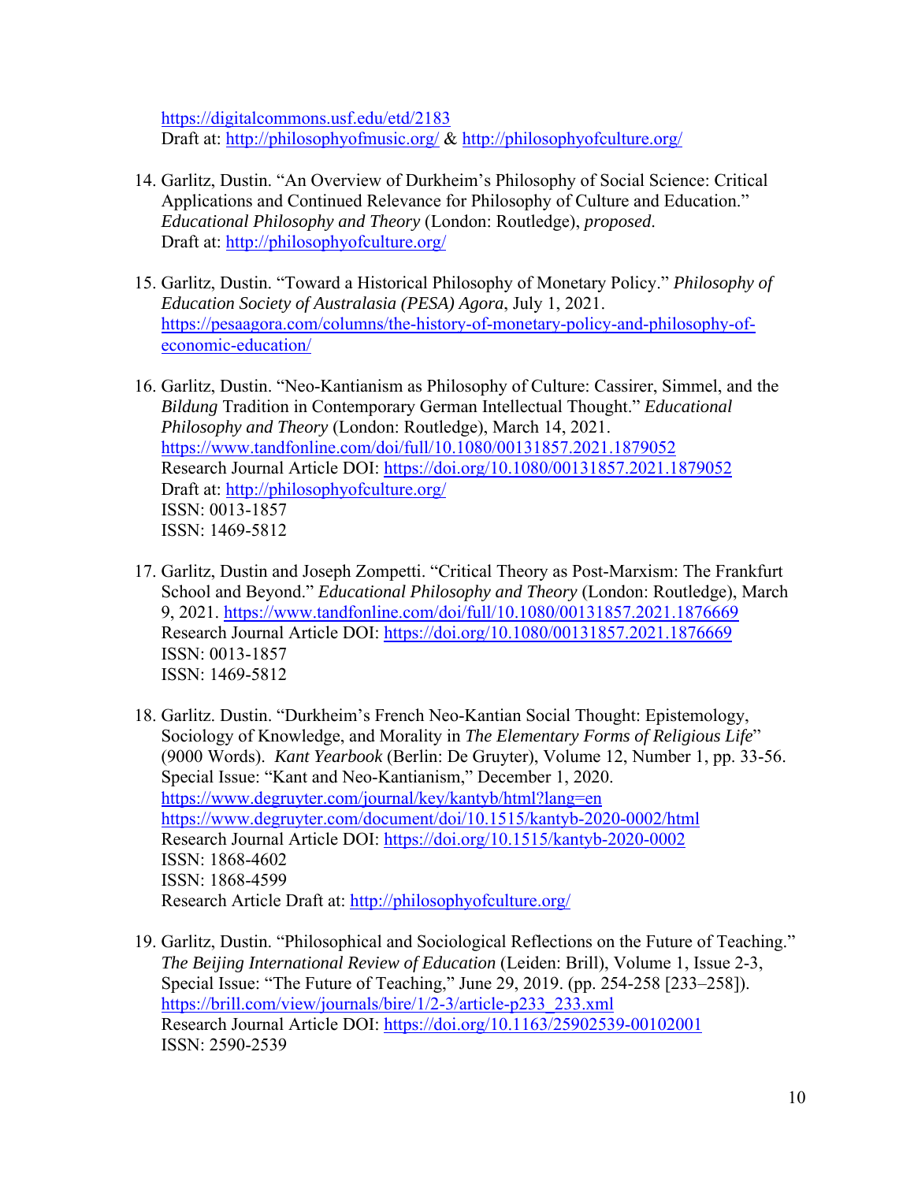https://digitalcommons.usf.edu/etd/2183
Draft at: http://philosophyofmusic.org/ & http://philosophyofculture.org/

14. Garlitz, Dustin. "An Overview of Durkheim's Philosophy of Social Science: Critical Applications and Continued Relevance for Philosophy of Culture and Education." *Educational Philosophy and Theory* (London: Routledge), *proposed*.
    Draft at: http://philosophyofculture.org/

15. Garlitz, Dustin. "Toward a Historical Philosophy of Monetary Policy." *Philosophy of Education Society of Australasia (PESA) Agora*, July 1, 2021.
    https://pesaagora.com/columns/the-history-of-monetary-policy-and-philosophy-of-economic-education/

16. Garlitz, Dustin. "Neo-Kantianism as Philosophy of Culture: Cassirer, Simmel, and the *Bildung* Tradition in Contemporary German Intellectual Thought." *Educational Philosophy and Theory* (London: Routledge), March 14, 2021.
    https://www.tandfonline.com/doi/full/10.1080/00131857.2021.1879052
    Research Journal Article DOI: https://doi.org/10.1080/00131857.2021.1879052
    Draft at: http://philosophyofculture.org/
    ISSN: 0013-1857
    ISSN: 1469-5812

17. Garlitz, Dustin and Joseph Zompetti. "Critical Theory as Post-Marxism: The Frankfurt School and Beyond." *Educational Philosophy and Theory* (London: Routledge), March 9, 2021. https://www.tandfonline.com/doi/full/10.1080/00131857.2021.1876669
    Research Journal Article DOI: https://doi.org/10.1080/00131857.2021.1876669
    ISSN: 0013-1857
    ISSN: 1469-5812

18. Garlitz. Dustin. "Durkheim's French Neo-Kantian Social Thought: Epistemology, Sociology of Knowledge, and Morality in *The Elementary Forms of Religious Life*" (9000 Words). *Kant Yearbook* (Berlin: De Gruyter), Volume 12, Number 1, pp. 33-56. Special Issue: "Kant and Neo-Kantianism," December 1, 2020.
    https://www.degruyter.com/journal/key/kantyb/html?lang=en
    https://www.degruyter.com/document/doi/10.1515/kantyb-2020-0002/html
    Research Journal Article DOI: https://doi.org/10.1515/kantyb-2020-0002
    ISSN: 1868-4602
    ISSN: 1868-4599
    Research Article Draft at: http://philosophyofculture.org/

19. Garlitz, Dustin. "Philosophical and Sociological Reflections on the Future of Teaching." *The Beijing International Review of Education* (Leiden: Brill), Volume 1, Issue 2-3, Special Issue: "The Future of Teaching," June 29, 2019. (pp. 254-258 [233–258]).
    https://brill.com/view/journals/bire/1/2-3/article-p233_233.xml
    Research Journal Article DOI: https://doi.org/10.1163/25902539-00102001
    ISSN: 2590-2539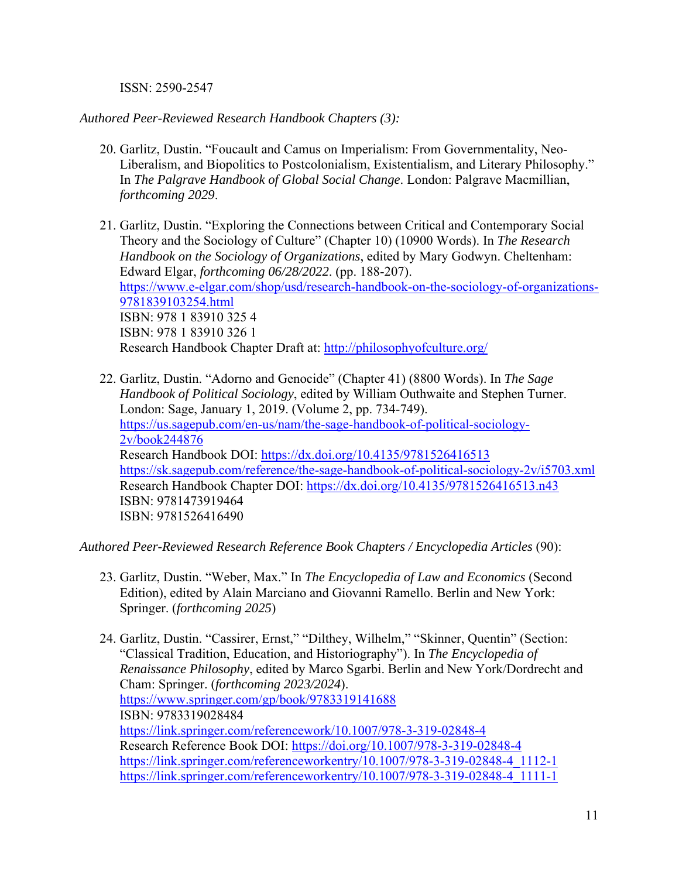ISSN: 2590-2547

*Authored Peer-Reviewed Research Handbook Chapters (3):*

20. Garlitz, Dustin. "Foucault and Camus on Imperialism: From Governmentality, Neo-Liberalism, and Biopolitics to Postcolonialism, Existentialism, and Literary Philosophy." In *The Palgrave Handbook of Global Social Change*. London: Palgrave Macmillian, *forthcoming 2029*.

21. Garlitz, Dustin. "Exploring the Connections between Critical and Contemporary Social Theory and the Sociology of Culture" (Chapter 10) (10900 Words). In *The Research Handbook on the Sociology of Organizations*, edited by Mary Godwyn. Cheltenham: Edward Elgar, *forthcoming 06/28/2022*. (pp. 188-207).
https://www.e-elgar.com/shop/usd/research-handbook-on-the-sociology-of-organizations-9781839103254.html
ISBN: 978 1 83910 325 4
ISBN: 978 1 83910 326 1
Research Handbook Chapter Draft at: http://philosophyofculture.org/

22. Garlitz, Dustin. "Adorno and Genocide" (Chapter 41) (8800 Words). In *The Sage Handbook of Political Sociology*, edited by William Outhwaite and Stephen Turner. London: Sage, January 1, 2019. (Volume 2, pp. 734-749).
https://us.sagepub.com/en-us/nam/the-sage-handbook-of-political-sociology-2v/book244876
Research Handbook DOI: https://dx.doi.org/10.4135/9781526416513
https://sk.sagepub.com/reference/the-sage-handbook-of-political-sociology-2v/i5703.xml
Research Handbook Chapter DOI: https://dx.doi.org/10.4135/9781526416513.n43
ISBN: 9781473919464
ISBN: 9781526416490

*Authored Peer-Reviewed Research Reference Book Chapters / Encyclopedia Articles* (90):

23. Garlitz, Dustin. "Weber, Max." In *The Encyclopedia of Law and Economics* (Second Edition), edited by Alain Marciano and Giovanni Ramello. Berlin and New York: Springer. (*forthcoming 2025*)

24. Garlitz, Dustin. "Cassirer, Ernst," "Dilthey, Wilhelm," "Skinner, Quentin" (Section: "Classical Tradition, Education, and Historiography"). In *The Encyclopedia of Renaissance Philosophy*, edited by Marco Sgarbi. Berlin and New York/Dordrecht and Cham: Springer. (*forthcoming 2023/2024*).
https://www.springer.com/gp/book/9783319141688
ISBN: 9783319028484
https://link.springer.com/referencework/10.1007/978-3-319-02848-4
Research Reference Book DOI: https://doi.org/10.1007/978-3-319-02848-4
https://link.springer.com/referenceworkentry/10.1007/978-3-319-02848-4_1112-1
https://link.springer.com/referenceworkentry/10.1007/978-3-319-02848-4_1111-1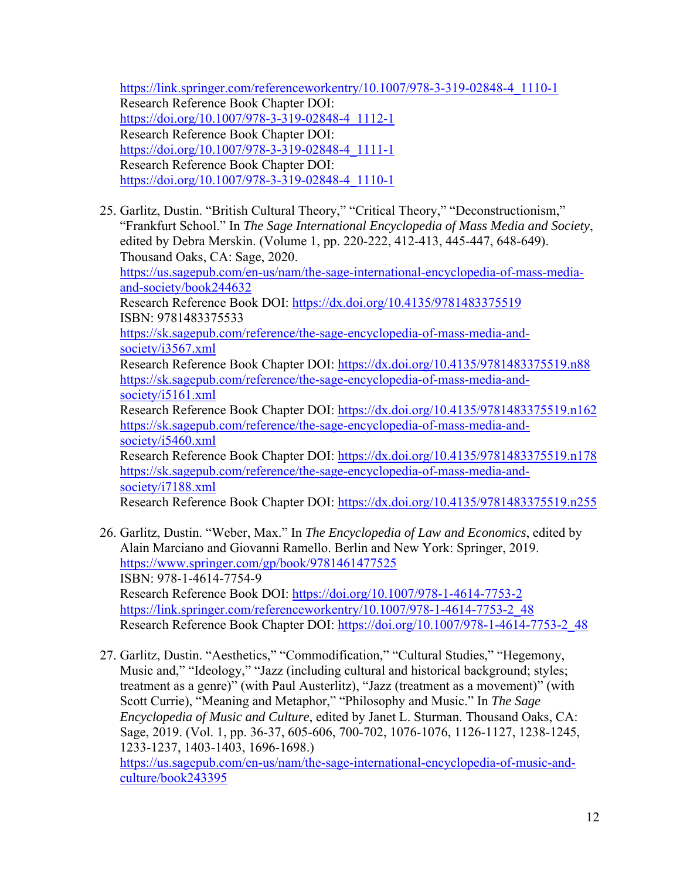https://link.springer.com/referenceworkentry/10.1007/978-3-319-02848-4_1110-1
Research Reference Book Chapter DOI:
https://doi.org/10.1007/978-3-319-02848-4_1112-1
Research Reference Book Chapter DOI:
https://doi.org/10.1007/978-3-319-02848-4_1111-1
Research Reference Book Chapter DOI:
https://doi.org/10.1007/978-3-319-02848-4_1110-1

25. Garlitz, Dustin. "British Cultural Theory," "Critical Theory," "Deconstructionism," "Frankfurt School." In *The Sage International Encyclopedia of Mass Media and Society*, edited by Debra Merskin. (Volume 1, pp. 220-222, 412-413, 445-447, 648-649). Thousand Oaks, CA: Sage, 2020.
https://us.sagepub.com/en-us/nam/the-sage-international-encyclopedia-of-mass-media-and-society/book244632
Research Reference Book DOI: https://dx.doi.org/10.4135/9781483375519
ISBN: 9781483375533
https://sk.sagepub.com/reference/the-sage-encyclopedia-of-mass-media-and-society/i3567.xml
Research Reference Book Chapter DOI: https://dx.doi.org/10.4135/9781483375519.n88
https://sk.sagepub.com/reference/the-sage-encyclopedia-of-mass-media-and-society/i5161.xml
Research Reference Book Chapter DOI: https://dx.doi.org/10.4135/9781483375519.n162
https://sk.sagepub.com/reference/the-sage-encyclopedia-of-mass-media-and-society/i5460.xml
Research Reference Book Chapter DOI: https://dx.doi.org/10.4135/9781483375519.n178
https://sk.sagepub.com/reference/the-sage-encyclopedia-of-mass-media-and-society/i7188.xml
Research Reference Book Chapter DOI: https://dx.doi.org/10.4135/9781483375519.n255

26. Garlitz, Dustin. "Weber, Max." In *The Encyclopedia of Law and Economics*, edited by Alain Marciano and Giovanni Ramello. Berlin and New York: Springer, 2019.
https://www.springer.com/gp/book/9781461477525
ISBN: 978-1-4614-7754-9
Research Reference Book DOI: https://doi.org/10.1007/978-1-4614-7753-2
https://link.springer.com/referenceworkentry/10.1007/978-1-4614-7753-2_48
Research Reference Book Chapter DOI: https://doi.org/10.1007/978-1-4614-7753-2_48

27. Garlitz, Dustin. "Aesthetics," "Commodification," "Cultural Studies," "Hegemony, Music and," "Ideology," "Jazz (including cultural and historical background; styles; treatment as a genre)" (with Paul Austerlitz), "Jazz (treatment as a movement)" (with Scott Currie), "Meaning and Metaphor," "Philosophy and Music." In *The Sage Encyclopedia of Music and Culture*, edited by Janet L. Sturman. Thousand Oaks, CA: Sage, 2019. (Vol. 1, pp. 36-37, 605-606, 700-702, 1076-1076, 1126-1127, 1238-1245, 1233-1237, 1403-1403, 1696-1698.)
https://us.sagepub.com/en-us/nam/the-sage-international-encyclopedia-of-music-and-culture/book243395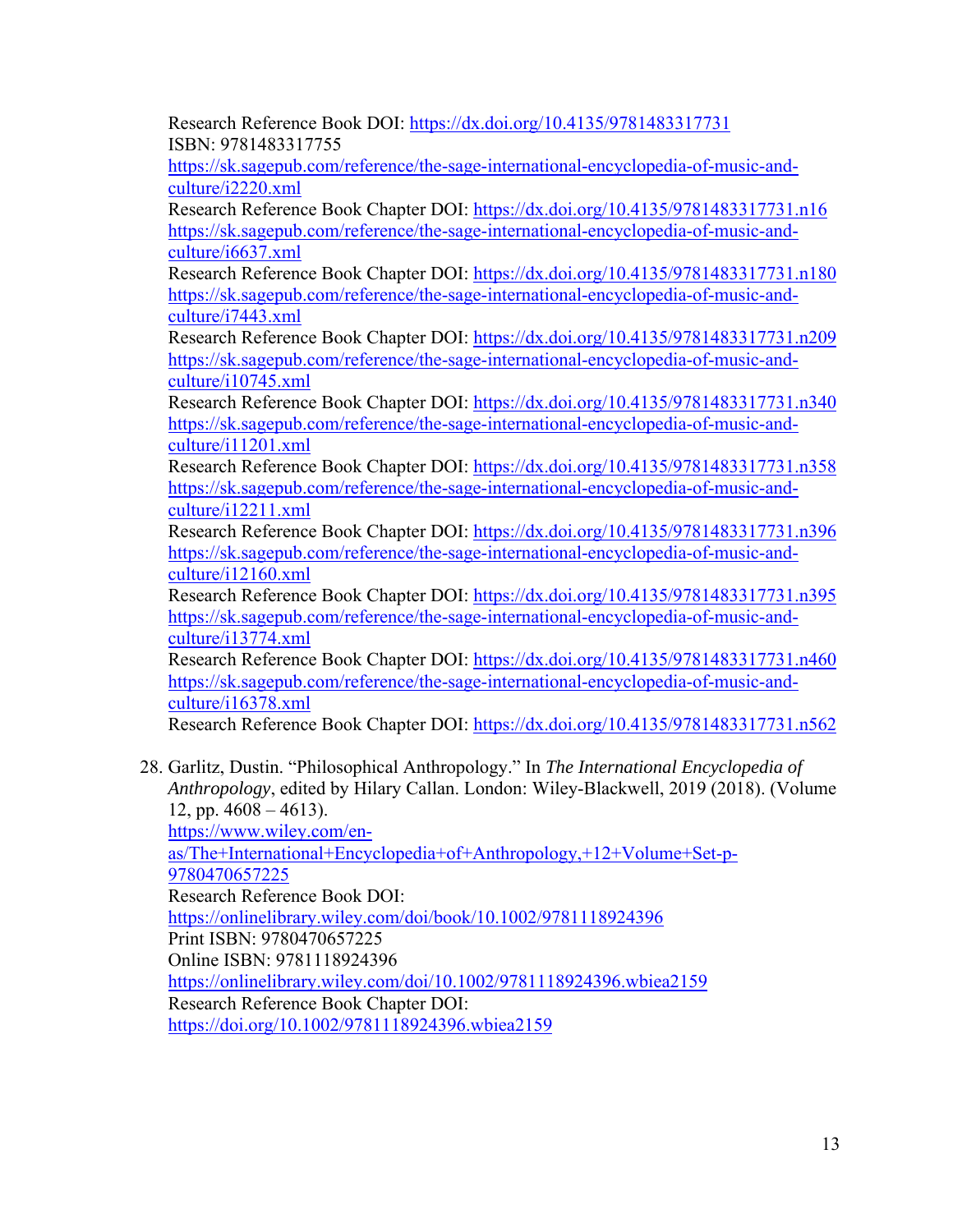Research Reference Book DOI: https://dx.doi.org/10.4135/9781483317731
ISBN: 9781483317755
https://sk.sagepub.com/reference/the-sage-international-encyclopedia-of-music-and-culture/i2220.xml
Research Reference Book Chapter DOI: https://dx.doi.org/10.4135/9781483317731.n16
https://sk.sagepub.com/reference/the-sage-international-encyclopedia-of-music-and-culture/i6637.xml
Research Reference Book Chapter DOI: https://dx.doi.org/10.4135/9781483317731.n180
https://sk.sagepub.com/reference/the-sage-international-encyclopedia-of-music-and-culture/i7443.xml
Research Reference Book Chapter DOI: https://dx.doi.org/10.4135/9781483317731.n209
https://sk.sagepub.com/reference/the-sage-international-encyclopedia-of-music-and-culture/i10745.xml
Research Reference Book Chapter DOI: https://dx.doi.org/10.4135/9781483317731.n340
https://sk.sagepub.com/reference/the-sage-international-encyclopedia-of-music-and-culture/i11201.xml
Research Reference Book Chapter DOI: https://dx.doi.org/10.4135/9781483317731.n358
https://sk.sagepub.com/reference/the-sage-international-encyclopedia-of-music-and-culture/i12211.xml
Research Reference Book Chapter DOI: https://dx.doi.org/10.4135/9781483317731.n396
https://sk.sagepub.com/reference/the-sage-international-encyclopedia-of-music-and-culture/i12160.xml
Research Reference Book Chapter DOI: https://dx.doi.org/10.4135/9781483317731.n395
https://sk.sagepub.com/reference/the-sage-international-encyclopedia-of-music-and-culture/i13774.xml
Research Reference Book Chapter DOI: https://dx.doi.org/10.4135/9781483317731.n460
https://sk.sagepub.com/reference/the-sage-international-encyclopedia-of-music-and-culture/i16378.xml
Research Reference Book Chapter DOI: https://dx.doi.org/10.4135/9781483317731.n562

28. Garlitz, Dustin. "Philosophical Anthropology." In *The International Encyclopedia of Anthropology*, edited by Hilary Callan. London: Wiley-Blackwell, 2019 (2018). (Volume 12, pp. 4608 – 4613).
https://www.wiley.com/en-as/The+International+Encyclopedia+of+Anthropology,+12+Volume+Set-p-9780470657225
Research Reference Book DOI:
https://onlinelibrary.wiley.com/doi/book/10.1002/9781118924396
Print ISBN: 9780470657225
Online ISBN: 9781118924396
https://onlinelibrary.wiley.com/doi/10.1002/9781118924396.wbiea2159
Research Reference Book Chapter DOI:
https://doi.org/10.1002/9781118924396.wbiea2159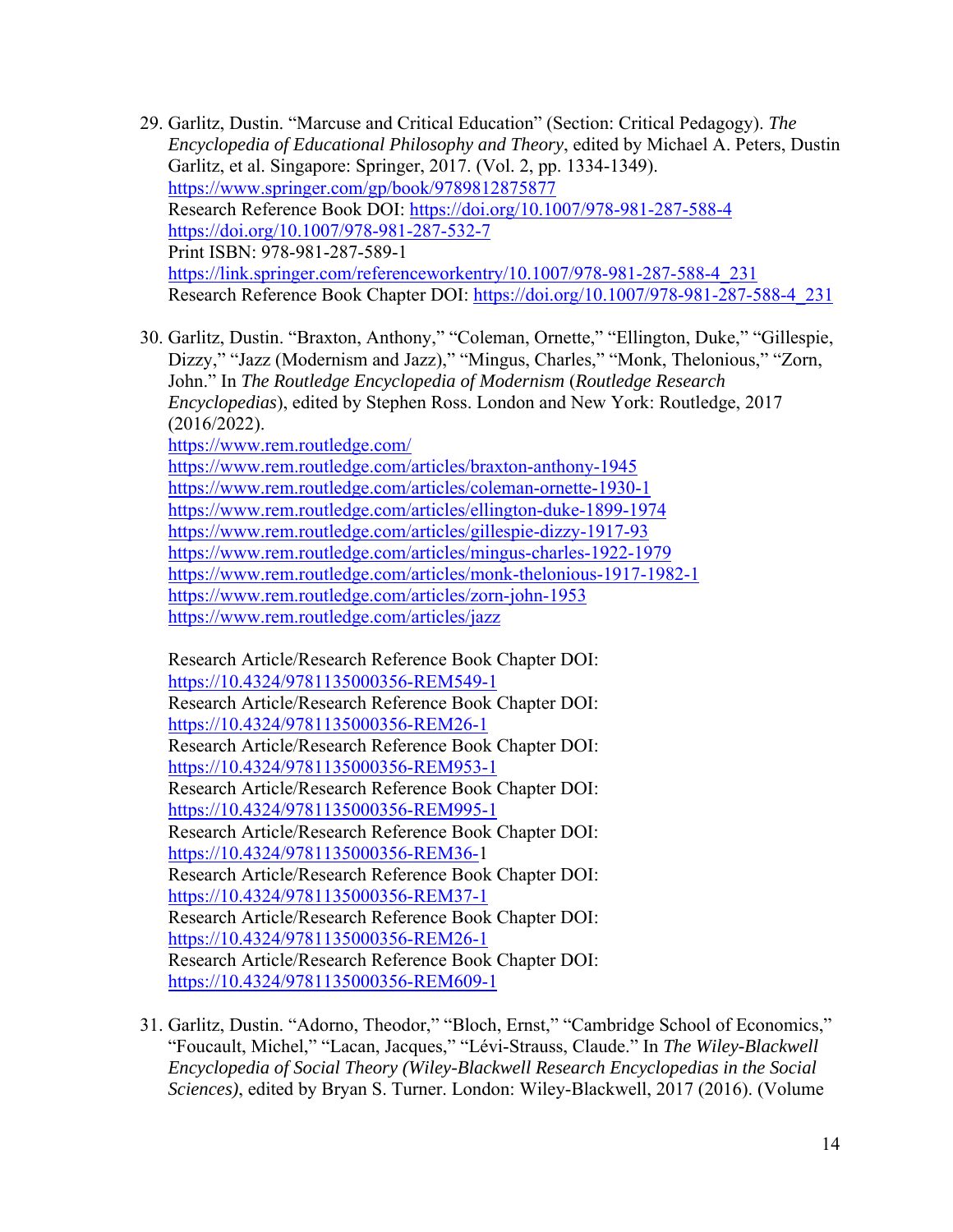29. Garlitz, Dustin. “Marcuse and Critical Education” (Section: Critical Pedagogy). *The Encyclopedia of Educational Philosophy and Theory*, edited by Michael A. Peters, Dustin Garlitz, et al. Singapore: Springer, 2017. (Vol. 2, pp. 1334-1349).
https://www.springer.com/gp/book/9789812875877
Research Reference Book DOI: https://doi.org/10.1007/978-981-287-588-4
https://doi.org/10.1007/978-981-287-532-7
Print ISBN: 978-981-287-589-1
https://link.springer.com/referenceworkentry/10.1007/978-981-287-588-4_231
Research Reference Book Chapter DOI: https://doi.org/10.1007/978-981-287-588-4_231

30. Garlitz, Dustin. “Braxton, Anthony,” “Coleman, Ornette,” “Ellington, Duke,” “Gillespie, Dizzy,” “Jazz (Modernism and Jazz),” “Mingus, Charles,” “Monk, Thelonious,” “Zorn, John.” In *The Routledge Encyclopedia of Modernism* (*Routledge Research Encyclopedias*), edited by Stephen Ross. London and New York: Routledge, 2017 (2016/2022).
https://www.rem.routledge.com/
https://www.rem.routledge.com/articles/braxton-anthony-1945
https://www.rem.routledge.com/articles/coleman-ornette-1930-1
https://www.rem.routledge.com/articles/ellington-duke-1899-1974
https://www.rem.routledge.com/articles/gillespie-dizzy-1917-93
https://www.rem.routledge.com/articles/mingus-charles-1922-1979
https://www.rem.routledge.com/articles/monk-thelonious-1917-1982-1
https://www.rem.routledge.com/articles/zorn-john-1953
https://www.rem.routledge.com/articles/jazz

    Research Article/Research Reference Book Chapter DOI:
    https://10.4324/9781135000356-REM549-1
    Research Article/Research Reference Book Chapter DOI:
    https://10.4324/9781135000356-REM26-1
    Research Article/Research Reference Book Chapter DOI:
    https://10.4324/9781135000356-REM953-1
    Research Article/Research Reference Book Chapter DOI:
    https://10.4324/9781135000356-REM995-1
    Research Article/Research Reference Book Chapter DOI:
    https://10.4324/9781135000356-REM36-1
    Research Article/Research Reference Book Chapter DOI:
    https://10.4324/9781135000356-REM37-1
    Research Article/Research Reference Book Chapter DOI:
    https://10.4324/9781135000356-REM26-1
    Research Article/Research Reference Book Chapter DOI:
    https://10.4324/9781135000356-REM609-1

31. Garlitz, Dustin. “Adorno, Theodor,” “Bloch, Ernst,” “Cambridge School of Economics,” “Foucault, Michel,” “Lacan, Jacques,” “Lévi-Strauss, Claude.” In *The Wiley-Blackwell Encyclopedia of Social Theory (Wiley-Blackwell Research Encyclopedias in the Social Sciences)*, edited by Bryan S. Turner. London: Wiley-Blackwell, 2017 (2016). (Volume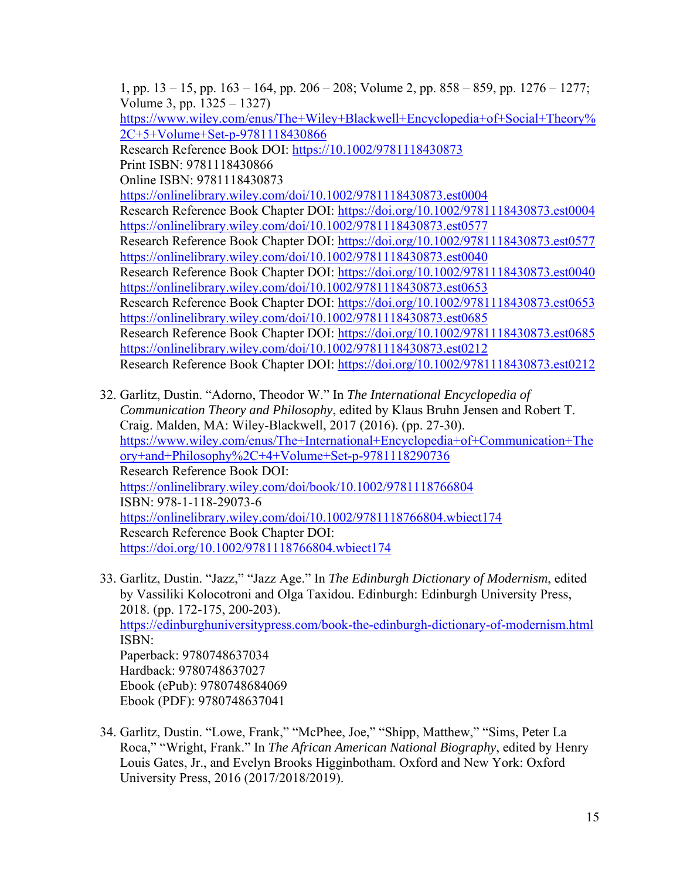1, pp. 13 – 15, pp. 163 – 164, pp. 206 – 208; Volume 2, pp. 858 – 859, pp. 1276 – 1277; Volume 3, pp. 1325 – 1327)
https://www.wiley.com/enus/The+Wiley+Blackwell+Encyclopedia+of+Social+Theory%2C+5+Volume+Set-p-9781118430866
Research Reference Book DOI: https://10.1002/9781118430873
Print ISBN: 9781118430866
Online ISBN: 9781118430873
https://onlinelibrary.wiley.com/doi/10.1002/9781118430873.est0004
Research Reference Book Chapter DOI: https://doi.org/10.1002/9781118430873.est0004
https://onlinelibrary.wiley.com/doi/10.1002/9781118430873.est0577
Research Reference Book Chapter DOI: https://doi.org/10.1002/9781118430873.est0577
https://onlinelibrary.wiley.com/doi/10.1002/9781118430873.est0040
Research Reference Book Chapter DOI: https://doi.org/10.1002/9781118430873.est0040
https://onlinelibrary.wiley.com/doi/10.1002/9781118430873.est0653
Research Reference Book Chapter DOI: https://doi.org/10.1002/9781118430873.est0653
https://onlinelibrary.wiley.com/doi/10.1002/9781118430873.est0685
Research Reference Book Chapter DOI: https://doi.org/10.1002/9781118430873.est0685
https://onlinelibrary.wiley.com/doi/10.1002/9781118430873.est0212
Research Reference Book Chapter DOI: https://doi.org/10.1002/9781118430873.est0212

32. Garlitz, Dustin. "Adorno, Theodor W." In *The International Encyclopedia of Communication Theory and Philosophy*, edited by Klaus Bruhn Jensen and Robert T. Craig. Malden, MA: Wiley-Blackwell, 2017 (2016). (pp. 27-30).
https://www.wiley.com/enus/The+International+Encyclopedia+of+Communication+Theory+and+Philosophy%2C+4+Volume+Set-p-9781118290736
Research Reference Book DOI:
https://onlinelibrary.wiley.com/doi/book/10.1002/9781118766804
ISBN: 978-1-118-29073-6
https://onlinelibrary.wiley.com/doi/10.1002/9781118766804.wbiect174
Research Reference Book Chapter DOI:
https://doi.org/10.1002/9781118766804.wbiect174

33. Garlitz, Dustin. "Jazz," "Jazz Age." In *The Edinburgh Dictionary of Modernism*, edited by Vassiliki Kolocotroni and Olga Taxidou. Edinburgh: Edinburgh University Press, 2018. (pp. 172-175, 200-203).
https://edinburghuniversitypress.com/book-the-edinburgh-dictionary-of-modernism.html
ISBN:
Paperback: 9780748637034
Hardback: 9780748637027
Ebook (ePub): 9780748684069
Ebook (PDF): 9780748637041

34. Garlitz, Dustin. "Lowe, Frank," "McPhee, Joe," "Shipp, Matthew," "Sims, Peter La Roca," "Wright, Frank." In *The African American National Biography*, edited by Henry Louis Gates, Jr., and Evelyn Brooks Higginbotham. Oxford and New York: Oxford University Press, 2016 (2017/2018/2019).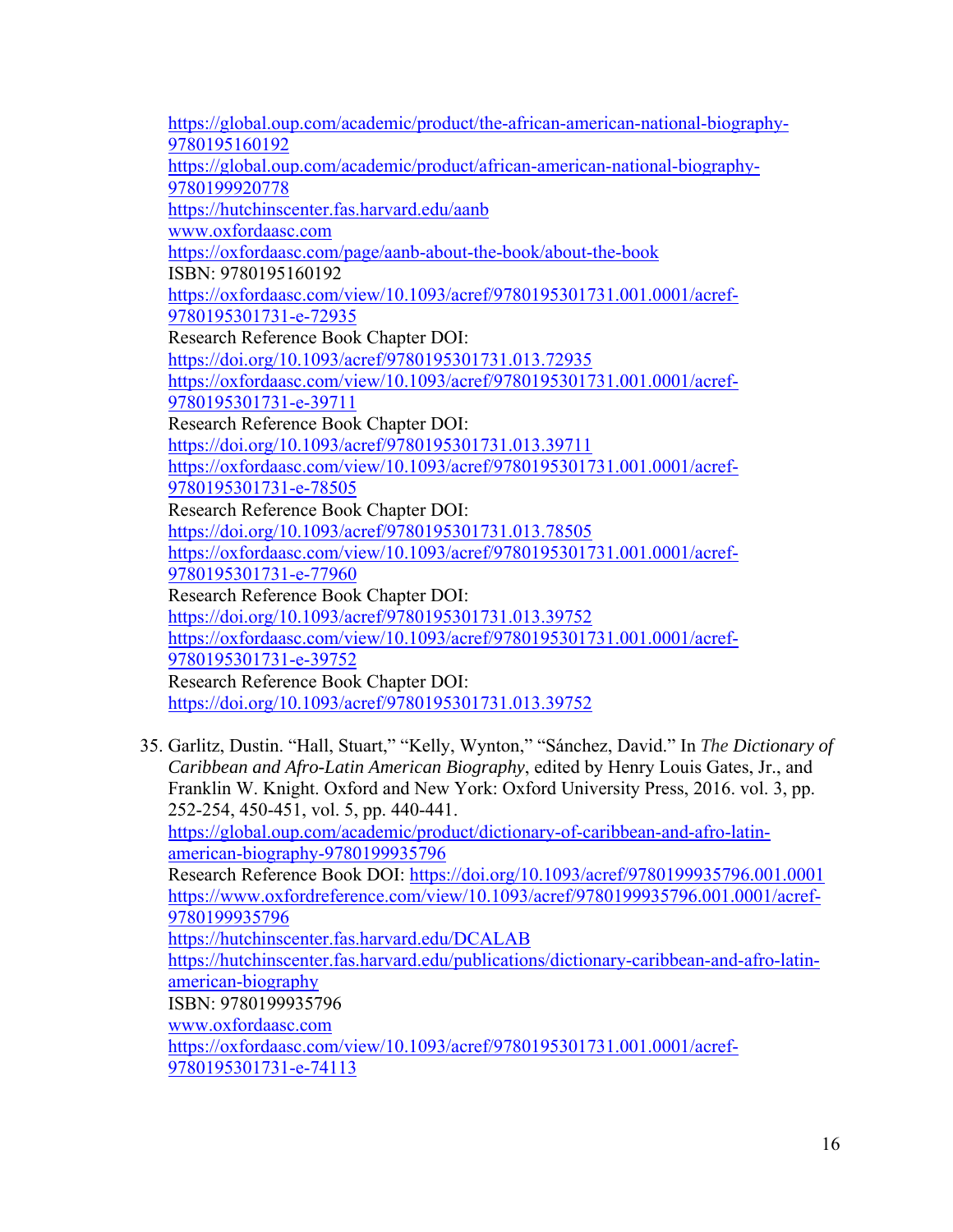https://global.oup.com/academic/product/the-african-american-national-biography-9780195160192
https://global.oup.com/academic/product/african-american-national-biography-9780199920778
https://hutchinscenter.fas.harvard.edu/aanb
www.oxfordaasc.com
https://oxfordaasc.com/page/aanb-about-the-book/about-the-book
ISBN: 9780195160192
https://oxfordaasc.com/view/10.1093/acref/9780195301731.001.0001/acref-9780195301731-e-72935
Research Reference Book Chapter DOI:
https://doi.org/10.1093/acref/9780195301731.013.72935
https://oxfordaasc.com/view/10.1093/acref/9780195301731.001.0001/acref-9780195301731-e-39711
Research Reference Book Chapter DOI:
https://doi.org/10.1093/acref/9780195301731.013.39711
https://oxfordaasc.com/view/10.1093/acref/9780195301731.001.0001/acref-9780195301731-e-78505
Research Reference Book Chapter DOI:
https://doi.org/10.1093/acref/9780195301731.013.78505
https://oxfordaasc.com/view/10.1093/acref/9780195301731.001.0001/acref-9780195301731-e-77960
Research Reference Book Chapter DOI:
https://doi.org/10.1093/acref/9780195301731.013.39752
https://oxfordaasc.com/view/10.1093/acref/9780195301731.001.0001/acref-9780195301731-e-39752
Research Reference Book Chapter DOI:
https://doi.org/10.1093/acref/9780195301731.013.39752

35. Garlitz, Dustin. "Hall, Stuart," "Kelly, Wynton," "Sánchez, David." In *The Dictionary of Caribbean and Afro-Latin American Biography*, edited by Henry Louis Gates, Jr., and Franklin W. Knight. Oxford and New York: Oxford University Press, 2016. vol. 3, pp. 252-254, 450-451, vol. 5, pp. 440-441.
    https://global.oup.com/academic/product/dictionary-of-caribbean-and-afro-latin-american-biography-9780199935796
    Research Reference Book DOI: https://doi.org/10.1093/acref/9780199935796.001.0001
    https://www.oxfordreference.com/view/10.1093/acref/9780199935796.001.0001/acref-9780199935796
    https://hutchinscenter.fas.harvard.edu/DCALAB
    https://hutchinscenter.fas.harvard.edu/publications/dictionary-caribbean-and-afro-latin-american-biography
    ISBN: 9780199935796
    www.oxfordaasc.com
    https://oxfordaasc.com/view/10.1093/acref/9780195301731.001.0001/acref-9780195301731-e-74113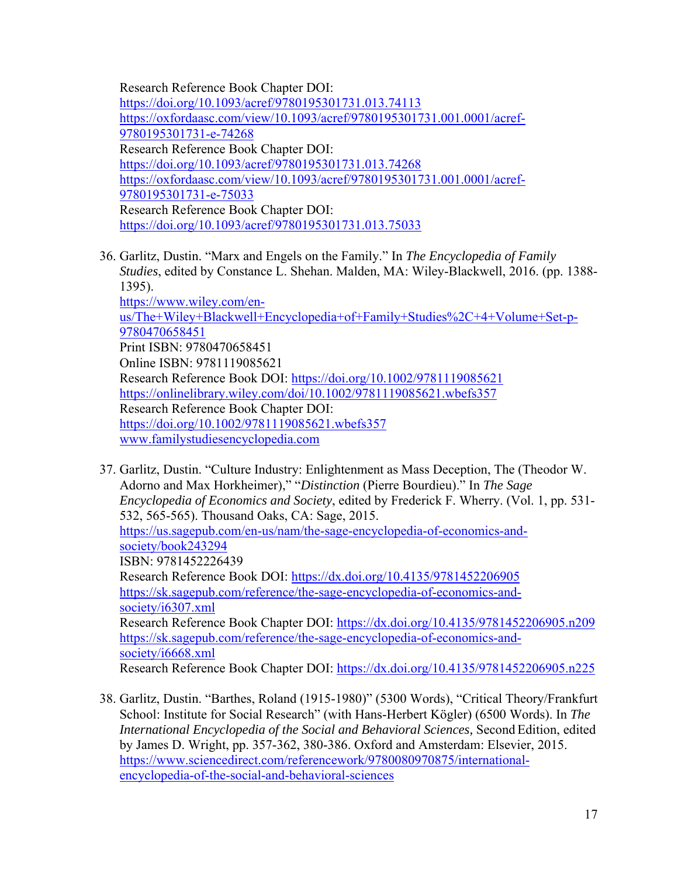Research Reference Book Chapter DOI:
https://doi.org/10.1093/acref/9780195301731.013.74113
https://oxfordaasc.com/view/10.1093/acref/9780195301731.001.0001/acref-9780195301731-e-74268
Research Reference Book Chapter DOI:
https://doi.org/10.1093/acref/9780195301731.013.74268
https://oxfordaasc.com/view/10.1093/acref/9780195301731.001.0001/acref-9780195301731-e-75033
Research Reference Book Chapter DOI:
https://doi.org/10.1093/acref/9780195301731.013.75033

36. Garlitz, Dustin. "Marx and Engels on the Family." In *The Encyclopedia of Family Studies*, edited by Constance L. Shehan. Malden, MA: Wiley-Blackwell, 2016. (pp. 1388-1395).
    https://www.wiley.com/en-us/The+Wiley+Blackwell+Encyclopedia+of+Family+Studies%2C+4+Volume+Set-p-9780470658451
    Print ISBN: 9780470658451
    Online ISBN: 9781119085621
    Research Reference Book DOI: https://doi.org/10.1002/9781119085621
    https://onlinelibrary.wiley.com/doi/10.1002/9781119085621.wbefs357
    Research Reference Book Chapter DOI:
    https://doi.org/10.1002/9781119085621.wbefs357
    www.familystudiesencyclopedia.com

37. Garlitz, Dustin. "Culture Industry: Enlightenment as Mass Deception, The (Theodor W. Adorno and Max Horkheimer)," "*Distinction* (Pierre Bourdieu)." In *The Sage Encyclopedia of Economics and Society*, edited by Frederick F. Wherry. (Vol. 1, pp. 531-532, 565-565). Thousand Oaks, CA: Sage, 2015.
    https://us.sagepub.com/en-us/nam/the-sage-encyclopedia-of-economics-and-society/book243294
    ISBN: 9781452226439
    Research Reference Book DOI: https://dx.doi.org/10.4135/9781452206905
    https://sk.sagepub.com/reference/the-sage-encyclopedia-of-economics-and-society/i6307.xml
    Research Reference Book Chapter DOI: https://dx.doi.org/10.4135/9781452206905.n209
    https://sk.sagepub.com/reference/the-sage-encyclopedia-of-economics-and-society/i6668.xml
    Research Reference Book Chapter DOI: https://dx.doi.org/10.4135/9781452206905.n225

38. Garlitz, Dustin. "Barthes, Roland (1915-1980)" (5300 Words), "Critical Theory/Frankfurt School: Institute for Social Research" (with Hans-Herbert Kögler) (6500 Words). In *The International Encyclopedia of the Social and Behavioral Sciences,* Second Edition, edited by James D. Wright, pp. 357-362, 380-386. Oxford and Amsterdam: Elsevier, 2015.
    https://www.sciencedirect.com/referencework/9780080970875/international-encyclopedia-of-the-social-and-behavioral-sciences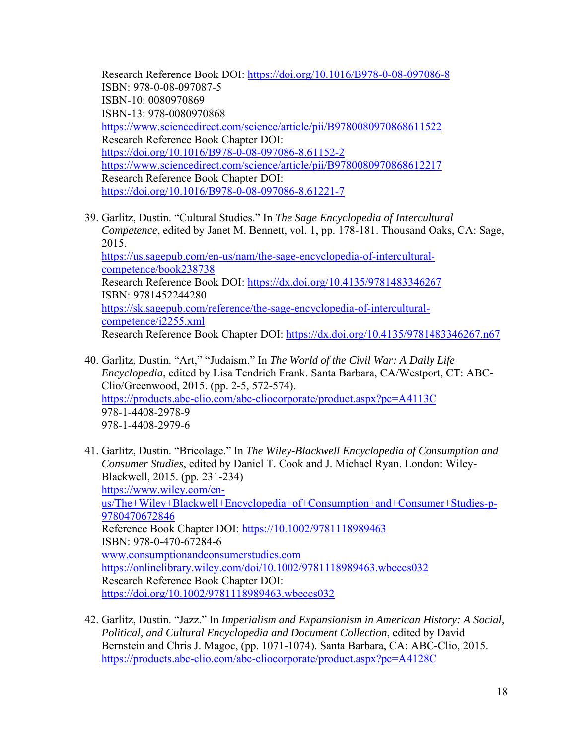Research Reference Book DOI: https://doi.org/10.1016/B978-0-08-097086-8
ISBN: 978-0-08-097087-5
ISBN-10: 0080970869
ISBN-13: 978-0080970868
https://www.sciencedirect.com/science/article/pii/B9780080970868611522
Research Reference Book Chapter DOI:
https://doi.org/10.1016/B978-0-08-097086-8.61152-2
https://www.sciencedirect.com/science/article/pii/B9780080970868612217
Research Reference Book Chapter DOI:
https://doi.org/10.1016/B978-0-08-097086-8.61221-7

39. Garlitz, Dustin. "Cultural Studies." In *The Sage Encyclopedia of Intercultural Competence*, edited by Janet M. Bennett, vol. 1, pp. 178-181. Thousand Oaks, CA: Sage, 2015.
https://us.sagepub.com/en-us/nam/the-sage-encyclopedia-of-intercultural-competence/book238738
Research Reference Book DOI: https://dx.doi.org/10.4135/9781483346267
ISBN: 9781452244280
https://sk.sagepub.com/reference/the-sage-encyclopedia-of-intercultural-competence/i2255.xml
Research Reference Book Chapter DOI: https://dx.doi.org/10.4135/9781483346267.n67

40. Garlitz, Dustin. "Art," "Judaism." In *The World of the Civil War: A Daily Life Encyclopedia*, edited by Lisa Tendrich Frank. Santa Barbara, CA/Westport, CT: ABC-Clio/Greenwood, 2015. (pp. 2-5, 572-574).
https://products.abc-clio.com/abc-cliocorporate/product.aspx?pc=A4113C
978-1-4408-2978-9
978-1-4408-2979-6

41. Garlitz, Dustin. "Bricolage." In *The Wiley-Blackwell Encyclopedia of Consumption and Consumer Studies*, edited by Daniel T. Cook and J. Michael Ryan. London: Wiley-Blackwell, 2015. (pp. 231-234)
https://www.wiley.com/en-us/The+Wiley+Blackwell+Encyclopedia+of+Consumption+and+Consumer+Studies-p-9780470672846
Reference Book Chapter DOI: https://10.1002/9781118989463
ISBN: 978-0-470-67284-6
www.consumptionandconsumerstudies.com
https://onlinelibrary.wiley.com/doi/10.1002/9781118989463.wbeccs032
Research Reference Book Chapter DOI:
https://doi.org/10.1002/9781118989463.wbeccs032

42. Garlitz, Dustin. "Jazz." In *Imperialism and Expansionism in American History: A Social, Political, and Cultural Encyclopedia and Document Collection*, edited by David Bernstein and Chris J. Magoc, (pp. 1071-1074). Santa Barbara, CA: ABC-Clio, 2015.
https://products.abc-clio.com/abc-cliocorporate/product.aspx?pc=A4128C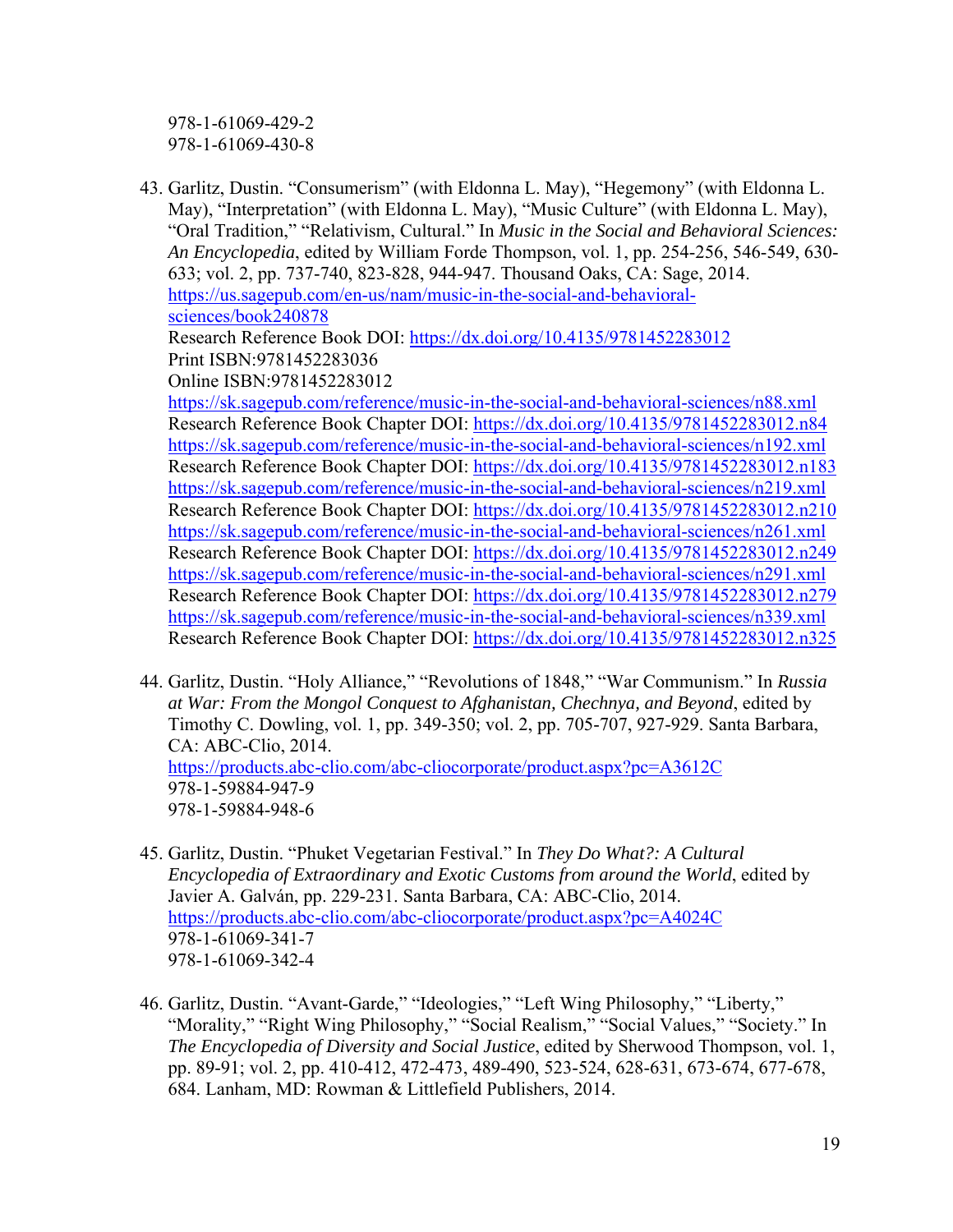978-1-61069-429-2
978-1-61069-430-8

43. Garlitz, Dustin. "Consumerism" (with Eldonna L. May), "Hegemony" (with Eldonna L. May), "Interpretation" (with Eldonna L. May), "Music Culture" (with Eldonna L. May), "Oral Tradition," "Relativism, Cultural." In *Music in the Social and Behavioral Sciences: An Encyclopedia*, edited by William Forde Thompson, vol. 1, pp. 254-256, 546-549, 630-633; vol. 2, pp. 737-740, 823-828, 944-947. Thousand Oaks, CA: Sage, 2014.
    https://us.sagepub.com/en-us/nam/music-in-the-social-and-behavioral-sciences/book240878
    Research Reference Book DOI: https://dx.doi.org/10.4135/9781452283012
    Print ISBN:9781452283036
    Online ISBN:9781452283012
    https://sk.sagepub.com/reference/music-in-the-social-and-behavioral-sciences/n88.xml
    Research Reference Book Chapter DOI: https://dx.doi.org/10.4135/9781452283012.n84
    https://sk.sagepub.com/reference/music-in-the-social-and-behavioral-sciences/n192.xml
    Research Reference Book Chapter DOI: https://dx.doi.org/10.4135/9781452283012.n183
    https://sk.sagepub.com/reference/music-in-the-social-and-behavioral-sciences/n219.xml
    Research Reference Book Chapter DOI: https://dx.doi.org/10.4135/9781452283012.n210
    https://sk.sagepub.com/reference/music-in-the-social-and-behavioral-sciences/n261.xml
    Research Reference Book Chapter DOI: https://dx.doi.org/10.4135/9781452283012.n249
    https://sk.sagepub.com/reference/music-in-the-social-and-behavioral-sciences/n291.xml
    Research Reference Book Chapter DOI: https://dx.doi.org/10.4135/9781452283012.n279
    https://sk.sagepub.com/reference/music-in-the-social-and-behavioral-sciences/n339.xml
    Research Reference Book Chapter DOI: https://dx.doi.org/10.4135/9781452283012.n325

44. Garlitz, Dustin. "Holy Alliance," "Revolutions of 1848," "War Communism." In *Russia at War: From the Mongol Conquest to Afghanistan, Chechnya, and Beyond*, edited by Timothy C. Dowling, vol. 1, pp. 349-350; vol. 2, pp. 705-707, 927-929. Santa Barbara, CA: ABC-Clio, 2014.
    https://products.abc-clio.com/abc-cliocorporate/product.aspx?pc=A3612C
    978-1-59884-947-9
    978-1-59884-948-6

45. Garlitz, Dustin. "Phuket Vegetarian Festival." In *They Do What?: A Cultural Encyclopedia of Extraordinary and Exotic Customs from around the World*, edited by Javier A. Galván, pp. 229-231. Santa Barbara, CA: ABC-Clio, 2014.
    https://products.abc-clio.com/abc-cliocorporate/product.aspx?pc=A4024C
    978-1-61069-341-7
    978-1-61069-342-4

46. Garlitz, Dustin. "Avant-Garde," "Ideologies," "Left Wing Philosophy," "Liberty," "Morality," "Right Wing Philosophy," "Social Realism," "Social Values," "Society." In *The Encyclopedia of Diversity and Social Justice*, edited by Sherwood Thompson, vol. 1, pp. 89-91; vol. 2, pp. 410-412, 472-473, 489-490, 523-524, 628-631, 673-674, 677-678, 684. Lanham, MD: Rowman & Littlefield Publishers, 2014.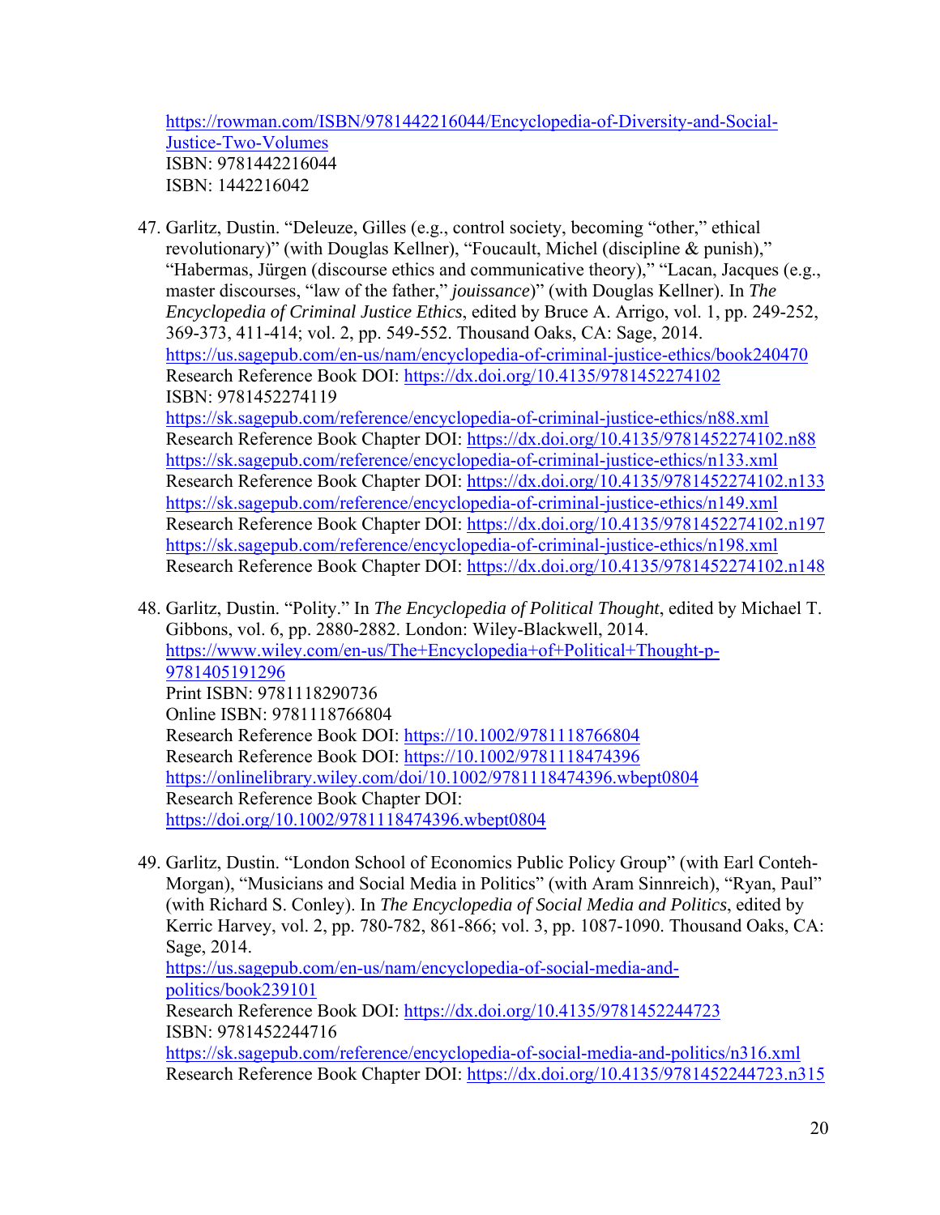https://rowman.com/ISBN/9781442216044/Encyclopedia-of-Diversity-and-Social-Justice-Two-Volumes
ISBN: 9781442216044
ISBN: 1442216042

47. Garlitz, Dustin. "Deleuze, Gilles (e.g., control society, becoming "other," ethical revolutionary)" (with Douglas Kellner), "Foucault, Michel (discipline & punish)," "Habermas, Jürgen (discourse ethics and communicative theory)," "Lacan, Jacques (e.g., master discourses, "law of the father," *jouissance*)" (with Douglas Kellner). In *The Encyclopedia of Criminal Justice Ethics*, edited by Bruce A. Arrigo, vol. 1, pp. 249-252, 369-373, 411-414; vol. 2, pp. 549-552. Thousand Oaks, CA: Sage, 2014.
https://us.sagepub.com/en-us/nam/encyclopedia-of-criminal-justice-ethics/book240470
Research Reference Book DOI: https://dx.doi.org/10.4135/9781452274102
ISBN: 9781452274119
https://sk.sagepub.com/reference/encyclopedia-of-criminal-justice-ethics/n88.xml
Research Reference Book Chapter DOI: https://dx.doi.org/10.4135/9781452274102.n88
https://sk.sagepub.com/reference/encyclopedia-of-criminal-justice-ethics/n133.xml
Research Reference Book Chapter DOI: https://dx.doi.org/10.4135/9781452274102.n133
https://sk.sagepub.com/reference/encyclopedia-of-criminal-justice-ethics/n149.xml
Research Reference Book Chapter DOI: https://dx.doi.org/10.4135/9781452274102.n197
https://sk.sagepub.com/reference/encyclopedia-of-criminal-justice-ethics/n198.xml
Research Reference Book Chapter DOI: https://dx.doi.org/10.4135/9781452274102.n148

48. Garlitz, Dustin. "Polity." In *The Encyclopedia of Political Thought*, edited by Michael T. Gibbons, vol. 6, pp. 2880-2882. London: Wiley-Blackwell, 2014.
https://www.wiley.com/en-us/The+Encyclopedia+of+Political+Thought-p-9781405191296
Print ISBN: 9781118290736
Online ISBN: 9781118766804
Research Reference Book DOI: https://10.1002/9781118766804
Research Reference Book DOI: https://10.1002/9781118474396
https://onlinelibrary.wiley.com/doi/10.1002/9781118474396.wbept0804
Research Reference Book Chapter DOI:
https://doi.org/10.1002/9781118474396.wbept0804

49. Garlitz, Dustin. "London School of Economics Public Policy Group" (with Earl Conteh-Morgan), "Musicians and Social Media in Politics" (with Aram Sinnreich), "Ryan, Paul" (with Richard S. Conley). In *The Encyclopedia of Social Media and Politics*, edited by Kerric Harvey, vol. 2, pp. 780-782, 861-866; vol. 3, pp. 1087-1090. Thousand Oaks, CA: Sage, 2014.
https://us.sagepub.com/en-us/nam/encyclopedia-of-social-media-and-politics/book239101
Research Reference Book DOI: https://dx.doi.org/10.4135/9781452244723
ISBN: 9781452244716
https://sk.sagepub.com/reference/encyclopedia-of-social-media-and-politics/n316.xml
Research Reference Book Chapter DOI: https://dx.doi.org/10.4135/9781452244723.n315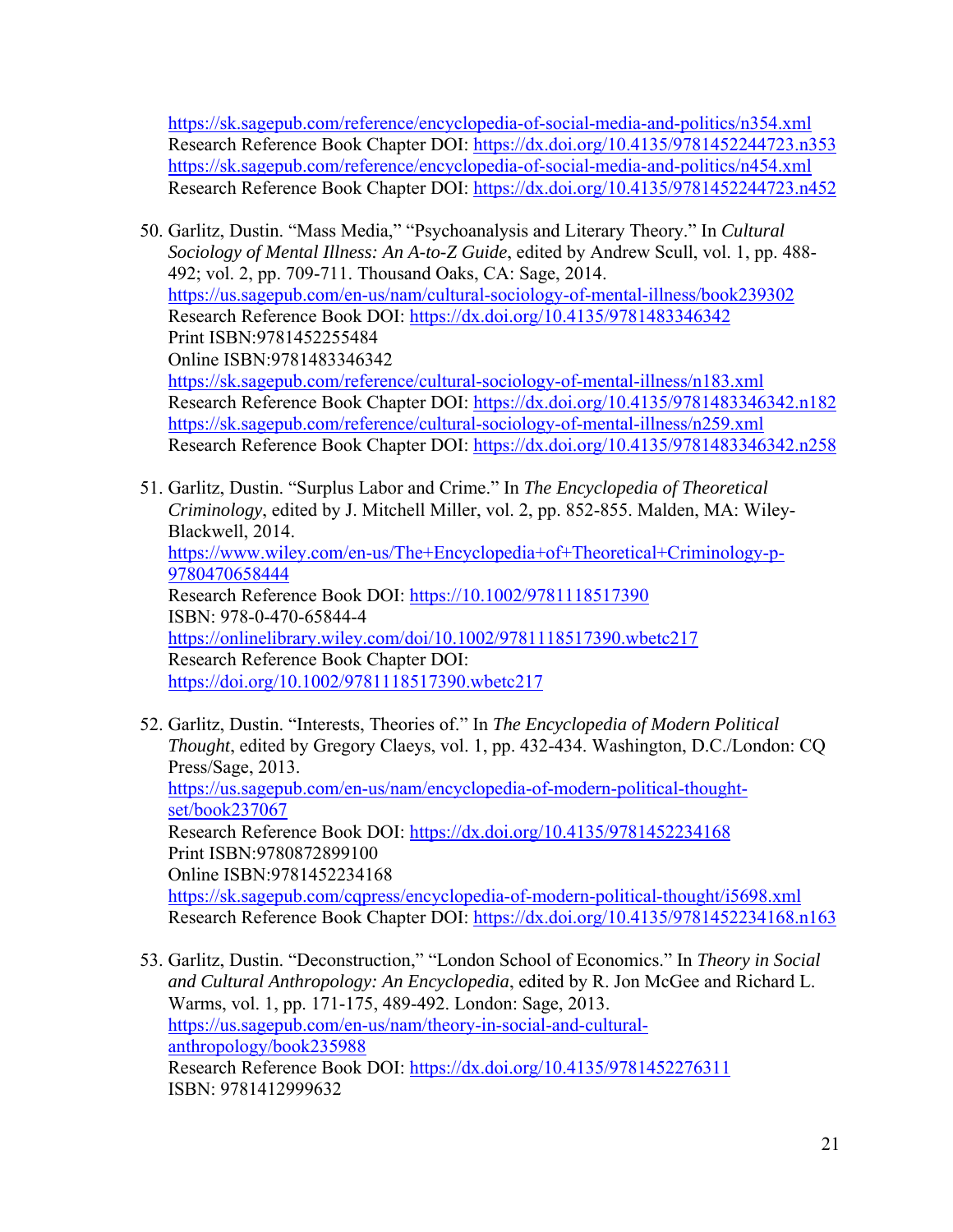https://sk.sagepub.com/reference/encyclopedia-of-social-media-and-politics/n354.xml
Research Reference Book Chapter DOI: https://dx.doi.org/10.4135/9781452244723.n353
https://sk.sagepub.com/reference/encyclopedia-of-social-media-and-politics/n454.xml
Research Reference Book Chapter DOI: https://dx.doi.org/10.4135/9781452244723.n452

50. Garlitz, Dustin. "Mass Media," "Psychoanalysis and Literary Theory." In *Cultural Sociology of Mental Illness: An A-to-Z Guide*, edited by Andrew Scull, vol. 1, pp. 488-492; vol. 2, pp. 709-711. Thousand Oaks, CA: Sage, 2014.
https://us.sagepub.com/en-us/nam/cultural-sociology-of-mental-illness/book239302
Research Reference Book DOI: https://dx.doi.org/10.4135/9781483346342
Print ISBN:9781452255484
Online ISBN:9781483346342
https://sk.sagepub.com/reference/cultural-sociology-of-mental-illness/n183.xml
Research Reference Book Chapter DOI: https://dx.doi.org/10.4135/9781483346342.n182
https://sk.sagepub.com/reference/cultural-sociology-of-mental-illness/n259.xml
Research Reference Book Chapter DOI: https://dx.doi.org/10.4135/9781483346342.n258

51. Garlitz, Dustin. "Surplus Labor and Crime." In *The Encyclopedia of Theoretical Criminology*, edited by J. Mitchell Miller, vol. 2, pp. 852-855. Malden, MA: Wiley-Blackwell, 2014.
https://www.wiley.com/en-us/The+Encyclopedia+of+Theoretical+Criminology-p-9780470658444
Research Reference Book DOI: https://10.1002/9781118517390
ISBN: 978-0-470-65844-4
https://onlinelibrary.wiley.com/doi/10.1002/9781118517390.wbetc217
Research Reference Book Chapter DOI:
https://doi.org/10.1002/9781118517390.wbetc217

52. Garlitz, Dustin. "Interests, Theories of." In *The Encyclopedia of Modern Political Thought*, edited by Gregory Claeys, vol. 1, pp. 432-434. Washington, D.C./London: CQ Press/Sage, 2013.
https://us.sagepub.com/en-us/nam/encyclopedia-of-modern-political-thought-set/book237067
Research Reference Book DOI: https://dx.doi.org/10.4135/9781452234168
Print ISBN:9780872899100
Online ISBN:9781452234168
https://sk.sagepub.com/cqpress/encyclopedia-of-modern-political-thought/i5698.xml
Research Reference Book Chapter DOI: https://dx.doi.org/10.4135/9781452234168.n163

53. Garlitz, Dustin. "Deconstruction," "London School of Economics." In *Theory in Social and Cultural Anthropology: An Encyclopedia*, edited by R. Jon McGee and Richard L. Warms, vol. 1, pp. 171-175, 489-492. London: Sage, 2013.
https://us.sagepub.com/en-us/nam/theory-in-social-and-cultural-anthropology/book235988
Research Reference Book DOI: https://dx.doi.org/10.4135/9781452276311
ISBN: 9781412999632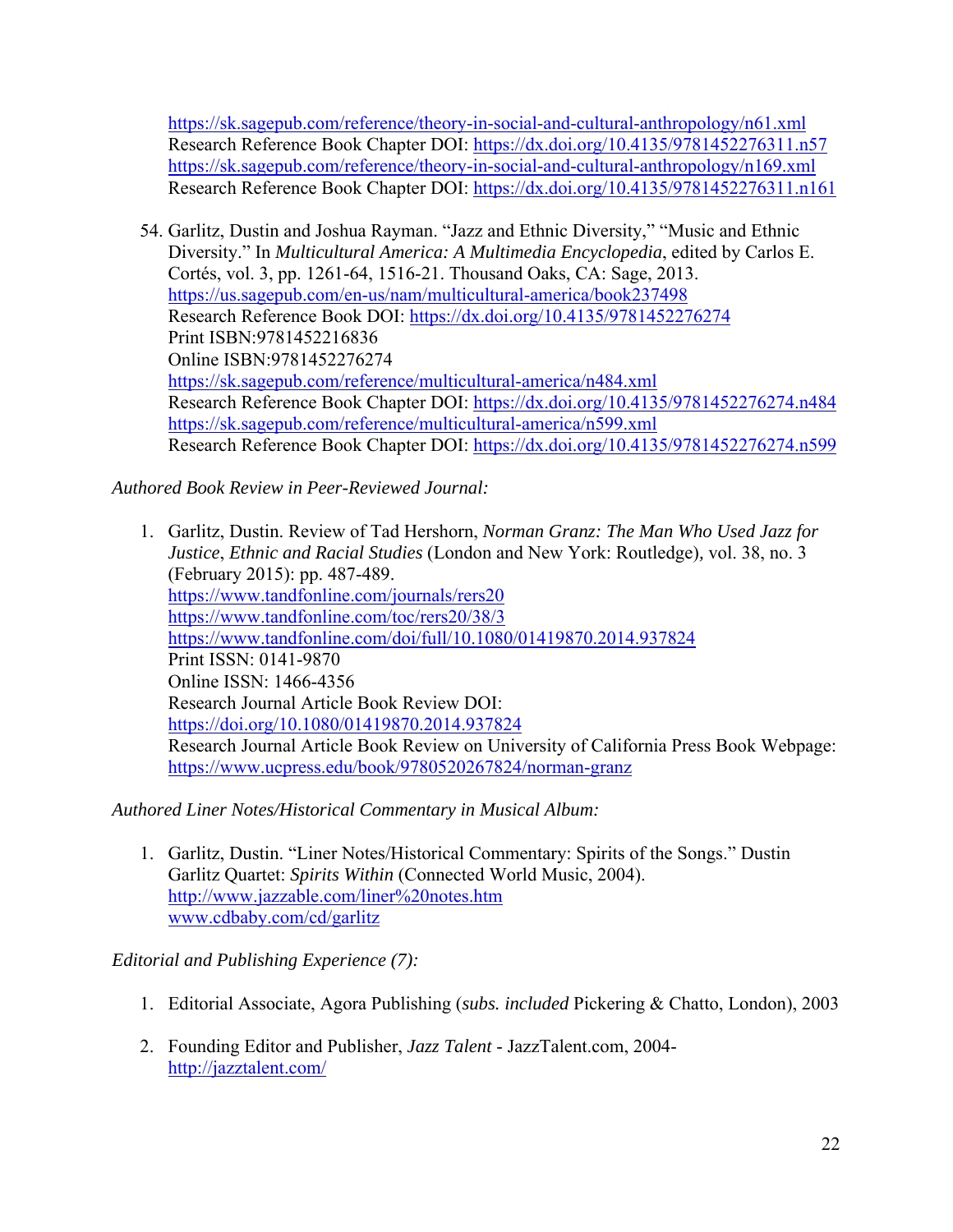https://sk.sagepub.com/reference/theory-in-social-and-cultural-anthropology/n61.xml
Research Reference Book Chapter DOI: https://dx.doi.org/10.4135/9781452276311.n57
https://sk.sagepub.com/reference/theory-in-social-and-cultural-anthropology/n169.xml
Research Reference Book Chapter DOI: https://dx.doi.org/10.4135/9781452276311.n161

54. Garlitz, Dustin and Joshua Rayman. "Jazz and Ethnic Diversity," "Music and Ethnic Diversity." In *Multicultural America: A Multimedia Encyclopedia*, edited by Carlos E. Cortés, vol. 3, pp. 1261-64, 1516-21. Thousand Oaks, CA: Sage, 2013.
    https://us.sagepub.com/en-us/nam/multicultural-america/book237498
    Research Reference Book DOI: https://dx.doi.org/10.4135/9781452276274
    Print ISBN:9781452216836
    Online ISBN:9781452276274
    https://sk.sagepub.com/reference/multicultural-america/n484.xml
    Research Reference Book Chapter DOI: https://dx.doi.org/10.4135/9781452276274.n484
    https://sk.sagepub.com/reference/multicultural-america/n599.xml
    Research Reference Book Chapter DOI: https://dx.doi.org/10.4135/9781452276274.n599

*Authored Book Review in Peer-Reviewed Journal:*

1. Garlitz, Dustin. Review of Tad Hershorn, *Norman Granz: The Man Who Used Jazz for Justice*, *Ethnic and Racial Studies* (London and New York: Routledge), vol. 38, no. 3 (February 2015): pp. 487-489.
   https://www.tandfonline.com/journals/rers20
   https://www.tandfonline.com/toc/rers20/38/3
   https://www.tandfonline.com/doi/full/10.1080/01419870.2014.937824
   Print ISSN: 0141-9870
   Online ISSN: 1466-4356
   Research Journal Article Book Review DOI:
   https://doi.org/10.1080/01419870.2014.937824
   Research Journal Article Book Review on University of California Press Book Webpage:
   https://www.ucpress.edu/book/9780520267824/norman-granz

*Authored Liner Notes/Historical Commentary in Musical Album:*

1. Garlitz, Dustin. "Liner Notes/Historical Commentary: Spirits of the Songs." Dustin Garlitz Quartet: *Spirits Within* (Connected World Music, 2004).
   http://www.jazzable.com/liner%20notes.htm
   www.cdbaby.com/cd/garlitz

*Editorial and Publishing Experience (7):*

1. Editorial Associate, Agora Publishing (*subs. included* Pickering & Chatto, London), 2003

2. Founding Editor and Publisher, *Jazz Talent* - JazzTalent.com, 2004-
   http://jazztalent.com/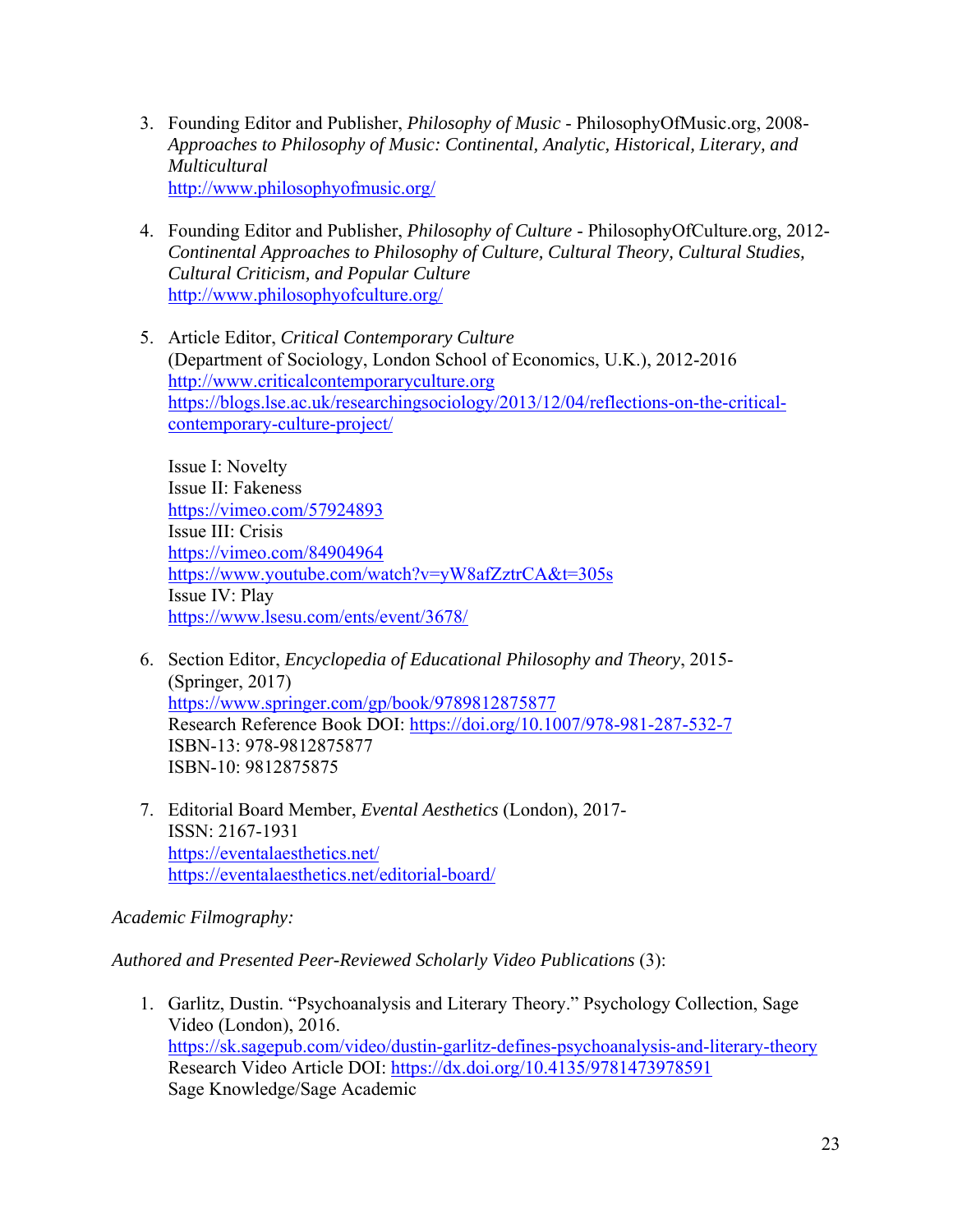3. Founding Editor and Publisher, *Philosophy of Music* - PhilosophyOfMusic.org, 2008-
   *Approaches to Philosophy of Music: Continental, Analytic, Historical, Literary, and Multicultural*
   http://www.philosophyofmusic.org/

4. Founding Editor and Publisher, *Philosophy of Culture* - PhilosophyOfCulture.org, 2012-
   *Continental Approaches to Philosophy of Culture, Cultural Theory, Cultural Studies, Cultural Criticism, and Popular Culture*
   http://www.philosophyofculture.org/

5. Article Editor, *Critical Contemporary Culture*
   (Department of Sociology, London School of Economics, U.K.), 2012-2016
   http://www.criticalcontemporaryculture.org
   https://blogs.lse.ac.uk/researchingsociology/2013/12/04/reflections-on-the-critical-contemporary-culture-project/

   Issue I: Novelty
   Issue II: Fakeness
   https://vimeo.com/57924893
   Issue III: Crisis
   https://vimeo.com/84904964
   https://www.youtube.com/watch?v=yW8afZztrCA&t=305s
   Issue IV: Play
   https://www.lsesu.com/ents/event/3678/

6. Section Editor, *Encyclopedia of Educational Philosophy and Theory*, 2015-
   (Springer, 2017)
   https://www.springer.com/gp/book/9789812875877
   Research Reference Book DOI: https://doi.org/10.1007/978-981-287-532-7
   ISBN-13: 978-9812875877
   ISBN-10: 9812875875

7. Editorial Board Member, *Evental Aesthetics* (London), 2017-
   ISSN: 2167-1931
   https://eventalaesthetics.net/
   https://eventalaesthetics.net/editorial-board/

*Academic Filmography:*

*Authored and Presented Peer-Reviewed Scholarly Video Publications* (3):

1. Garlitz, Dustin. "Psychoanalysis and Literary Theory." Psychology Collection, Sage Video (London), 2016.
   https://sk.sagepub.com/video/dustin-garlitz-defines-psychoanalysis-and-literary-theory
   Research Video Article DOI: https://dx.doi.org/10.4135/9781473978591
   Sage Knowledge/Sage Academic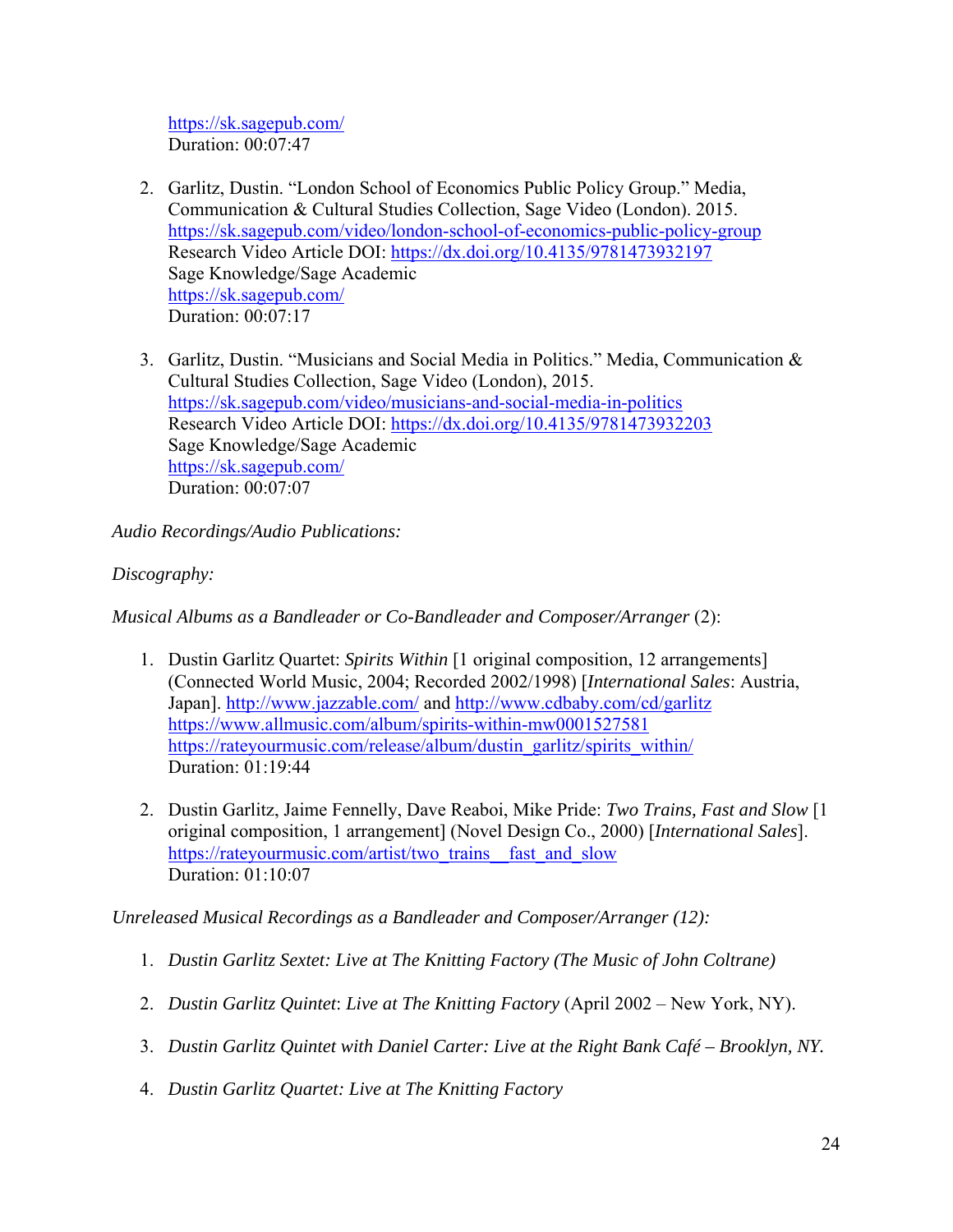https://sk.sagepub.com/
Duration: 00:07:47

2. Garlitz, Dustin. "London School of Economics Public Policy Group." Media, Communication & Cultural Studies Collection, Sage Video (London). 2015.
https://sk.sagepub.com/video/london-school-of-economics-public-policy-group
Research Video Article DOI: https://dx.doi.org/10.4135/9781473932197
Sage Knowledge/Sage Academic
https://sk.sagepub.com/
Duration: 00:07:17

3. Garlitz, Dustin. "Musicians and Social Media in Politics." Media, Communication & Cultural Studies Collection, Sage Video (London), 2015.
https://sk.sagepub.com/video/musicians-and-social-media-in-politics
Research Video Article DOI: https://dx.doi.org/10.4135/9781473932203
Sage Knowledge/Sage Academic
https://sk.sagepub.com/
Duration: 00:07:07

*Audio Recordings/Audio Publications:*

*Discography:*

*Musical Albums as a Bandleader or Co-Bandleader and Composer/Arranger* (2):

1. Dustin Garlitz Quartet: *Spirits Within* [1 original composition, 12 arrangements] (Connected World Music, 2004; Recorded 2002/1998) [*International Sales*: Austria, Japan]. http://www.jazzable.com/ and http://www.cdbaby.com/cd/garlitz
https://www.allmusic.com/album/spirits-within-mw0001527581
https://rateyourmusic.com/release/album/dustin_garlitz/spirits_within/
Duration: 01:19:44

2. Dustin Garlitz, Jaime Fennelly, Dave Reaboi, Mike Pride: *Two Trains, Fast and Slow* [1 original composition, 1 arrangement] (Novel Design Co., 2000) [*International Sales*].
https://rateyourmusic.com/artist/two_trains__fast_and_slow
Duration: 01:10:07

*Unreleased Musical Recordings as a Bandleader and Composer/Arranger (12):*

1. *Dustin Garlitz Sextet: Live at The Knitting Factory (The Music of John Coltrane)*

2. *Dustin Garlitz Quintet*: *Live at The Knitting Factory* (April 2002 – New York, NY).

3. *Dustin Garlitz Quintet with Daniel Carter: Live at the Right Bank Café – Brooklyn, NY.*

4. *Dustin Garlitz Quartet: Live at The Knitting Factory*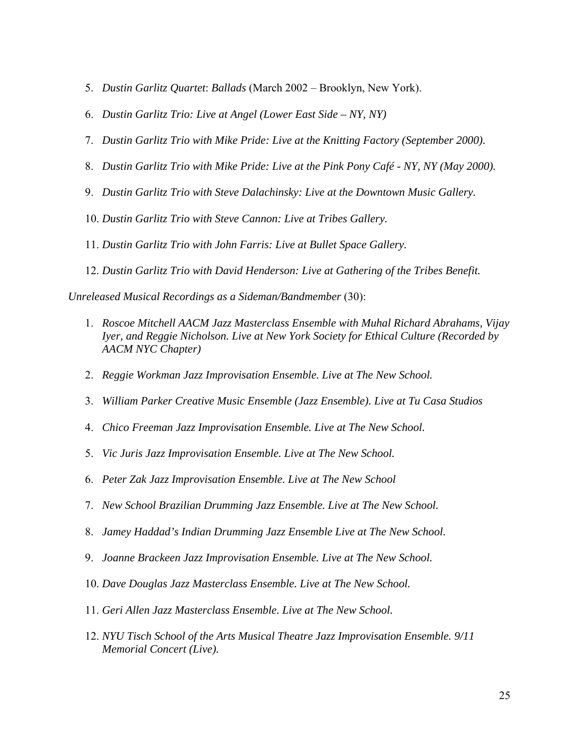5. *Dustin Garlitz Quartet*: *Ballads* (March 2002 – Brooklyn, New York).

6. *Dustin Garlitz Trio: Live at Angel (Lower East Side – NY, NY)*

7. *Dustin Garlitz Trio with Mike Pride: Live at the Knitting Factory (September 2000).*

8. *Dustin Garlitz Trio with Mike Pride: Live at the Pink Pony Café - NY, NY (May 2000).*

9. *Dustin Garlitz Trio with Steve Dalachinsky: Live at the Downtown Music Gallery.*

10. *Dustin Garlitz Trio with Steve Cannon: Live at Tribes Gallery.*

11. *Dustin Garlitz Trio with John Farris: Live at Bullet Space Gallery.*

12. *Dustin Garlitz Trio with David Henderson: Live at Gathering of the Tribes Benefit.*

*Unreleased Musical Recordings as a Sideman/Bandmember* (30):

1. *Roscoe Mitchell AACM Jazz Masterclass Ensemble with Muhal Richard Abrahams, Vijay Iyer, and Reggie Nicholson. Live at New York Society for Ethical Culture (Recorded by AACM NYC Chapter)*

2. *Reggie Workman Jazz Improvisation Ensemble. Live at The New School.*

3. *William Parker Creative Music Ensemble (Jazz Ensemble). Live at Tu Casa Studios*

4. *Chico Freeman Jazz Improvisation Ensemble. Live at The New School.*

5. *Vic Juris Jazz Improvisation Ensemble. Live at The New School.*

6. *Peter Zak Jazz Improvisation Ensemble. Live at The New School*

7. *New School Brazilian Drumming Jazz Ensemble. Live at The New School.*

8. *Jamey Haddad's Indian Drumming Jazz Ensemble Live at The New School.*

9. *Joanne Brackeen Jazz Improvisation Ensemble. Live at The New School.*

10. *Dave Douglas Jazz Masterclass Ensemble. Live at The New School.*

11. *Geri Allen Jazz Masterclass Ensemble. Live at The New School.*

12. *NYU Tisch School of the Arts Musical Theatre Jazz Improvisation Ensemble. 9/11 Memorial Concert (Live).*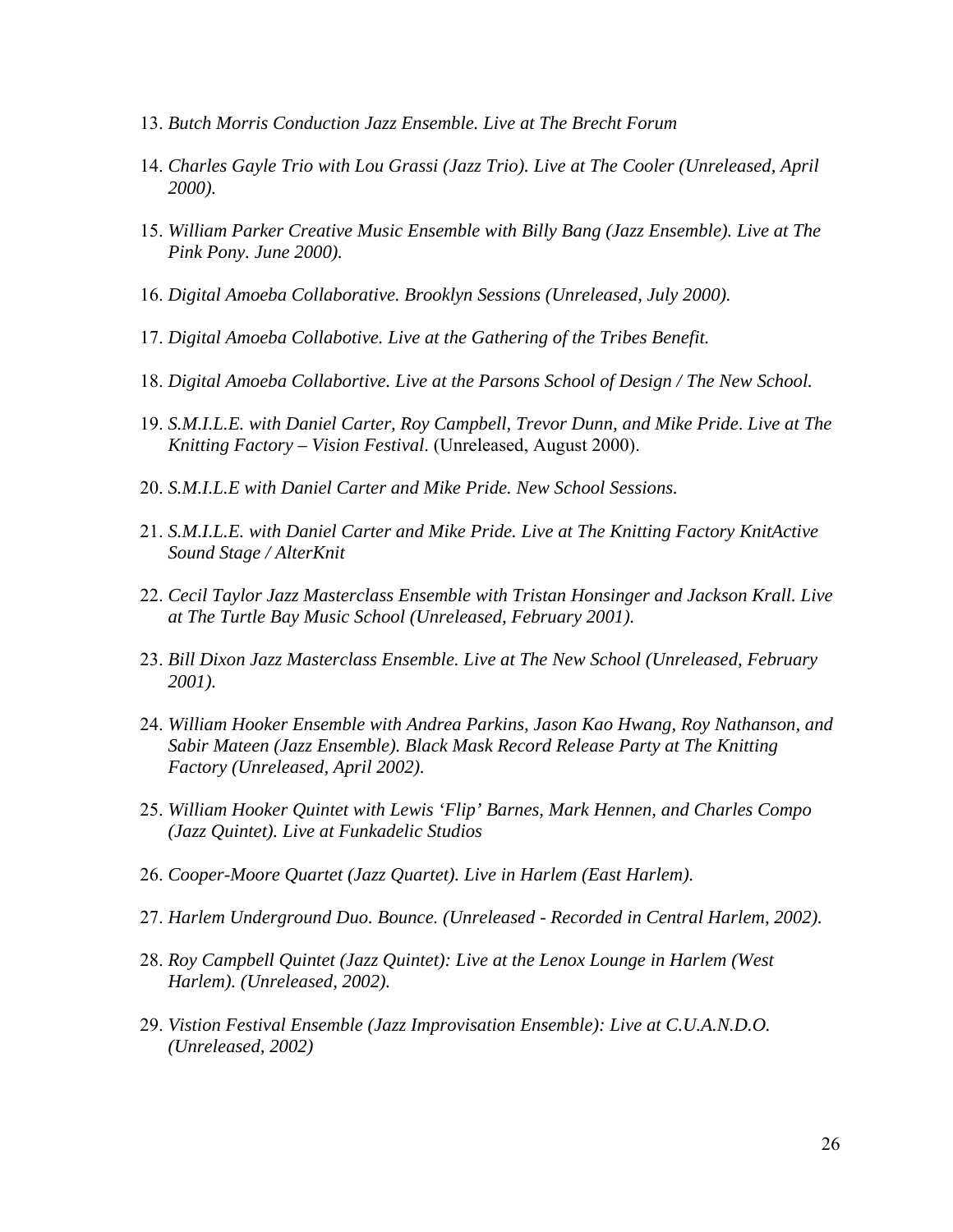13. *Butch Morris Conduction Jazz Ensemble. Live at The Brecht Forum*

14. *Charles Gayle Trio with Lou Grassi (Jazz Trio). Live at The Cooler (Unreleased, April 2000).*

15. *William Parker Creative Music Ensemble with Billy Bang (Jazz Ensemble). Live at The Pink Pony. June 2000).*

16. *Digital Amoeba Collaborative. Brooklyn Sessions (Unreleased, July 2000).*

17. *Digital Amoeba Collabotive. Live at the Gathering of the Tribes Benefit.*

18. *Digital Amoeba Collabortive. Live at the Parsons School of Design / The New School.*

19. *S.M.I.L.E. with Daniel Carter, Roy Campbell, Trevor Dunn, and Mike Pride*. *Live at The Knitting Factory – Vision Festival*. (Unreleased, August 2000).

20. *S.M.I.L.E with Daniel Carter and Mike Pride. New School Sessions.*

21. *S.M.I.L.E. with Daniel Carter and Mike Pride. Live at The Knitting Factory KnitActive Sound Stage / AlterKnit*

22. *Cecil Taylor Jazz Masterclass Ensemble with Tristan Honsinger and Jackson Krall. Live at The Turtle Bay Music School (Unreleased, February 2001).*

23. *Bill Dixon Jazz Masterclass Ensemble. Live at The New School (Unreleased, February 2001).*

24. *William Hooker Ensemble with Andrea Parkins, Jason Kao Hwang, Roy Nathanson, and Sabir Mateen (Jazz Ensemble). Black Mask Record Release Party at The Knitting Factory (Unreleased, April 2002).*

25. *William Hooker Quintet with Lewis 'Flip' Barnes, Mark Hennen, and Charles Compo (Jazz Quintet). Live at Funkadelic Studios*

26. *Cooper-Moore Quartet (Jazz Quartet). Live in Harlem (East Harlem).*

27. *Harlem Underground Duo. Bounce. (Unreleased - Recorded in Central Harlem, 2002).*

28. *Roy Campbell Quintet (Jazz Quintet): Live at the Lenox Lounge in Harlem (West Harlem). (Unreleased, 2002).*

29. *Vistion Festival Ensemble (Jazz Improvisation Ensemble): Live at C.U.A.N.D.O. (Unreleased, 2002)*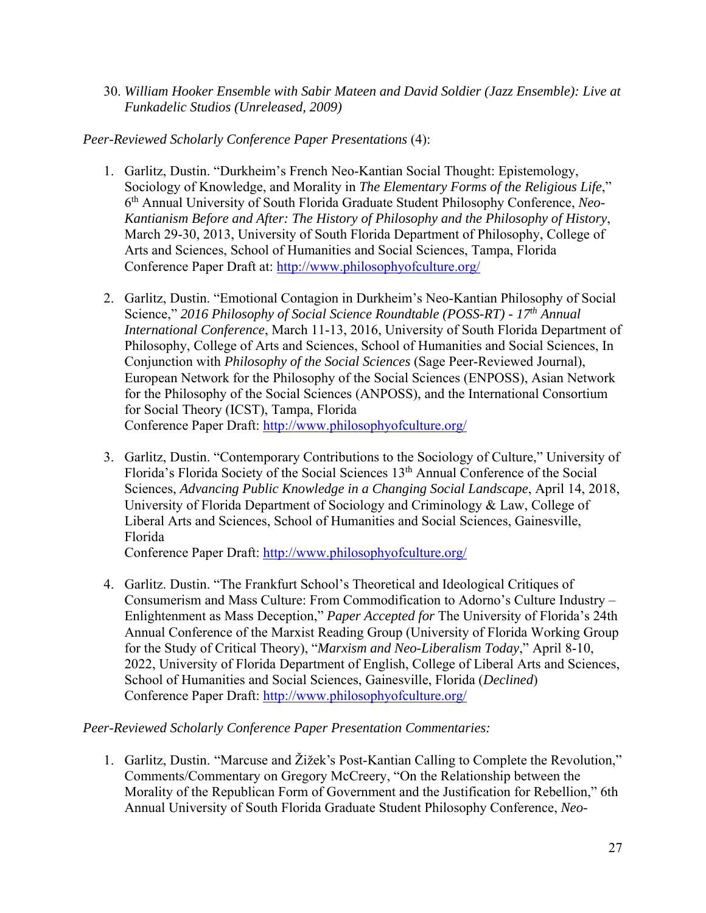30. *William Hooker Ensemble with Sabir Mateen and David Soldier (Jazz Ensemble): Live at Funkadelic Studios (Unreleased, 2009)*

*Peer-Reviewed Scholarly Conference Paper Presentations* (4):

1. Garlitz, Dustin. "Durkheim's French Neo-Kantian Social Thought: Epistemology, Sociology of Knowledge, and Morality in *The Elementary Forms of the Religious Life*," 6th Annual University of South Florida Graduate Student Philosophy Conference, *Neo-Kantianism Before and After: The History of Philosophy and the Philosophy of History*, March 29-30, 2013, University of South Florida Department of Philosophy, College of Arts and Sciences, School of Humanities and Social Sciences, Tampa, Florida
   Conference Paper Draft at: http://www.philosophyofculture.org/

2. Garlitz, Dustin. "Emotional Contagion in Durkheim's Neo-Kantian Philosophy of Social Science," *2016 Philosophy of Social Science Roundtable (POSS-RT) - 17th Annual International Conference*, March 11-13, 2016, University of South Florida Department of Philosophy, College of Arts and Sciences, School of Humanities and Social Sciences, In Conjunction with *Philosophy of the Social Sciences* (Sage Peer-Reviewed Journal), European Network for the Philosophy of the Social Sciences (ENPOSS), Asian Network for the Philosophy of the Social Sciences (ANPOSS), and the International Consortium for Social Theory (ICST), Tampa, Florida
   Conference Paper Draft: http://www.philosophyofculture.org/

3. Garlitz, Dustin. "Contemporary Contributions to the Sociology of Culture," University of Florida's Florida Society of the Social Sciences 13th Annual Conference of the Social Sciences, *Advancing Public Knowledge in a Changing Social Landscape*, April 14, 2018, University of Florida Department of Sociology and Criminology & Law, College of Liberal Arts and Sciences, School of Humanities and Social Sciences, Gainesville, Florida
   Conference Paper Draft: http://www.philosophyofculture.org/

4. Garlitz. Dustin. "The Frankfurt School's Theoretical and Ideological Critiques of Consumerism and Mass Culture: From Commodification to Adorno's Culture Industry – Enlightenment as Mass Deception," *Paper Accepted for* The University of Florida's 24th Annual Conference of the Marxist Reading Group (University of Florida Working Group for the Study of Critical Theory), "*Marxism and Neo-Liberalism Today*," April 8-10, 2022, University of Florida Department of English, College of Liberal Arts and Sciences, School of Humanities and Social Sciences, Gainesville, Florida (*Declined*)
   Conference Paper Draft: http://www.philosophyofculture.org/

*Peer-Reviewed Scholarly Conference Paper Presentation Commentaries:*

1. Garlitz, Dustin. "Marcuse and Žižek's Post-Kantian Calling to Complete the Revolution," Comments/Commentary on Gregory McCreery, "On the Relationship between the Morality of the Republican Form of Government and the Justification for Rebellion," 6th Annual University of South Florida Graduate Student Philosophy Conference, *Neo-*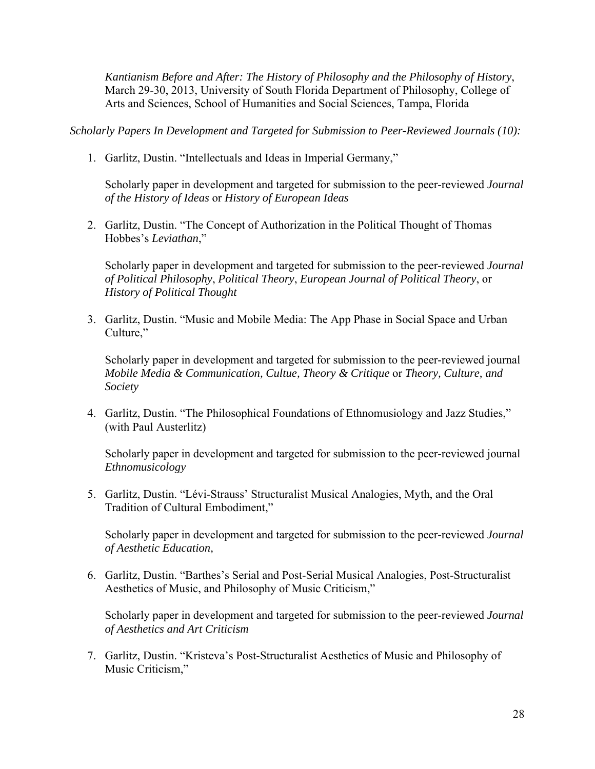*Kantianism Before and After: The History of Philosophy and the Philosophy of History*, March 29-30, 2013, University of South Florida Department of Philosophy, College of Arts and Sciences, School of Humanities and Social Sciences, Tampa, Florida

*Scholarly Papers In Development and Targeted for Submission to Peer-Reviewed Journals (10):*

1. Garlitz, Dustin. "Intellectuals and Ideas in Imperial Germany,"

   Scholarly paper in development and targeted for submission to the peer-reviewed *Journal of the History of Ideas* or *History of European Ideas*

2. Garlitz, Dustin. "The Concept of Authorization in the Political Thought of Thomas Hobbes's *Leviathan*,"

   Scholarly paper in development and targeted for submission to the peer-reviewed *Journal of Political Philosophy*, *Political Theory*, *European Journal of Political Theory*, or *History of Political Thought*

3. Garlitz, Dustin. "Music and Mobile Media: The App Phase in Social Space and Urban Culture,"

   Scholarly paper in development and targeted for submission to the peer-reviewed journal *Mobile Media & Communication, Cultue, Theory & Critique* or *Theory, Culture, and Society*

4. Garlitz, Dustin. "The Philosophical Foundations of Ethnomusiology and Jazz Studies," (with Paul Austerlitz)

   Scholarly paper in development and targeted for submission to the peer-reviewed journal *Ethnomusicology*

5. Garlitz, Dustin. "Lévi-Strauss' Structuralist Musical Analogies, Myth, and the Oral Tradition of Cultural Embodiment,"

   Scholarly paper in development and targeted for submission to the peer-reviewed *Journal of Aesthetic Education,*

6. Garlitz, Dustin. "Barthes's Serial and Post-Serial Musical Analogies, Post-Structuralist Aesthetics of Music, and Philosophy of Music Criticism,"

   Scholarly paper in development and targeted for submission to the peer-reviewed *Journal of Aesthetics and Art Criticism*

7. Garlitz, Dustin. "Kristeva's Post-Structuralist Aesthetics of Music and Philosophy of Music Criticism,"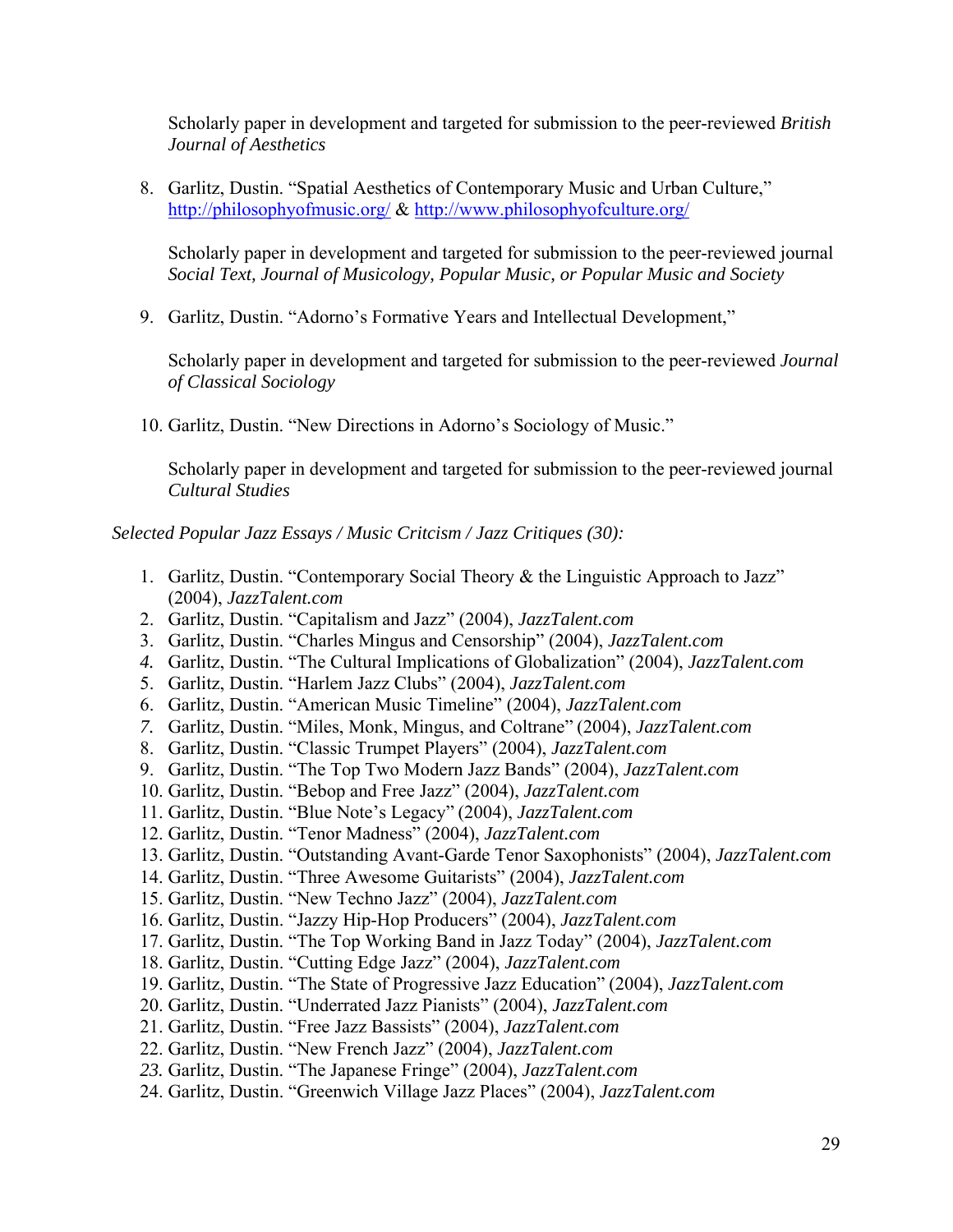Scholarly paper in development and targeted for submission to the peer-reviewed *British Journal of Aesthetics*

8. Garlitz, Dustin. "Spatial Aesthetics of Contemporary Music and Urban Culture," http://philosophyofmusic.org/ & http://www.philosophyofculture.org/

   Scholarly paper in development and targeted for submission to the peer-reviewed journal *Social Text, Journal of Musicology, Popular Music, or Popular Music and Society*

9. Garlitz, Dustin. "Adorno's Formative Years and Intellectual Development,"

   Scholarly paper in development and targeted for submission to the peer-reviewed *Journal of Classical Sociology*

10. Garlitz, Dustin. "New Directions in Adorno's Sociology of Music."

    Scholarly paper in development and targeted for submission to the peer-reviewed journal *Cultural Studies*

*Selected Popular Jazz Essays / Music Critcism / Jazz Critiques (30):*

1. Garlitz, Dustin. "Contemporary Social Theory & the Linguistic Approach to Jazz" (2004), *JazzTalent.com*
2. Garlitz, Dustin. "Capitalism and Jazz" (2004), *JazzTalent.com*
3. Garlitz, Dustin. "Charles Mingus and Censorship" (2004), *JazzTalent.com*
4. Garlitz, Dustin. "The Cultural Implications of Globalization" (2004), *JazzTalent.com*
5. Garlitz, Dustin. "Harlem Jazz Clubs" (2004), *JazzTalent.com*
6. Garlitz, Dustin. "American Music Timeline" (2004), *JazzTalent.com*
7. Garlitz, Dustin. "Miles, Monk, Mingus, and Coltrane" (2004), *JazzTalent.com*
8. Garlitz, Dustin. "Classic Trumpet Players" (2004), *JazzTalent.com*
9. Garlitz, Dustin. "The Top Two Modern Jazz Bands" (2004), *JazzTalent.com*
10. Garlitz, Dustin. "Bebop and Free Jazz" (2004), *JazzTalent.com*
11. Garlitz, Dustin. "Blue Note's Legacy" (2004), *JazzTalent.com*
12. Garlitz, Dustin. "Tenor Madness" (2004), *JazzTalent.com*
13. Garlitz, Dustin. "Outstanding Avant-Garde Tenor Saxophonists" (2004), *JazzTalent.com*
14. Garlitz, Dustin. "Three Awesome Guitarists" (2004), *JazzTalent.com*
15. Garlitz, Dustin. "New Techno Jazz" (2004), *JazzTalent.com*
16. Garlitz, Dustin. "Jazzy Hip-Hop Producers" (2004), *JazzTalent.com*
17. Garlitz, Dustin. "The Top Working Band in Jazz Today" (2004), *JazzTalent.com*
18. Garlitz, Dustin. "Cutting Edge Jazz" (2004), *JazzTalent.com*
19. Garlitz, Dustin. "The State of Progressive Jazz Education" (2004), *JazzTalent.com*
20. Garlitz, Dustin. "Underrated Jazz Pianists" (2004), *JazzTalent.com*
21. Garlitz, Dustin. "Free Jazz Bassists" (2004), *JazzTalent.com*
22. Garlitz, Dustin. "New French Jazz" (2004), *JazzTalent.com*
23. Garlitz, Dustin. "The Japanese Fringe" (2004), *JazzTalent.com*
24. Garlitz, Dustin. "Greenwich Village Jazz Places" (2004), *JazzTalent.com*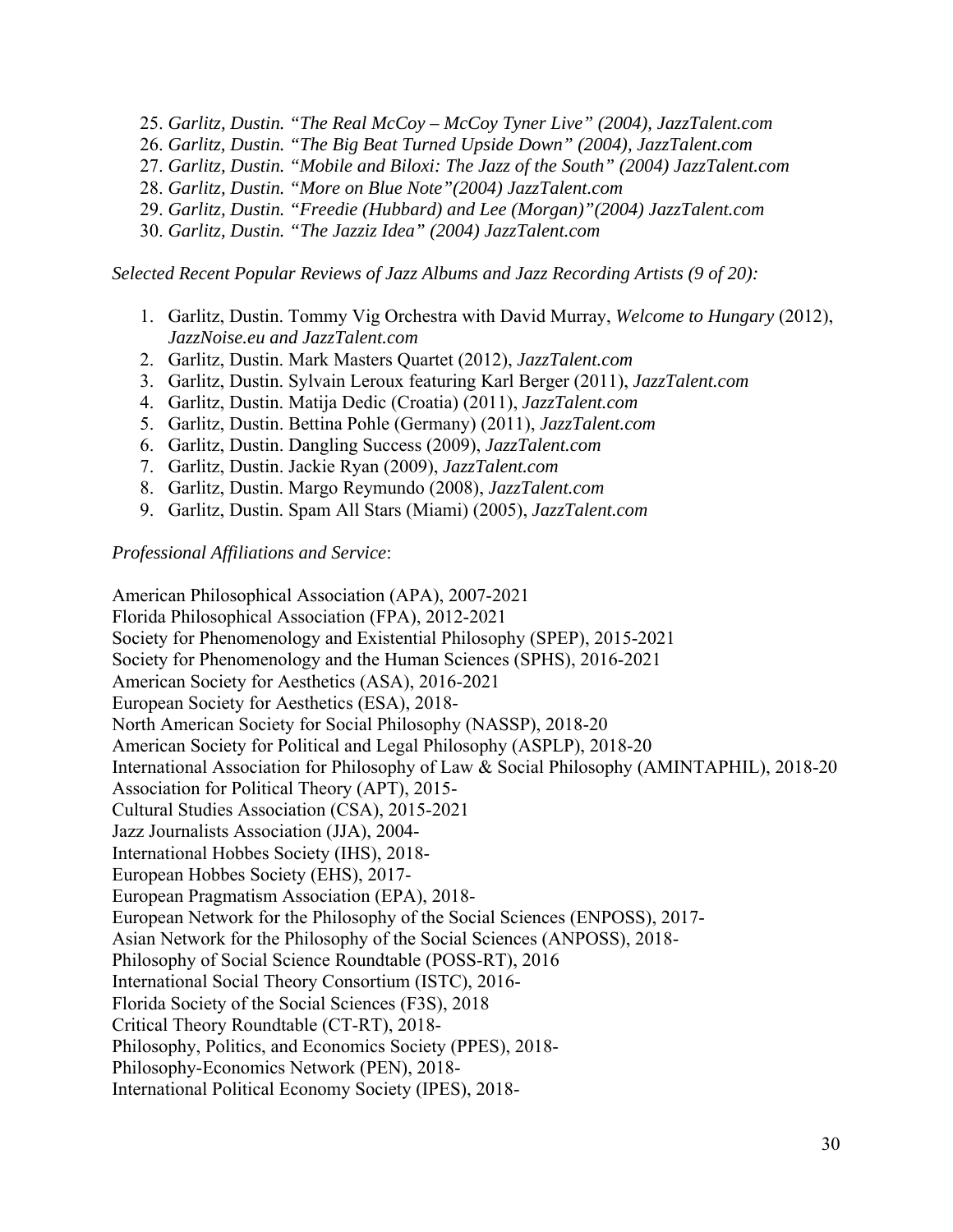25. *Garlitz, Dustin. "The Real McCoy – McCoy Tyner Live" (2004), JazzTalent.com*
26. *Garlitz, Dustin. "The Big Beat Turned Upside Down" (2004), JazzTalent.com*
27. *Garlitz, Dustin. "Mobile and Biloxi: The Jazz of the South" (2004) JazzTalent.com*
28. *Garlitz, Dustin. "More on Blue Note"(2004) JazzTalent.com*
29. *Garlitz, Dustin. "Freedie (Hubbard) and Lee (Morgan)"(2004) JazzTalent.com*
30. *Garlitz, Dustin. "The Jazziz Idea" (2004) JazzTalent.com*

*Selected Recent Popular Reviews of Jazz Albums and Jazz Recording Artists (9 of 20):*

1. Garlitz, Dustin. Tommy Vig Orchestra with David Murray, *Welcome to Hungary* (2012), *JazzNoise.eu and JazzTalent.com*
2. Garlitz, Dustin. Mark Masters Quartet (2012), *JazzTalent.com*
3. Garlitz, Dustin. Sylvain Leroux featuring Karl Berger (2011), *JazzTalent.com*
4. Garlitz, Dustin. Matija Dedic (Croatia) (2011), *JazzTalent.com*
5. Garlitz, Dustin. Bettina Pohle (Germany) (2011), *JazzTalent.com*
6. Garlitz, Dustin. Dangling Success (2009), *JazzTalent.com*
7. Garlitz, Dustin. Jackie Ryan (2009), *JazzTalent.com*
8. Garlitz, Dustin. Margo Reymundo (2008), *JazzTalent.com*
9. Garlitz, Dustin. Spam All Stars (Miami) (2005), *JazzTalent.com*

*Professional Affiliations and Service*:

American Philosophical Association (APA), 2007-2021
Florida Philosophical Association (FPA), 2012-2021
Society for Phenomenology and Existential Philosophy (SPEP), 2015-2021
Society for Phenomenology and the Human Sciences (SPHS), 2016-2021
American Society for Aesthetics (ASA), 2016-2021
European Society for Aesthetics (ESA), 2018-
North American Society for Social Philosophy (NASSP), 2018-20
American Society for Political and Legal Philosophy (ASPLP), 2018-20
International Association for Philosophy of Law & Social Philosophy (AMINTAPHIL), 2018-20
Association for Political Theory (APT), 2015-
Cultural Studies Association (CSA), 2015-2021
Jazz Journalists Association (JJA), 2004-
International Hobbes Society (IHS), 2018-
European Hobbes Society (EHS), 2017-
European Pragmatism Association (EPA), 2018-
European Network for the Philosophy of the Social Sciences (ENPOSS), 2017-
Asian Network for the Philosophy of the Social Sciences (ANPOSS), 2018-
Philosophy of Social Science Roundtable (POSS-RT), 2016
International Social Theory Consortium (ISTC), 2016-
Florida Society of the Social Sciences (F3S), 2018
Critical Theory Roundtable (CT-RT), 2018-
Philosophy, Politics, and Economics Society (PPES), 2018-
Philosophy-Economics Network (PEN), 2018-
International Political Economy Society (IPES), 2018-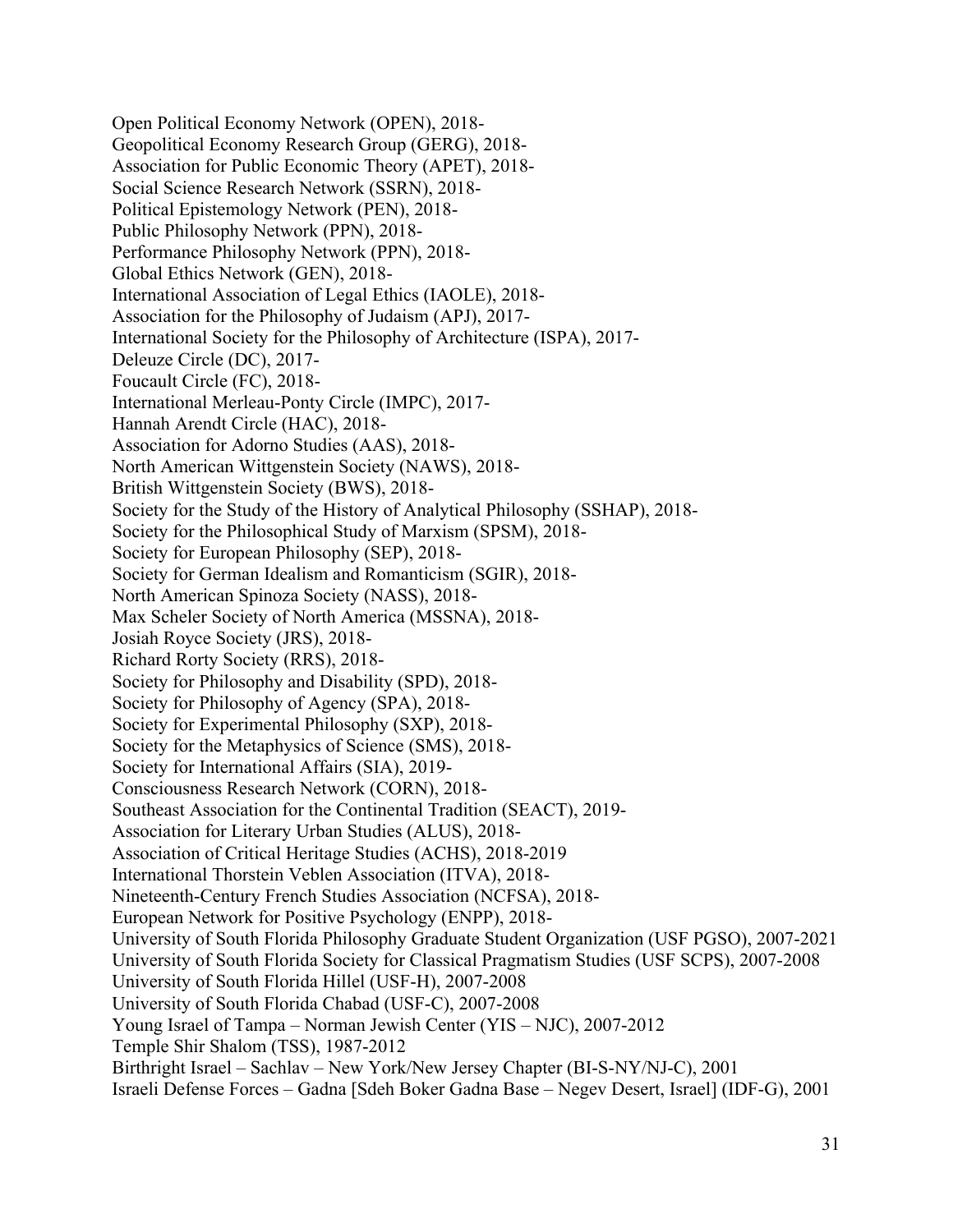Open Political Economy Network (OPEN), 2018-
Geopolitical Economy Research Group (GERG), 2018-
Association for Public Economic Theory (APET), 2018-
Social Science Research Network (SSRN), 2018-
Political Epistemology Network (PEN), 2018-
Public Philosophy Network (PPN), 2018-
Performance Philosophy Network (PPN), 2018-
Global Ethics Network (GEN), 2018-
International Association of Legal Ethics (IAOLE), 2018-
Association for the Philosophy of Judaism (APJ), 2017-
International Society for the Philosophy of Architecture (ISPA), 2017-
Deleuze Circle (DC), 2017-
Foucault Circle (FC), 2018-
International Merleau-Ponty Circle (IMPC), 2017-
Hannah Arendt Circle (HAC), 2018-
Association for Adorno Studies (AAS), 2018-
North American Wittgenstein Society (NAWS), 2018-
British Wittgenstein Society (BWS), 2018-
Society for the Study of the History of Analytical Philosophy (SSHAP), 2018-
Society for the Philosophical Study of Marxism (SPSM), 2018-
Society for European Philosophy (SEP), 2018-
Society for German Idealism and Romanticism (SGIR), 2018-
North American Spinoza Society (NASS), 2018-
Max Scheler Society of North America (MSSNA), 2018-
Josiah Royce Society (JRS), 2018-
Richard Rorty Society (RRS), 2018-
Society for Philosophy and Disability (SPD), 2018-
Society for Philosophy of Agency (SPA), 2018-
Society for Experimental Philosophy (SXP), 2018-
Society for the Metaphysics of Science (SMS), 2018-
Society for International Affairs (SIA), 2019-
Consciousness Research Network (CORN), 2018-
Southeast Association for the Continental Tradition (SEACT), 2019-
Association for Literary Urban Studies (ALUS), 2018-
Association of Critical Heritage Studies (ACHS), 2018-2019
International Thorstein Veblen Association (ITVA), 2018-
Nineteenth-Century French Studies Association (NCFSA), 2018-
European Network for Positive Psychology (ENPP), 2018-
University of South Florida Philosophy Graduate Student Organization (USF PGSO), 2007-2021
University of South Florida Society for Classical Pragmatism Studies (USF SCPS), 2007-2008
University of South Florida Hillel (USF-H), 2007-2008
University of South Florida Chabad (USF-C), 2007-2008
Young Israel of Tampa – Norman Jewish Center (YIS – NJC), 2007-2012
Temple Shir Shalom (TSS), 1987-2012
Birthright Israel – Sachlav – New York/New Jersey Chapter (BI-S-NY/NJ-C), 2001
Israeli Defense Forces – Gadna [Sdeh Boker Gadna Base – Negev Desert, Israel] (IDF-G), 2001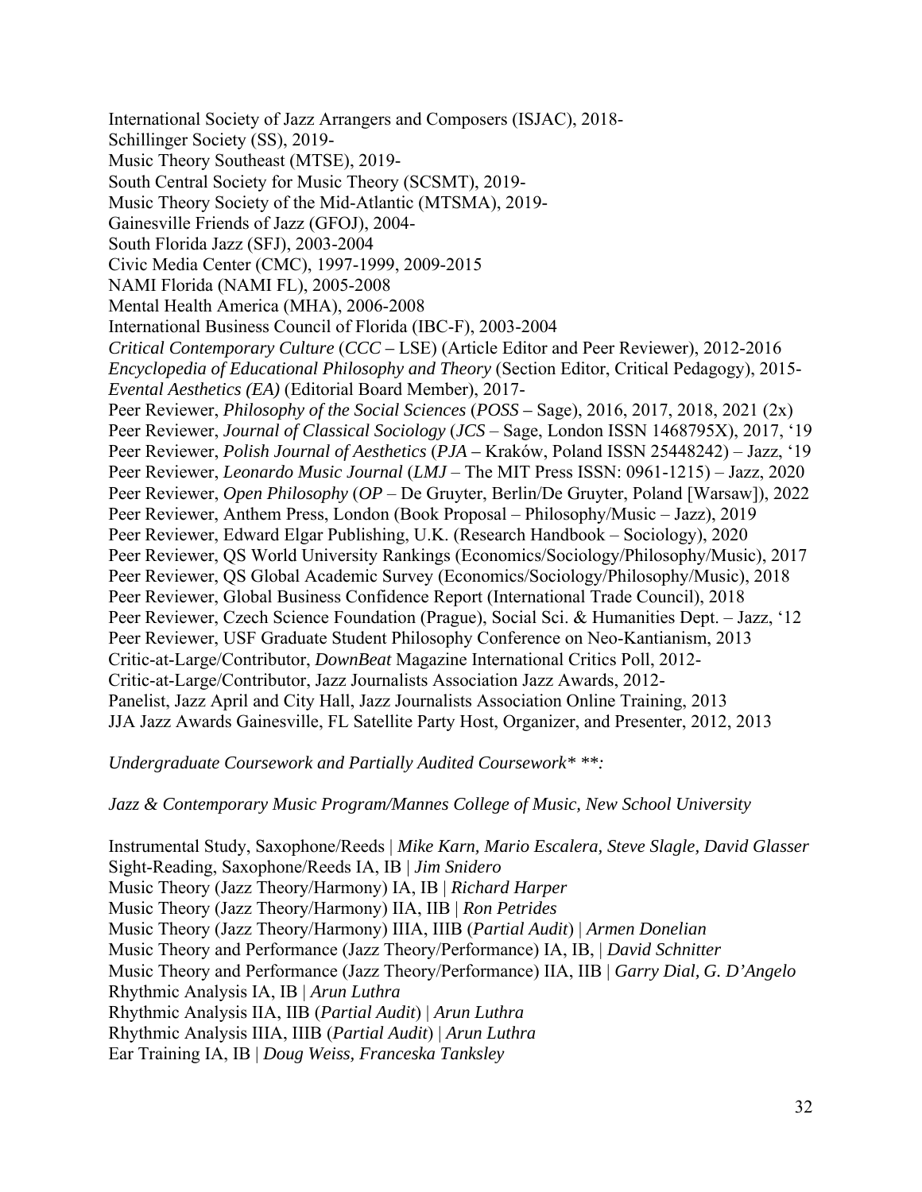International Society of Jazz Arrangers and Composers (ISJAC), 2018-
Schillinger Society (SS), 2019-
Music Theory Southeast (MTSE), 2019-
South Central Society for Music Theory (SCSMT), 2019-
Music Theory Society of the Mid-Atlantic (MTSMA), 2019-
Gainesville Friends of Jazz (GFOJ), 2004-
South Florida Jazz (SFJ), 2003-2004
Civic Media Center (CMC), 1997-1999, 2009-2015
NAMI Florida (NAMI FL), 2005-2008
Mental Health America (MHA), 2006-2008
International Business Council of Florida (IBC-F), 2003-2004
*Critical Contemporary Culture* (*CCC* – LSE) (Article Editor and Peer Reviewer), 2012-2016
*Encyclopedia of Educational Philosophy and Theory* (Section Editor, Critical Pedagogy), 2015-
*Evental Aesthetics (EA)* (Editorial Board Member), 2017-
Peer Reviewer, *Philosophy of the Social Sciences* (*POSS* – Sage), 2016, 2017, 2018, 2021 (2x)
Peer Reviewer, *Journal of Classical Sociology* (*JCS* – Sage, London ISSN 1468795X), 2017, '19
Peer Reviewer, *Polish Journal of Aesthetics* (*PJA* – Kraków, Poland ISSN 25448242) – Jazz, '19
Peer Reviewer, *Leonardo Music Journal* (*LMJ* – The MIT Press ISSN: 0961-1215) – Jazz, 2020
Peer Reviewer, *Open Philosophy* (*OP* – De Gruyter, Berlin/De Gruyter, Poland [Warsaw]), 2022
Peer Reviewer, Anthem Press, London (Book Proposal – Philosophy/Music – Jazz), 2019
Peer Reviewer, Edward Elgar Publishing, U.K. (Research Handbook – Sociology), 2020
Peer Reviewer, QS World University Rankings (Economics/Sociology/Philosophy/Music), 2017
Peer Reviewer, QS Global Academic Survey (Economics/Sociology/Philosophy/Music), 2018
Peer Reviewer, Global Business Confidence Report (International Trade Council), 2018
Peer Reviewer, Czech Science Foundation (Prague), Social Sci. & Humanities Dept. – Jazz, '12
Peer Reviewer, USF Graduate Student Philosophy Conference on Neo-Kantianism, 2013
Critic-at-Large/Contributor, *DownBeat* Magazine International Critics Poll, 2012-
Critic-at-Large/Contributor, Jazz Journalists Association Jazz Awards, 2012-
Panelist, Jazz April and City Hall, Jazz Journalists Association Online Training, 2013
JJA Jazz Awards Gainesville, FL Satellite Party Host, Organizer, and Presenter, 2012, 2013

*Undergraduate Coursework and Partially Audited Coursework* **:*

*Jazz & Contemporary Music Program/Mannes College of Music, New School University*

Instrumental Study, Saxophone/Reeds | *Mike Karn, Mario Escalera, Steve Slagle, David Glasser*
Sight-Reading, Saxophone/Reeds IA, IB | *Jim Snidero*
Music Theory (Jazz Theory/Harmony) IA, IB | *Richard Harper*
Music Theory (Jazz Theory/Harmony) IIA, IIB | *Ron Petrides*
Music Theory (Jazz Theory/Harmony) IIIA, IIIB (*Partial Audit*) | *Armen Donelian*
Music Theory and Performance (Jazz Theory/Performance) IA, IB, | *David Schnitter*
Music Theory and Performance (Jazz Theory/Performance) IIA, IIB | *Garry Dial, G. D'Angelo*
Rhythmic Analysis IA, IB | *Arun Luthra*
Rhythmic Analysis IIA, IIB (*Partial Audit*) | *Arun Luthra*
Rhythmic Analysis IIIA, IIIB (*Partial Audit*) | *Arun Luthra*
Ear Training IA, IB | *Doug Weiss, Franceska Tanksley*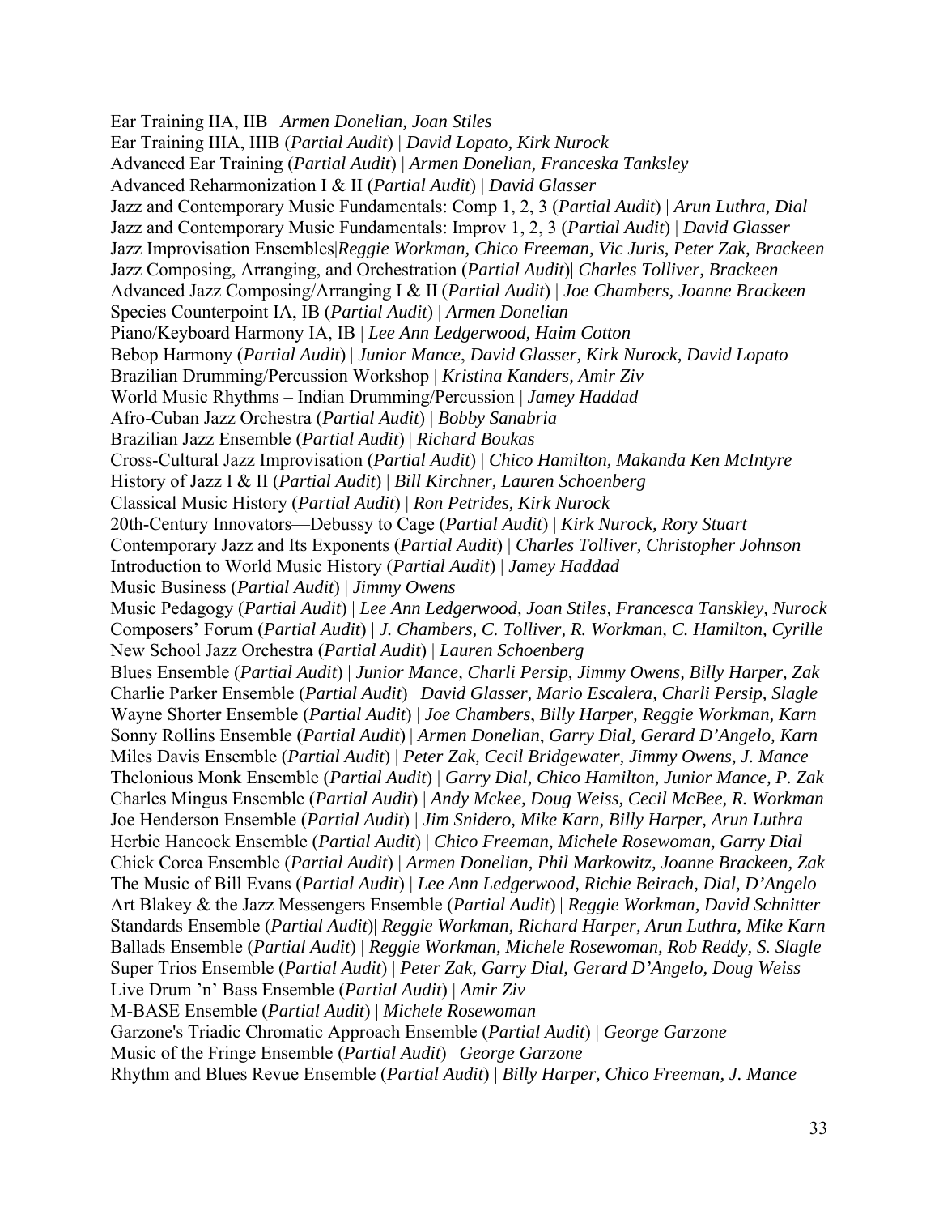Ear Training IIA, IIB | *Armen Donelian, Joan Stiles*
Ear Training IIIA, IIIB (*Partial Audit*) | *David Lopato, Kirk Nurock*
Advanced Ear Training (*Partial Audit*) | *Armen Donelian, Franceska Tanksley*
Advanced Reharmonization I & II (*Partial Audit*) | *David Glasser*
Jazz and Contemporary Music Fundamentals: Comp 1, 2, 3 (*Partial Audit*) | *Arun Luthra, Dial*
Jazz and Contemporary Music Fundamentals: Improv 1, 2, 3 (*Partial Audit*) | *David Glasser*
Jazz Improvisation Ensembles|*Reggie Workman, Chico Freeman, Vic Juris, Peter Zak, Brackeen*
Jazz Composing, Arranging, and Orchestration (*Partial Audit*)| *Charles Tolliver, Brackeen*
Advanced Jazz Composing/Arranging I & II (*Partial Audit*) | *Joe Chambers, Joanne Brackeen*
Species Counterpoint IA, IB (*Partial Audit*) | *Armen Donelian*
Piano/Keyboard Harmony IA, IB | *Lee Ann Ledgerwood, Haim Cotton*
Bebop Harmony (*Partial Audit*) | *Junior Mance, David Glasser, Kirk Nurock, David Lopato*
Brazilian Drumming/Percussion Workshop | *Kristina Kanders, Amir Ziv*
World Music Rhythms – Indian Drumming/Percussion | *Jamey Haddad*
Afro-Cuban Jazz Orchestra (*Partial Audit*) | *Bobby Sanabria*
Brazilian Jazz Ensemble (*Partial Audit*) | *Richard Boukas*
Cross-Cultural Jazz Improvisation (*Partial Audit*) | *Chico Hamilton, Makanda Ken McIntyre*
History of Jazz I & II (*Partial Audit*) | *Bill Kirchner, Lauren Schoenberg*
Classical Music History (*Partial Audit*) | *Ron Petrides, Kirk Nurock*
20th-Century Innovators—Debussy to Cage (*Partial Audit*) | *Kirk Nurock, Rory Stuart*
Contemporary Jazz and Its Exponents (*Partial Audit*) | *Charles Tolliver, Christopher Johnson*
Introduction to World Music History (*Partial Audit*) | *Jamey Haddad*
Music Business (*Partial Audit*) | *Jimmy Owens*
Music Pedagogy (*Partial Audit*) | *Lee Ann Ledgerwood, Joan Stiles, Francesca Tanskley, Nurock*
Composers' Forum (*Partial Audit*) | *J. Chambers, C. Tolliver, R. Workman, C. Hamilton, Cyrille*
New School Jazz Orchestra (*Partial Audit*) | *Lauren Schoenberg*
Blues Ensemble (*Partial Audit*) | *Junior Mance, Charli Persip, Jimmy Owens, Billy Harper, Zak*
Charlie Parker Ensemble (*Partial Audit*) | *David Glasser, Mario Escalera, Charli Persip, Slagle*
Wayne Shorter Ensemble (*Partial Audit*) | *Joe Chambers, Billy Harper, Reggie Workman, Karn*
Sonny Rollins Ensemble (*Partial Audit*) | *Armen Donelian, Garry Dial, Gerard D'Angelo, Karn*
Miles Davis Ensemble (*Partial Audit*) | *Peter Zak, Cecil Bridgewater, Jimmy Owens, J. Mance*
Thelonious Monk Ensemble (*Partial Audit*) | *Garry Dial, Chico Hamilton, Junior Mance, P. Zak*
Charles Mingus Ensemble (*Partial Audit*) | *Andy Mckee, Doug Weiss, Cecil McBee, R. Workman*
Joe Henderson Ensemble (*Partial Audit*) | *Jim Snidero, Mike Karn, Billy Harper, Arun Luthra*
Herbie Hancock Ensemble (*Partial Audit*) | *Chico Freeman, Michele Rosewoman, Garry Dial*
Chick Corea Ensemble (*Partial Audit*) | *Armen Donelian, Phil Markowitz, Joanne Brackeen, Zak*
The Music of Bill Evans (*Partial Audit*) | *Lee Ann Ledgerwood, Richie Beirach, Dial, D'Angelo*
Art Blakey & the Jazz Messengers Ensemble (*Partial Audit*) | *Reggie Workman, David Schnitter*
Standards Ensemble (*Partial Audit*)| *Reggie Workman, Richard Harper, Arun Luthra, Mike Karn*
Ballads Ensemble (*Partial Audit*) | *Reggie Workman, Michele Rosewoman, Rob Reddy, S. Slagle*
Super Trios Ensemble (*Partial Audit*) | *Peter Zak, Garry Dial, Gerard D'Angelo, Doug Weiss*
Live Drum 'n' Bass Ensemble (*Partial Audit*) | *Amir Ziv*
M-BASE Ensemble (*Partial Audit*) | *Michele Rosewoman*
Garzone's Triadic Chromatic Approach Ensemble (*Partial Audit*) | *George Garzone*
Music of the Fringe Ensemble (*Partial Audit*) | *George Garzone*
Rhythm and Blues Revue Ensemble (*Partial Audit*) | *Billy Harper, Chico Freeman, J. Mance*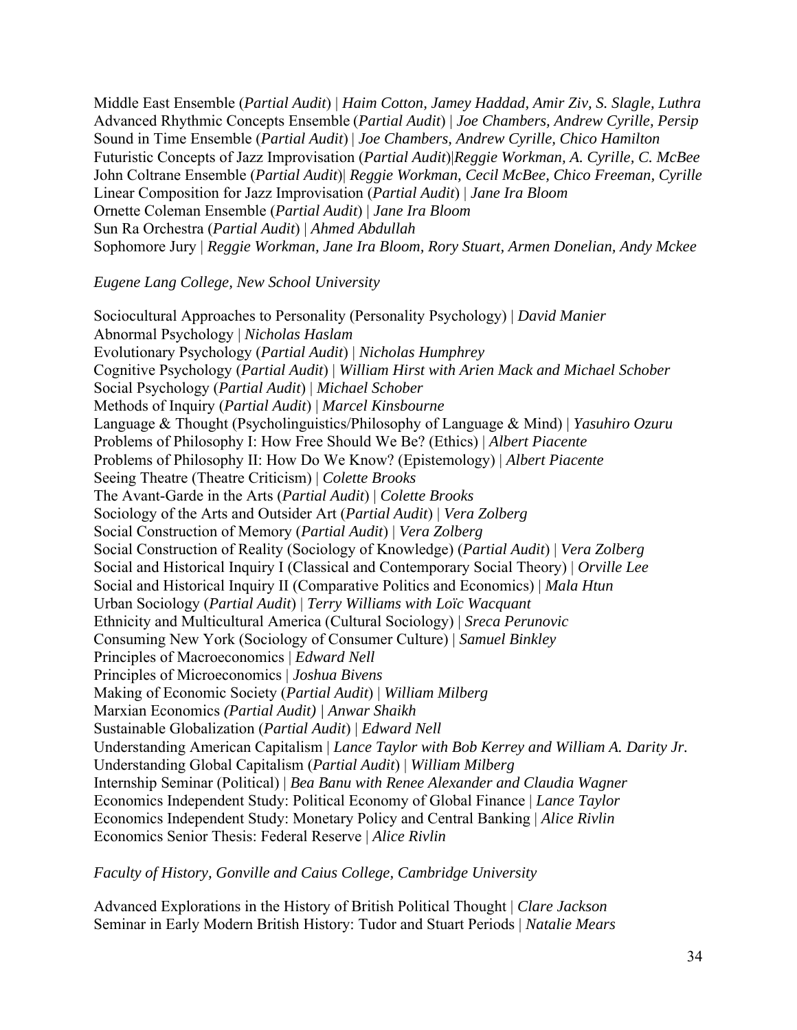Middle East Ensemble (*Partial Audit*) | *Haim Cotton, Jamey Haddad, Amir Ziv, S. Slagle, Luthra*
Advanced Rhythmic Concepts Ensemble (*Partial Audit*) | *Joe Chambers, Andrew Cyrille, Persip*
Sound in Time Ensemble (*Partial Audit*) | *Joe Chambers, Andrew Cyrille, Chico Hamilton*
Futuristic Concepts of Jazz Improvisation (*Partial Audit*)|*Reggie Workman, A. Cyrille, C. McBee*
John Coltrane Ensemble (*Partial Audit*)| *Reggie Workman, Cecil McBee, Chico Freeman, Cyrille*
Linear Composition for Jazz Improvisation (*Partial Audit*) | *Jane Ira Bloom*
Ornette Coleman Ensemble (*Partial Audit*) | *Jane Ira Bloom*
Sun Ra Orchestra (*Partial Audit*) | *Ahmed Abdullah*
Sophomore Jury | *Reggie Workman, Jane Ira Bloom, Rory Stuart, Armen Donelian, Andy Mckee*

*Eugene Lang College, New School University*

Sociocultural Approaches to Personality (Personality Psychology) | *David Manier*
Abnormal Psychology | *Nicholas Haslam*
Evolutionary Psychology (*Partial Audit*) | *Nicholas Humphrey*
Cognitive Psychology (*Partial Audit*) | *William Hirst with Arien Mack and Michael Schober*
Social Psychology (*Partial Audit*) | *Michael Schober*
Methods of Inquiry (*Partial Audit*) | *Marcel Kinsbourne*
Language & Thought (Psycholinguistics/Philosophy of Language & Mind) | *Yasuhiro Ozuru*
Problems of Philosophy I: How Free Should We Be? (Ethics) | *Albert Piacente*
Problems of Philosophy II: How Do We Know? (Epistemology) | *Albert Piacente*
Seeing Theatre (Theatre Criticism) | *Colette Brooks*
The Avant-Garde in the Arts (*Partial Audit*) | *Colette Brooks*
Sociology of the Arts and Outsider Art (*Partial Audit*) | *Vera Zolberg*
Social Construction of Memory (*Partial Audit*) | *Vera Zolberg*
Social Construction of Reality (Sociology of Knowledge) (*Partial Audit*) | *Vera Zolberg*
Social and Historical Inquiry I (Classical and Contemporary Social Theory) | *Orville Lee*
Social and Historical Inquiry II (Comparative Politics and Economics) | *Mala Htun*
Urban Sociology (*Partial Audit*) | *Terry Williams with Loïc Wacquant*
Ethnicity and Multicultural America (Cultural Sociology) | *Sreca Perunovic*
Consuming New York (Sociology of Consumer Culture) | *Samuel Binkley*
Principles of Macroeconomics | *Edward Nell*
Principles of Microeconomics | *Joshua Bivens*
Making of Economic Society (*Partial Audit*) | *William Milberg*
Marxian Economics *(Partial Audit) | Anwar Shaikh*
Sustainable Globalization (*Partial Audit*) | *Edward Nell*
Understanding American Capitalism | *Lance Taylor with Bob Kerrey and William A. Darity Jr.*
Understanding Global Capitalism (*Partial Audit*) | *William Milberg*
Internship Seminar (Political) | *Bea Banu with Renee Alexander and Claudia Wagner*
Economics Independent Study: Political Economy of Global Finance | *Lance Taylor*
Economics Independent Study: Monetary Policy and Central Banking | *Alice Rivlin*
Economics Senior Thesis: Federal Reserve | *Alice Rivlin*

*Faculty of History, Gonville and Caius College, Cambridge University*

Advanced Explorations in the History of British Political Thought | *Clare Jackson*
Seminar in Early Modern British History: Tudor and Stuart Periods | *Natalie Mears*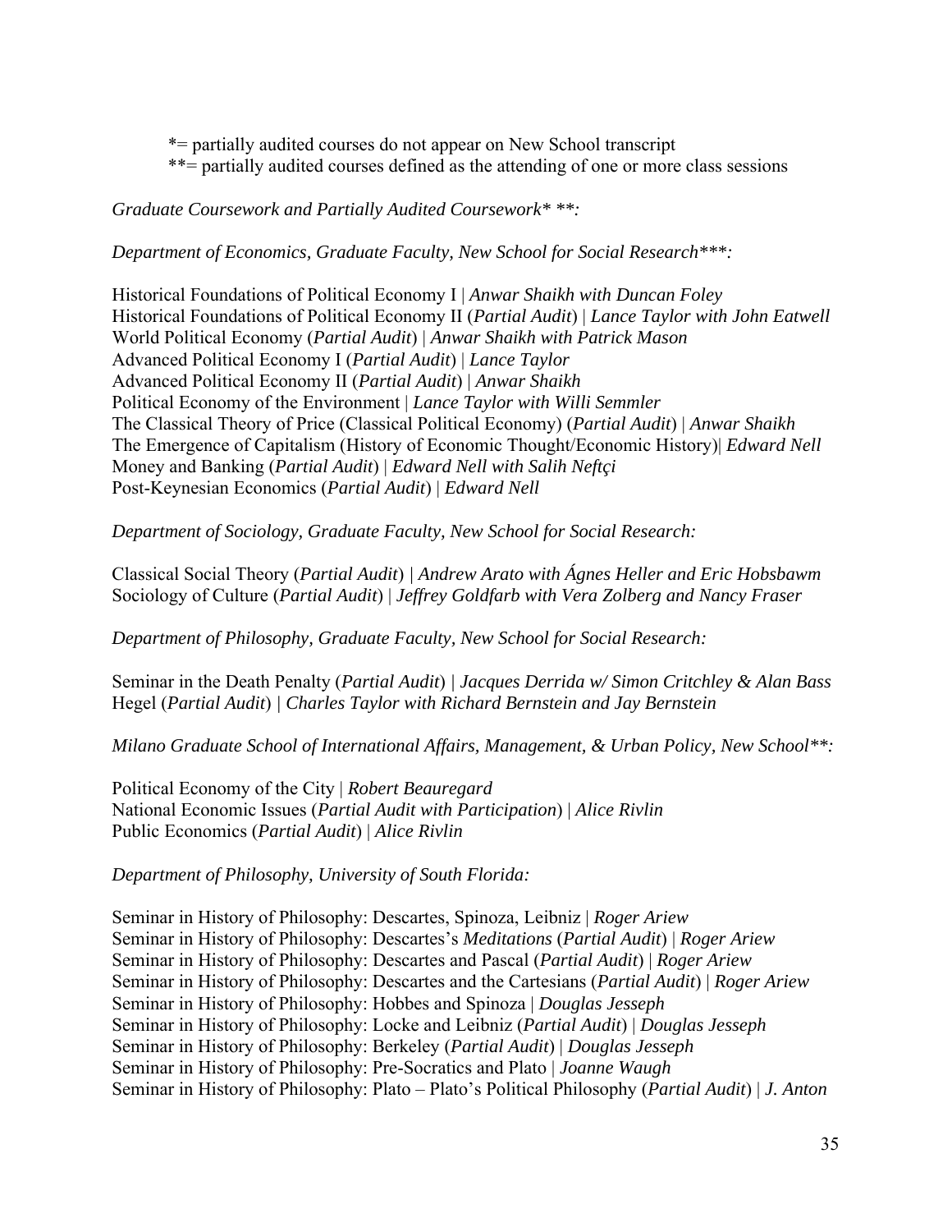*= partially audited courses do not appear on New School transcript
**= partially audited courses defined as the attending of one or more class sessions

*Graduate Coursework and Partially Audited Coursework* **:*

*Department of Economics, Graduate Faculty, New School for Social Research***:*

Historical Foundations of Political Economy I | *Anwar Shaikh with Duncan Foley*
Historical Foundations of Political Economy II (*Partial Audit*) | *Lance Taylor with John Eatwell*
World Political Economy (*Partial Audit*) | *Anwar Shaikh with Patrick Mason*
Advanced Political Economy I (*Partial Audit*) | *Lance Taylor*
Advanced Political Economy II (*Partial Audit*) | *Anwar Shaikh*
Political Economy of the Environment | *Lance Taylor with Willi Semmler*
The Classical Theory of Price (Classical Political Economy) (*Partial Audit*) | *Anwar Shaikh*
The Emergence of Capitalism (History of Economic Thought/Economic History)| *Edward Nell*
Money and Banking (*Partial Audit*) | *Edward Nell with Salih Neftçi*
Post-Keynesian Economics (*Partial Audit*) | *Edward Nell*

*Department of Sociology, Graduate Faculty, New School for Social Research:*

Classical Social Theory (*Partial Audit*) | *Andrew Arato with Ágnes Heller and Eric Hobsbawm*
Sociology of Culture (*Partial Audit*) | *Jeffrey Goldfarb with Vera Zolberg and Nancy Fraser*

*Department of Philosophy, Graduate Faculty, New School for Social Research:*

Seminar in the Death Penalty (*Partial Audit*) | *Jacques Derrida w/ Simon Critchley & Alan Bass*
Hegel (*Partial Audit*) | *Charles Taylor with Richard Bernstein and Jay Bernstein*

*Milano Graduate School of International Affairs, Management, & Urban Policy, New School**:*

Political Economy of the City | *Robert Beauregard*
National Economic Issues (*Partial Audit with Participation*) | *Alice Rivlin*
Public Economics (*Partial Audit*) | *Alice Rivlin*

*Department of Philosophy, University of South Florida:*

Seminar in History of Philosophy: Descartes, Spinoza, Leibniz | *Roger Ariew*
Seminar in History of Philosophy: Descartes's *Meditations* (*Partial Audit*) | *Roger Ariew*
Seminar in History of Philosophy: Descartes and Pascal (*Partial Audit*) | *Roger Ariew*
Seminar in History of Philosophy: Descartes and the Cartesians (*Partial Audit*) | *Roger Ariew*
Seminar in History of Philosophy: Hobbes and Spinoza | *Douglas Jesseph*
Seminar in History of Philosophy: Locke and Leibniz (*Partial Audit*) | *Douglas Jesseph*
Seminar in History of Philosophy: Berkeley (*Partial Audit*) | *Douglas Jesseph*
Seminar in History of Philosophy: Pre-Socratics and Plato | *Joanne Waugh*
Seminar in History of Philosophy: Plato – Plato's Political Philosophy (*Partial Audit*) | *J. Anton*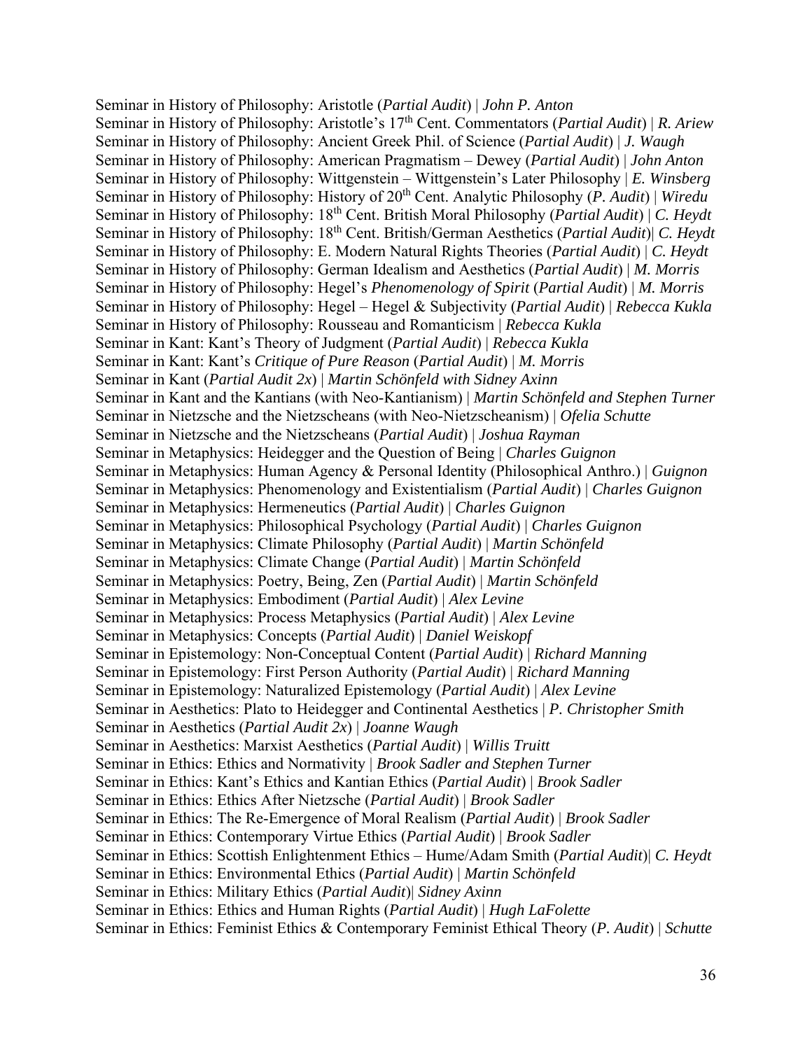Seminar in History of Philosophy: Aristotle (*Partial Audit*) | *John P. Anton*
Seminar in History of Philosophy: Aristotle's 17th Cent. Commentators (*Partial Audit*) | *R. Ariew*
Seminar in History of Philosophy: Ancient Greek Phil. of Science (*Partial Audit*) | *J. Waugh*
Seminar in History of Philosophy: American Pragmatism – Dewey (*Partial Audit*) | *John Anton*
Seminar in History of Philosophy: Wittgenstein – Wittgenstein's Later Philosophy | *E. Winsberg*
Seminar in History of Philosophy: History of 20th Cent. Analytic Philosophy (*P. Audit*) | *Wiredu*
Seminar in History of Philosophy: 18th Cent. British Moral Philosophy (*Partial Audit*) | *C. Heydt*
Seminar in History of Philosophy: 18th Cent. British/German Aesthetics (*Partial Audit*)| *C. Heydt*
Seminar in History of Philosophy: E. Modern Natural Rights Theories (*Partial Audit*) | *C. Heydt*
Seminar in History of Philosophy: German Idealism and Aesthetics (*Partial Audit*) | *M. Morris*
Seminar in History of Philosophy: Hegel's *Phenomenology of Spirit* (*Partial Audit*) | *M. Morris*
Seminar in History of Philosophy: Hegel – Hegel & Subjectivity (*Partial Audit*) | *Rebecca Kukla*
Seminar in History of Philosophy: Rousseau and Romanticism | *Rebecca Kukla*
Seminar in Kant: Kant's Theory of Judgment (*Partial Audit*) | *Rebecca Kukla*
Seminar in Kant: Kant's *Critique of Pure Reason* (*Partial Audit*) | *M. Morris*
Seminar in Kant (*Partial Audit 2x*) | *Martin Schönfeld with Sidney Axinn*
Seminar in Kant and the Kantians (with Neo-Kantianism) | *Martin Schönfeld and Stephen Turner*
Seminar in Nietzsche and the Nietzscheans (with Neo-Nietzscheanism) | *Ofelia Schutte*
Seminar in Nietzsche and the Nietzscheans (*Partial Audit*) | *Joshua Rayman*
Seminar in Metaphysics: Heidegger and the Question of Being | *Charles Guignon*
Seminar in Metaphysics: Human Agency & Personal Identity (Philosophical Anthro.) | *Guignon*
Seminar in Metaphysics: Phenomenology and Existentialism (*Partial Audit*) | *Charles Guignon*
Seminar in Metaphysics: Hermeneutics (*Partial Audit*) | *Charles Guignon*
Seminar in Metaphysics: Philosophical Psychology (*Partial Audit*) | *Charles Guignon*
Seminar in Metaphysics: Climate Philosophy (*Partial Audit*) | *Martin Schönfeld*
Seminar in Metaphysics: Climate Change (*Partial Audit*) | *Martin Schönfeld*
Seminar in Metaphysics: Poetry, Being, Zen (*Partial Audit*) | *Martin Schönfeld*
Seminar in Metaphysics: Embodiment (*Partial Audit*) | *Alex Levine*
Seminar in Metaphysics: Process Metaphysics (*Partial Audit*) | *Alex Levine*
Seminar in Metaphysics: Concepts (*Partial Audit*) | *Daniel Weiskopf*
Seminar in Epistemology: Non-Conceptual Content (*Partial Audit*) | *Richard Manning*
Seminar in Epistemology: First Person Authority (*Partial Audit*) | *Richard Manning*
Seminar in Epistemology: Naturalized Epistemology (*Partial Audit*) | *Alex Levine*
Seminar in Aesthetics: Plato to Heidegger and Continental Aesthetics | *P. Christopher Smith*
Seminar in Aesthetics (*Partial Audit 2x*) | *Joanne Waugh*
Seminar in Aesthetics: Marxist Aesthetics (*Partial Audit*) | *Willis Truitt*
Seminar in Ethics: Ethics and Normativity | *Brook Sadler and Stephen Turner*
Seminar in Ethics: Kant's Ethics and Kantian Ethics (*Partial Audit*) | *Brook Sadler*
Seminar in Ethics: Ethics After Nietzsche (*Partial Audit*) | *Brook Sadler*
Seminar in Ethics: The Re-Emergence of Moral Realism (*Partial Audit*) | *Brook Sadler*
Seminar in Ethics: Contemporary Virtue Ethics (*Partial Audit*) | *Brook Sadler*
Seminar in Ethics: Scottish Enlightenment Ethics – Hume/Adam Smith (*Partial Audit*)| *C. Heydt*
Seminar in Ethics: Environmental Ethics (*Partial Audit*) | *Martin Schönfeld*
Seminar in Ethics: Military Ethics (*Partial Audit*)| *Sidney Axinn*
Seminar in Ethics: Ethics and Human Rights (*Partial Audit*) | *Hugh LaFolette*
Seminar in Ethics: Feminist Ethics & Contemporary Feminist Ethical Theory (*P. Audit*) | *Schutte*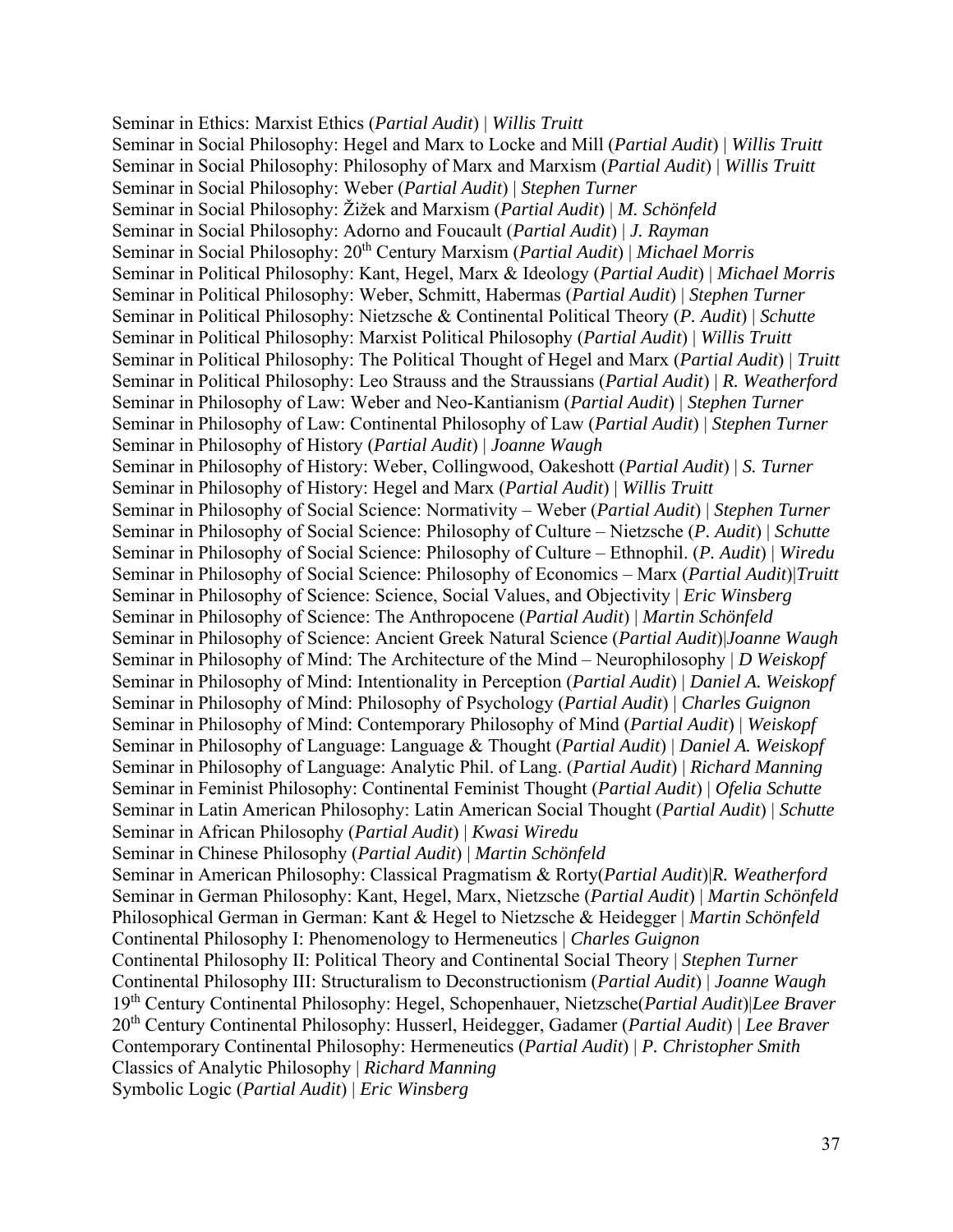Seminar in Ethics: Marxist Ethics (*Partial Audit*) | *Willis Truitt*
Seminar in Social Philosophy: Hegel and Marx to Locke and Mill (*Partial Audit*) | *Willis Truitt*
Seminar in Social Philosophy: Philosophy of Marx and Marxism (*Partial Audit*) | *Willis Truitt*
Seminar in Social Philosophy: Weber (*Partial Audit*) | *Stephen Turner*
Seminar in Social Philosophy: Žižek and Marxism (*Partial Audit*) | *M. Schönfeld*
Seminar in Social Philosophy: Adorno and Foucault (*Partial Audit*) | *J. Rayman*
Seminar in Social Philosophy: 20th Century Marxism (*Partial Audit*) | *Michael Morris*
Seminar in Political Philosophy: Kant, Hegel, Marx & Ideology (*Partial Audit*) | *Michael Morris*
Seminar in Political Philosophy: Weber, Schmitt, Habermas (*Partial Audit*) | *Stephen Turner*
Seminar in Political Philosophy: Nietzsche & Continental Political Theory (*P. Audit*) | *Schutte*
Seminar in Political Philosophy: Marxist Political Philosophy (*Partial Audit*) | *Willis Truitt*
Seminar in Political Philosophy: The Political Thought of Hegel and Marx (*Partial Audit*) | *Truitt*
Seminar in Political Philosophy: Leo Strauss and the Straussians (*Partial Audit*) | *R. Weatherford*
Seminar in Philosophy of Law: Weber and Neo-Kantianism (*Partial Audit*) | *Stephen Turner*
Seminar in Philosophy of Law: Continental Philosophy of Law (*Partial Audit*) | *Stephen Turner*
Seminar in Philosophy of History (*Partial Audit*) | *Joanne Waugh*
Seminar in Philosophy of History: Weber, Collingwood, Oakeshott (*Partial Audit*) | *S. Turner*
Seminar in Philosophy of History: Hegel and Marx (*Partial Audit*) | *Willis Truitt*
Seminar in Philosophy of Social Science: Normativity – Weber (*Partial Audit*) | *Stephen Turner*
Seminar in Philosophy of Social Science: Philosophy of Culture – Nietzsche (*P. Audit*) | *Schutte*
Seminar in Philosophy of Social Science: Philosophy of Culture – Ethnophil. (*P. Audit*) | *Wiredu*
Seminar in Philosophy of Social Science: Philosophy of Economics – Marx (*Partial Audit*)|*Truitt*
Seminar in Philosophy of Science: Science, Social Values, and Objectivity | *Eric Winsberg*
Seminar in Philosophy of Science: The Anthropocene (*Partial Audit*) | *Martin Schönfeld*
Seminar in Philosophy of Science: Ancient Greek Natural Science (*Partial Audit*)|*Joanne Waugh*
Seminar in Philosophy of Mind: The Architecture of the Mind – Neurophilosophy | *D Weiskopf*
Seminar in Philosophy of Mind: Intentionality in Perception (*Partial Audit*) | *Daniel A. Weiskopf*
Seminar in Philosophy of Mind: Philosophy of Psychology (*Partial Audit*) | *Charles Guignon*
Seminar in Philosophy of Mind: Contemporary Philosophy of Mind (*Partial Audit*) | *Weiskopf*
Seminar in Philosophy of Language: Language & Thought (*Partial Audit*) | *Daniel A. Weiskopf*
Seminar in Philosophy of Language: Analytic Phil. of Lang. (*Partial Audit*) | *Richard Manning*
Seminar in Feminist Philosophy: Continental Feminist Thought (*Partial Audit*) | *Ofelia Schutte*
Seminar in Latin American Philosophy: Latin American Social Thought (*Partial Audit*) | *Schutte*
Seminar in African Philosophy (*Partial Audit*) | *Kwasi Wiredu*
Seminar in Chinese Philosophy (*Partial Audit*) | *Martin Schönfeld*
Seminar in American Philosophy: Classical Pragmatism & Rorty(*Partial Audit*)|*R. Weatherford*
Seminar in German Philosophy: Kant, Hegel, Marx, Nietzsche (*Partial Audit*) | *Martin Schönfeld*
Philosophical German in German: Kant & Hegel to Nietzsche & Heidegger | *Martin Schönfeld*
Continental Philosophy I: Phenomenology to Hermeneutics | *Charles Guignon*
Continental Philosophy II: Political Theory and Continental Social Theory | *Stephen Turner*
Continental Philosophy III: Structuralism to Deconstructionism (*Partial Audit*) | *Joanne Waugh*
19th Century Continental Philosophy: Hegel, Schopenhauer, Nietzsche(*Partial Audit*)|*Lee Braver*
20th Century Continental Philosophy: Husserl, Heidegger, Gadamer (*Partial Audit*) | *Lee Braver*
Contemporary Continental Philosophy: Hermeneutics (*Partial Audit*) | *P. Christopher Smith*
Classics of Analytic Philosophy | *Richard Manning*
Symbolic Logic (*Partial Audit*) | *Eric Winsberg*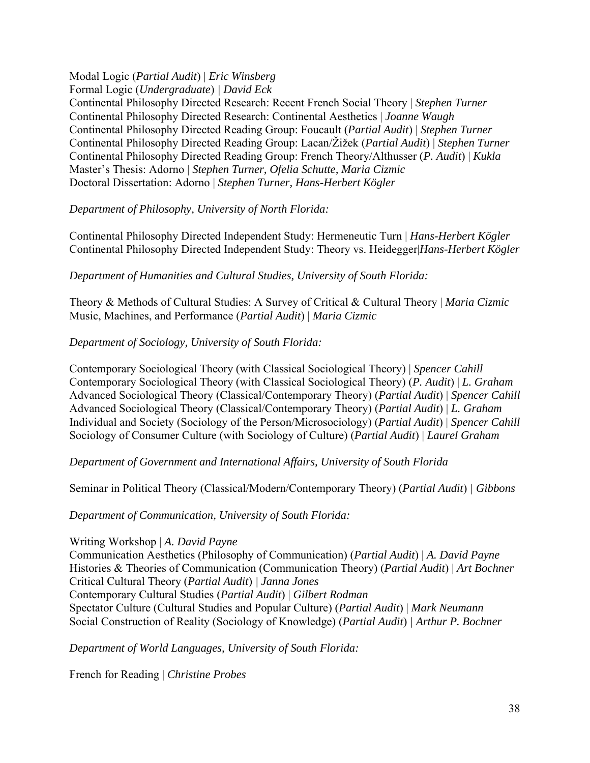Modal Logic (*Partial Audit*) | *Eric Winsberg*
Formal Logic (*Undergraduate*) | *David Eck*
Continental Philosophy Directed Research: Recent French Social Theory | *Stephen Turner*
Continental Philosophy Directed Research: Continental Aesthetics | *Joanne Waugh*
Continental Philosophy Directed Reading Group: Foucault (*Partial Audit*) | *Stephen Turner*
Continental Philosophy Directed Reading Group: Lacan/Žižek (*Partial Audit*) | *Stephen Turner*
Continental Philosophy Directed Reading Group: French Theory/Althusser (*P. Audit*) | *Kukla*
Master's Thesis: Adorno | *Stephen Turner, Ofelia Schutte, Maria Cizmic*
Doctoral Dissertation: Adorno | *Stephen Turner, Hans-Herbert Kögler*

*Department of Philosophy, University of North Florida:*

Continental Philosophy Directed Independent Study: Hermeneutic Turn | *Hans-Herbert Kögler*
Continental Philosophy Directed Independent Study: Theory vs. Heidegger|*Hans-Herbert Kögler*

*Department of Humanities and Cultural Studies, University of South Florida:*

Theory & Methods of Cultural Studies: A Survey of Critical & Cultural Theory | *Maria Cizmic*
Music, Machines, and Performance (*Partial Audit*) | *Maria Cizmic*

*Department of Sociology, University of South Florida:*

Contemporary Sociological Theory (with Classical Sociological Theory) | *Spencer Cahill*
Contemporary Sociological Theory (with Classical Sociological Theory) (*P. Audit*) | *L. Graham*
Advanced Sociological Theory (Classical/Contemporary Theory) (*Partial Audit*) | *Spencer Cahill*
Advanced Sociological Theory (Classical/Contemporary Theory) (*Partial Audit*) | *L. Graham*
Individual and Society (Sociology of the Person/Microsociology) (*Partial Audit*) | *Spencer Cahill*
Sociology of Consumer Culture (with Sociology of Culture) (*Partial Audit*) | *Laurel Graham*

*Department of Government and International Affairs, University of South Florida*

Seminar in Political Theory (Classical/Modern/Contemporary Theory) (*Partial Audit*) | *Gibbons*

*Department of Communication, University of South Florida:*

Writing Workshop | *A. David Payne*
Communication Aesthetics (Philosophy of Communication) (*Partial Audit*) | *A. David Payne*
Histories & Theories of Communication (Communication Theory) (*Partial Audit*) | *Art Bochner*
Critical Cultural Theory (*Partial Audit*) | *Janna Jones*
Contemporary Cultural Studies (*Partial Audit*) | *Gilbert Rodman*
Spectator Culture (Cultural Studies and Popular Culture) (*Partial Audit*) | *Mark Neumann*
Social Construction of Reality (Sociology of Knowledge) (*Partial Audit*) | *Arthur P. Bochner*

*Department of World Languages, University of South Florida:*

French for Reading | *Christine Probes*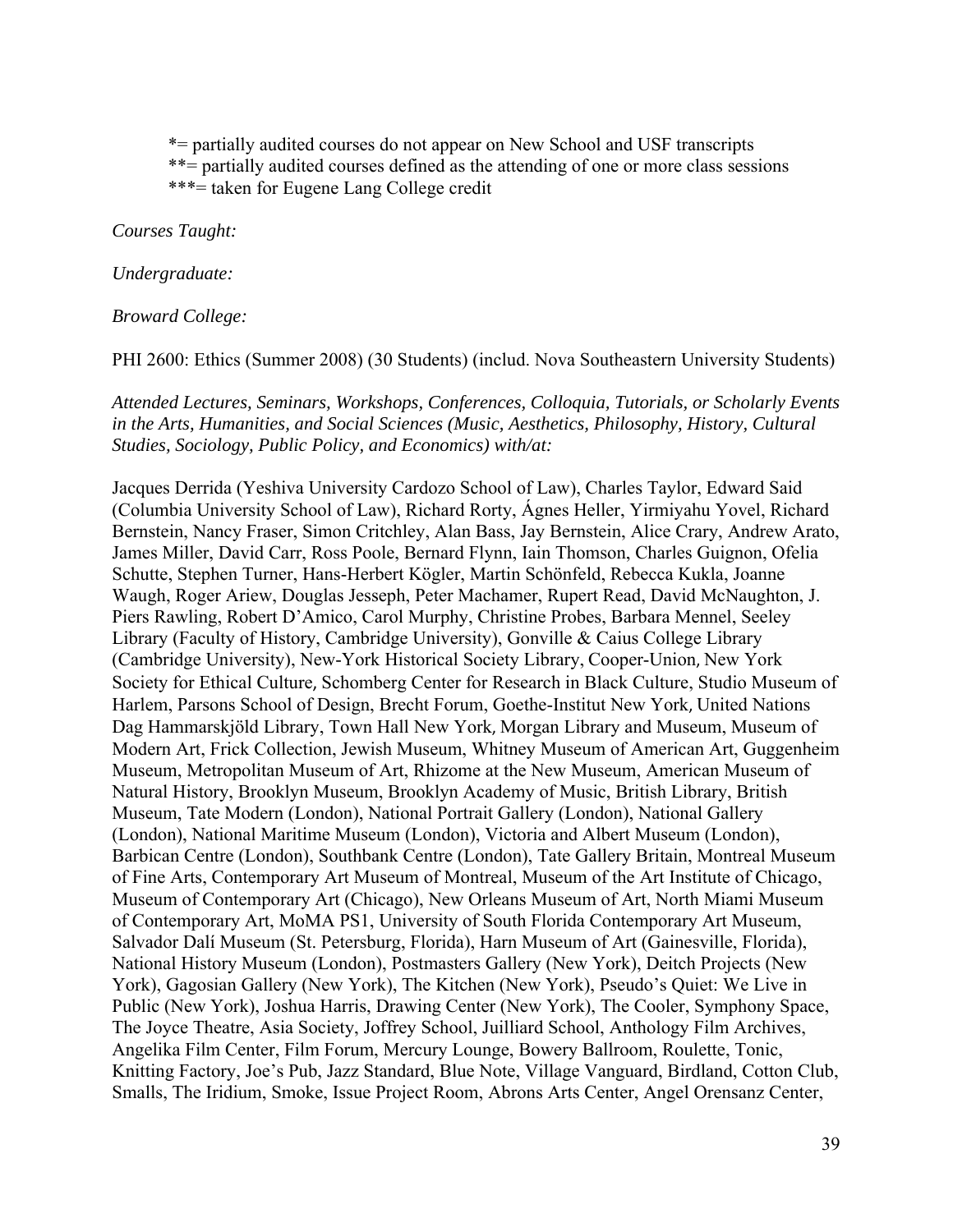*= partially audited courses do not appear on New School and USF transcripts
**= partially audited courses defined as the attending of one or more class sessions
***= taken for Eugene Lang College credit

*Courses Taught:*

*Undergraduate:*

*Broward College:*

PHI 2600: Ethics (Summer 2008) (30 Students) (includ. Nova Southeastern University Students)

*Attended Lectures, Seminars, Workshops, Conferences, Colloquia, Tutorials, or Scholarly Events in the Arts, Humanities, and Social Sciences (Music, Aesthetics, Philosophy, History, Cultural Studies, Sociology, Public Policy, and Economics) with/at:*

Jacques Derrida (Yeshiva University Cardozo School of Law), Charles Taylor, Edward Said (Columbia University School of Law), Richard Rorty, Ágnes Heller, Yirmiyahu Yovel, Richard Bernstein, Nancy Fraser, Simon Critchley, Alan Bass, Jay Bernstein, Alice Crary, Andrew Arato, James Miller, David Carr, Ross Poole, Bernard Flynn, Iain Thomson, Charles Guignon, Ofelia Schutte, Stephen Turner, Hans-Herbert Kögler, Martin Schönfeld, Rebecca Kukla, Joanne Waugh, Roger Ariew, Douglas Jesseph, Peter Machamer, Rupert Read, David McNaughton, J. Piers Rawling, Robert D'Amico, Carol Murphy, Christine Probes, Barbara Mennel, Seeley Library (Faculty of History, Cambridge University), Gonville & Caius College Library (Cambridge University), New-York Historical Society Library, Cooper-Union, New York Society for Ethical Culture, Schomberg Center for Research in Black Culture, Studio Museum of Harlem, Parsons School of Design, Brecht Forum, Goethe-Institut New York, United Nations Dag Hammarskjöld Library, Town Hall New York, Morgan Library and Museum, Museum of Modern Art, Frick Collection, Jewish Museum, Whitney Museum of American Art, Guggenheim Museum, Metropolitan Museum of Art, Rhizome at the New Museum, American Museum of Natural History, Brooklyn Museum, Brooklyn Academy of Music, British Library, British Museum, Tate Modern (London), National Portrait Gallery (London), National Gallery (London), National Maritime Museum (London), Victoria and Albert Museum (London), Barbican Centre (London), Southbank Centre (London), Tate Gallery Britain, Montreal Museum of Fine Arts, Contemporary Art Museum of Montreal, Museum of the Art Institute of Chicago, Museum of Contemporary Art (Chicago), New Orleans Museum of Art, North Miami Museum of Contemporary Art, MoMA PS1, University of South Florida Contemporary Art Museum, Salvador Dalí Museum (St. Petersburg, Florida), Harn Museum of Art (Gainesville, Florida), National History Museum (London), Postmasters Gallery (New York), Deitch Projects (New York), Gagosian Gallery (New York), The Kitchen (New York), Pseudo's Quiet: We Live in Public (New York), Joshua Harris, Drawing Center (New York), The Cooler, Symphony Space, The Joyce Theatre, Asia Society, Joffrey School, Juilliard School, Anthology Film Archives, Angelika Film Center, Film Forum, Mercury Lounge, Bowery Ballroom, Roulette, Tonic, Knitting Factory, Joe's Pub, Jazz Standard, Blue Note, Village Vanguard, Birdland, Cotton Club, Smalls, The Iridium, Smoke, Issue Project Room, Abrons Arts Center, Angel Orensanz Center,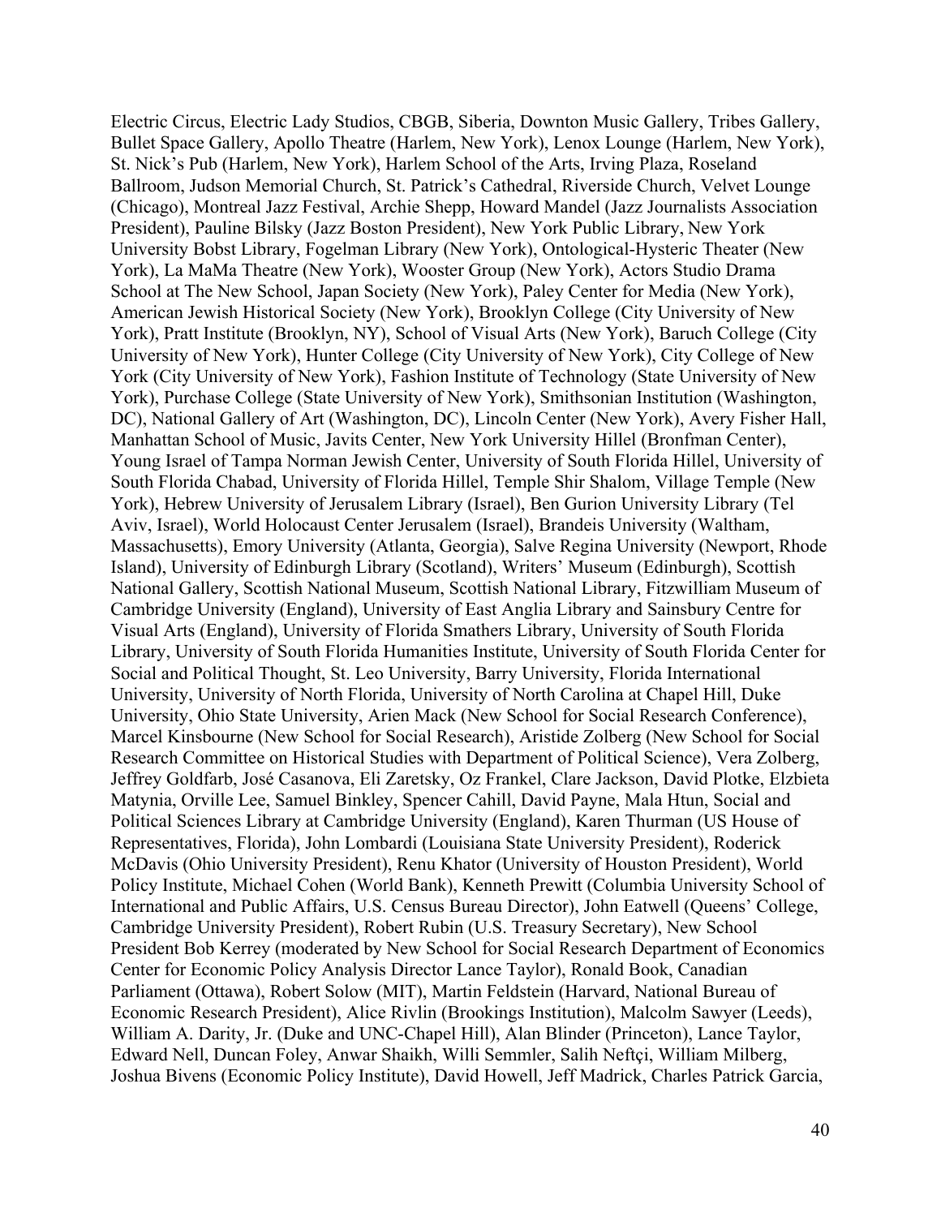Electric Circus, Electric Lady Studios, CBGB, Siberia, Downton Music Gallery, Tribes Gallery, Bullet Space Gallery, Apollo Theatre (Harlem, New York), Lenox Lounge (Harlem, New York), St. Nick's Pub (Harlem, New York), Harlem School of the Arts, Irving Plaza, Roseland Ballroom, Judson Memorial Church, St. Patrick's Cathedral, Riverside Church, Velvet Lounge (Chicago), Montreal Jazz Festival, Archie Shepp, Howard Mandel (Jazz Journalists Association President), Pauline Bilsky (Jazz Boston President), New York Public Library, New York University Bobst Library, Fogelman Library (New York), Ontological-Hysteric Theater (New York), La MaMa Theatre (New York), Wooster Group (New York), Actors Studio Drama School at The New School, Japan Society (New York), Paley Center for Media (New York), American Jewish Historical Society (New York), Brooklyn College (City University of New York), Pratt Institute (Brooklyn, NY), School of Visual Arts (New York), Baruch College (City University of New York), Hunter College (City University of New York), City College of New York (City University of New York), Fashion Institute of Technology (State University of New York), Purchase College (State University of New York), Smithsonian Institution (Washington, DC), National Gallery of Art (Washington, DC), Lincoln Center (New York), Avery Fisher Hall, Manhattan School of Music, Javits Center, New York University Hillel (Bronfman Center), Young Israel of Tampa Norman Jewish Center, University of South Florida Hillel, University of South Florida Chabad, University of Florida Hillel, Temple Shir Shalom, Village Temple (New York), Hebrew University of Jerusalem Library (Israel), Ben Gurion University Library (Tel Aviv, Israel), World Holocaust Center Jerusalem (Israel), Brandeis University (Waltham, Massachusetts), Emory University (Atlanta, Georgia), Salve Regina University (Newport, Rhode Island), University of Edinburgh Library (Scotland), Writers' Museum (Edinburgh), Scottish National Gallery, Scottish National Museum, Scottish National Library, Fitzwilliam Museum of Cambridge University (England), University of East Anglia Library and Sainsbury Centre for Visual Arts (England), University of Florida Smathers Library, University of South Florida Library, University of South Florida Humanities Institute, University of South Florida Center for Social and Political Thought, St. Leo University, Barry University, Florida International University, University of North Florida, University of North Carolina at Chapel Hill, Duke University, Ohio State University, Arien Mack (New School for Social Research Conference), Marcel Kinsbourne (New School for Social Research), Aristide Zolberg (New School for Social Research Committee on Historical Studies with Department of Political Science), Vera Zolberg, Jeffrey Goldfarb, José Casanova, Eli Zaretsky, Oz Frankel, Clare Jackson, David Plotke, Elzbieta Matynia, Orville Lee, Samuel Binkley, Spencer Cahill, David Payne, Mala Htun, Social and Political Sciences Library at Cambridge University (England), Karen Thurman (US House of Representatives, Florida), John Lombardi (Louisiana State University President), Roderick McDavis (Ohio University President), Renu Khator (University of Houston President), World Policy Institute, Michael Cohen (World Bank), Kenneth Prewitt (Columbia University School of International and Public Affairs, U.S. Census Bureau Director), John Eatwell (Queens' College, Cambridge University President), Robert Rubin (U.S. Treasury Secretary), New School President Bob Kerrey (moderated by New School for Social Research Department of Economics Center for Economic Policy Analysis Director Lance Taylor), Ronald Book, Canadian Parliament (Ottawa), Robert Solow (MIT), Martin Feldstein (Harvard, National Bureau of Economic Research President), Alice Rivlin (Brookings Institution), Malcolm Sawyer (Leeds), William A. Darity, Jr. (Duke and UNC-Chapel Hill), Alan Blinder (Princeton), Lance Taylor, Edward Nell, Duncan Foley, Anwar Shaikh, Willi Semmler, Salih Neftçi, William Milberg, Joshua Bivens (Economic Policy Institute), David Howell, Jeff Madrick, Charles Patrick Garcia,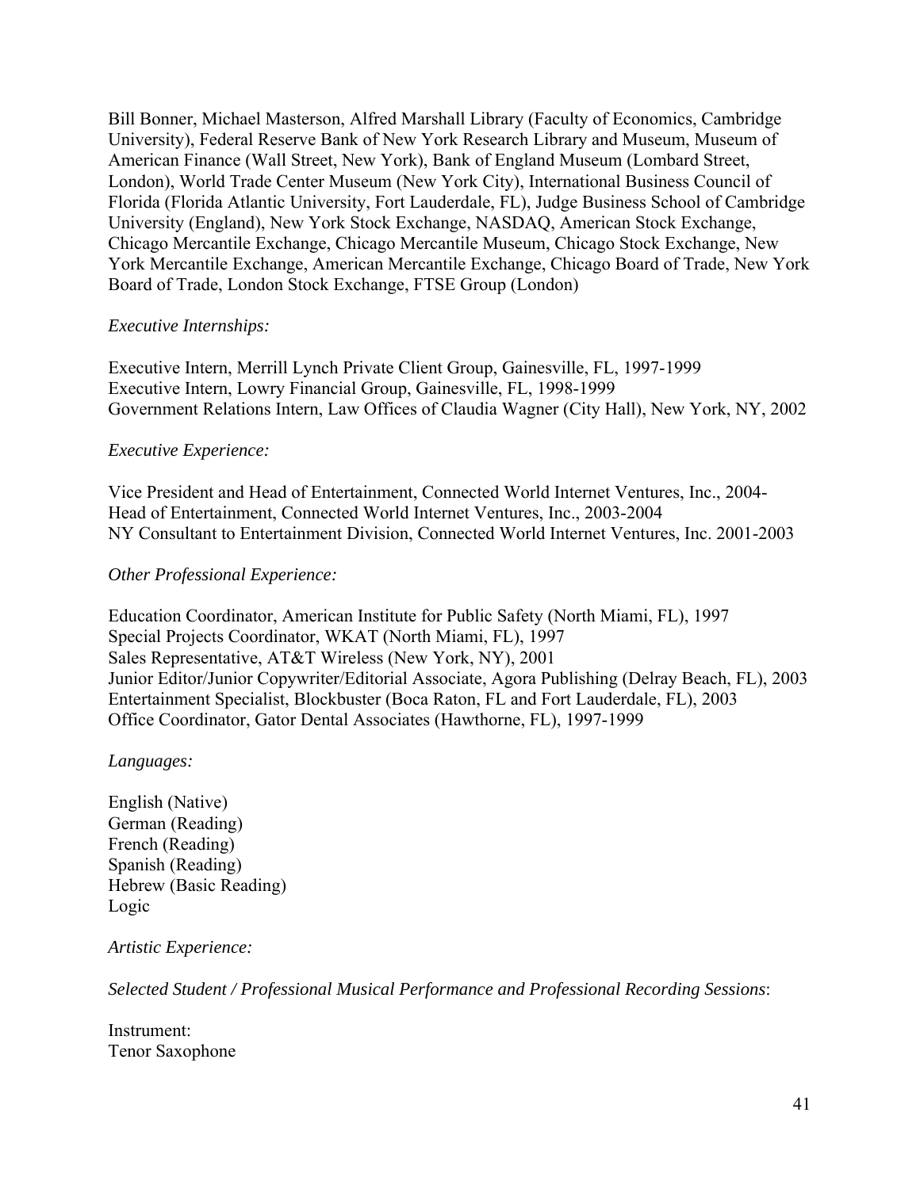Bill Bonner, Michael Masterson, Alfred Marshall Library (Faculty of Economics, Cambridge University), Federal Reserve Bank of New York Research Library and Museum, Museum of American Finance (Wall Street, New York), Bank of England Museum (Lombard Street, London), World Trade Center Museum (New York City), International Business Council of Florida (Florida Atlantic University, Fort Lauderdale, FL), Judge Business School of Cambridge University (England), New York Stock Exchange, NASDAQ, American Stock Exchange, Chicago Mercantile Exchange, Chicago Mercantile Museum, Chicago Stock Exchange, New York Mercantile Exchange, American Mercantile Exchange, Chicago Board of Trade, New York Board of Trade, London Stock Exchange, FTSE Group (London)

*Executive Internships:*

Executive Intern, Merrill Lynch Private Client Group, Gainesville, FL, 1997-1999
Executive Intern, Lowry Financial Group, Gainesville, FL, 1998-1999
Government Relations Intern, Law Offices of Claudia Wagner (City Hall), New York, NY, 2002

*Executive Experience:*

Vice President and Head of Entertainment, Connected World Internet Ventures, Inc., 2004-
Head of Entertainment, Connected World Internet Ventures, Inc., 2003-2004
NY Consultant to Entertainment Division, Connected World Internet Ventures, Inc. 2001-2003

*Other Professional Experience:*

Education Coordinator, American Institute for Public Safety (North Miami, FL), 1997
Special Projects Coordinator, WKAT (North Miami, FL), 1997
Sales Representative, AT&T Wireless (New York, NY), 2001
Junior Editor/Junior Copywriter/Editorial Associate, Agora Publishing (Delray Beach, FL), 2003
Entertainment Specialist, Blockbuster (Boca Raton, FL and Fort Lauderdale, FL), 2003
Office Coordinator, Gator Dental Associates (Hawthorne, FL), 1997-1999

*Languages:*

English (Native)
German (Reading)
French (Reading)
Spanish (Reading)
Hebrew (Basic Reading)
Logic

*Artistic Experience:*

*Selected Student / Professional Musical Performance and Professional Recording Sessions*:

Instrument:
Tenor Saxophone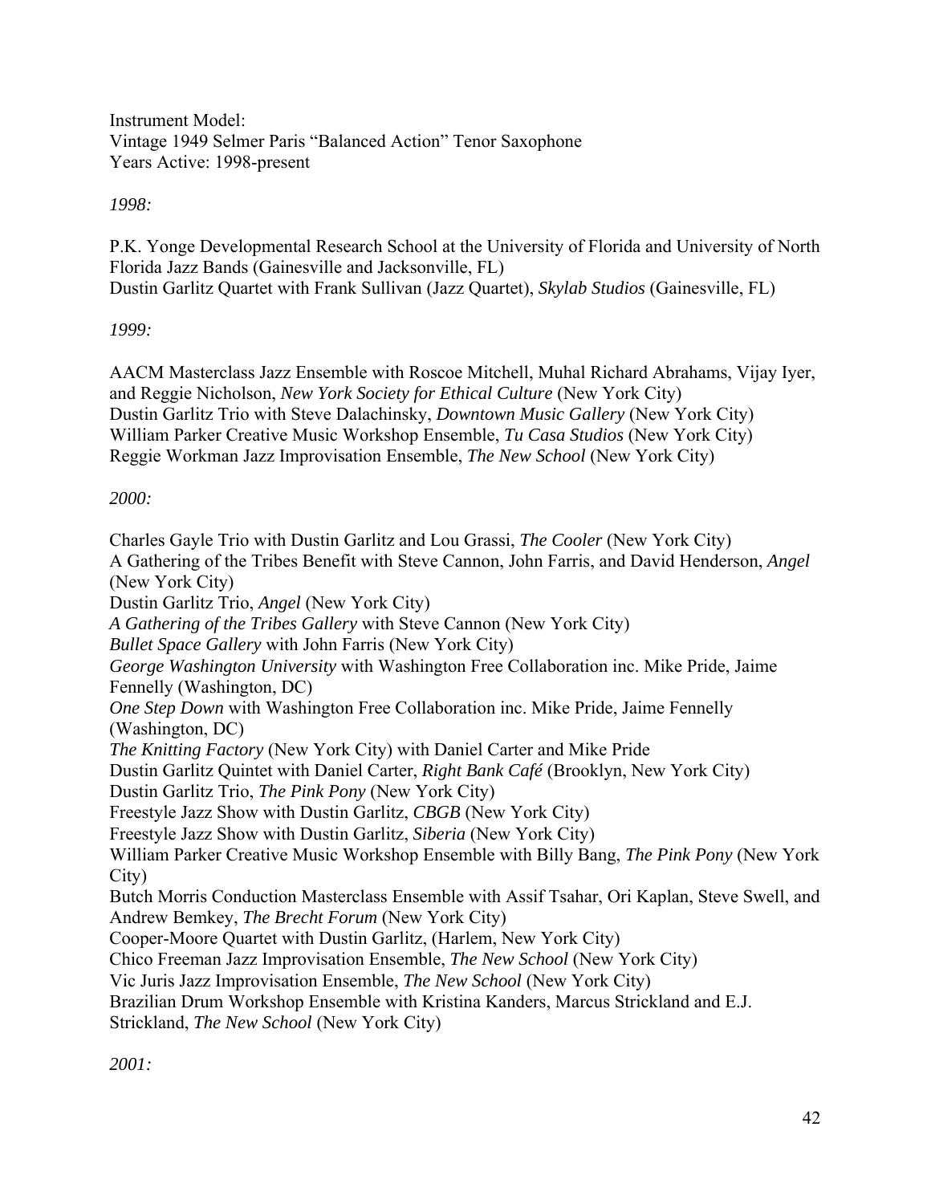Instrument Model:
Vintage 1949 Selmer Paris "Balanced Action" Tenor Saxophone
Years Active: 1998-present

*1998:*

P.K. Yonge Developmental Research School at the University of Florida and University of North Florida Jazz Bands (Gainesville and Jacksonville, FL)
Dustin Garlitz Quartet with Frank Sullivan (Jazz Quartet), *Skylab Studios* (Gainesville, FL)

*1999:*

AACM Masterclass Jazz Ensemble with Roscoe Mitchell, Muhal Richard Abrahams, Vijay Iyer, and Reggie Nicholson, *New York Society for Ethical Culture* (New York City)
Dustin Garlitz Trio with Steve Dalachinsky, *Downtown Music Gallery* (New York City)
William Parker Creative Music Workshop Ensemble, *Tu Casa Studios* (New York City)
Reggie Workman Jazz Improvisation Ensemble, *The New School* (New York City)

*2000:*

Charles Gayle Trio with Dustin Garlitz and Lou Grassi, *The Cooler* (New York City)
A Gathering of the Tribes Benefit with Steve Cannon, John Farris, and David Henderson, *Angel* (New York City)
Dustin Garlitz Trio, *Angel* (New York City)
*A Gathering of the Tribes Gallery* with Steve Cannon (New York City)
*Bullet Space Gallery* with John Farris (New York City)
*George Washington University* with Washington Free Collaboration inc. Mike Pride, Jaime Fennelly (Washington, DC)
*One Step Down* with Washington Free Collaboration inc. Mike Pride, Jaime Fennelly (Washington, DC)
*The Knitting Factory* (New York City) with Daniel Carter and Mike Pride
Dustin Garlitz Quintet with Daniel Carter, *Right Bank Café* (Brooklyn, New York City)
Dustin Garlitz Trio, *The Pink Pony* (New York City)
Freestyle Jazz Show with Dustin Garlitz, *CBGB* (New York City)
Freestyle Jazz Show with Dustin Garlitz, *Siberia* (New York City)
William Parker Creative Music Workshop Ensemble with Billy Bang, *The Pink Pony* (New York City)
Butch Morris Conduction Masterclass Ensemble with Assif Tsahar, Ori Kaplan, Steve Swell, and Andrew Bemkey, *The Brecht Forum* (New York City)
Cooper-Moore Quartet with Dustin Garlitz, (Harlem, New York City)
Chico Freeman Jazz Improvisation Ensemble, *The New School* (New York City)
Vic Juris Jazz Improvisation Ensemble, *The New School* (New York City)
Brazilian Drum Workshop Ensemble with Kristina Kanders, Marcus Strickland and E.J. Strickland, *The New School* (New York City)

*2001:*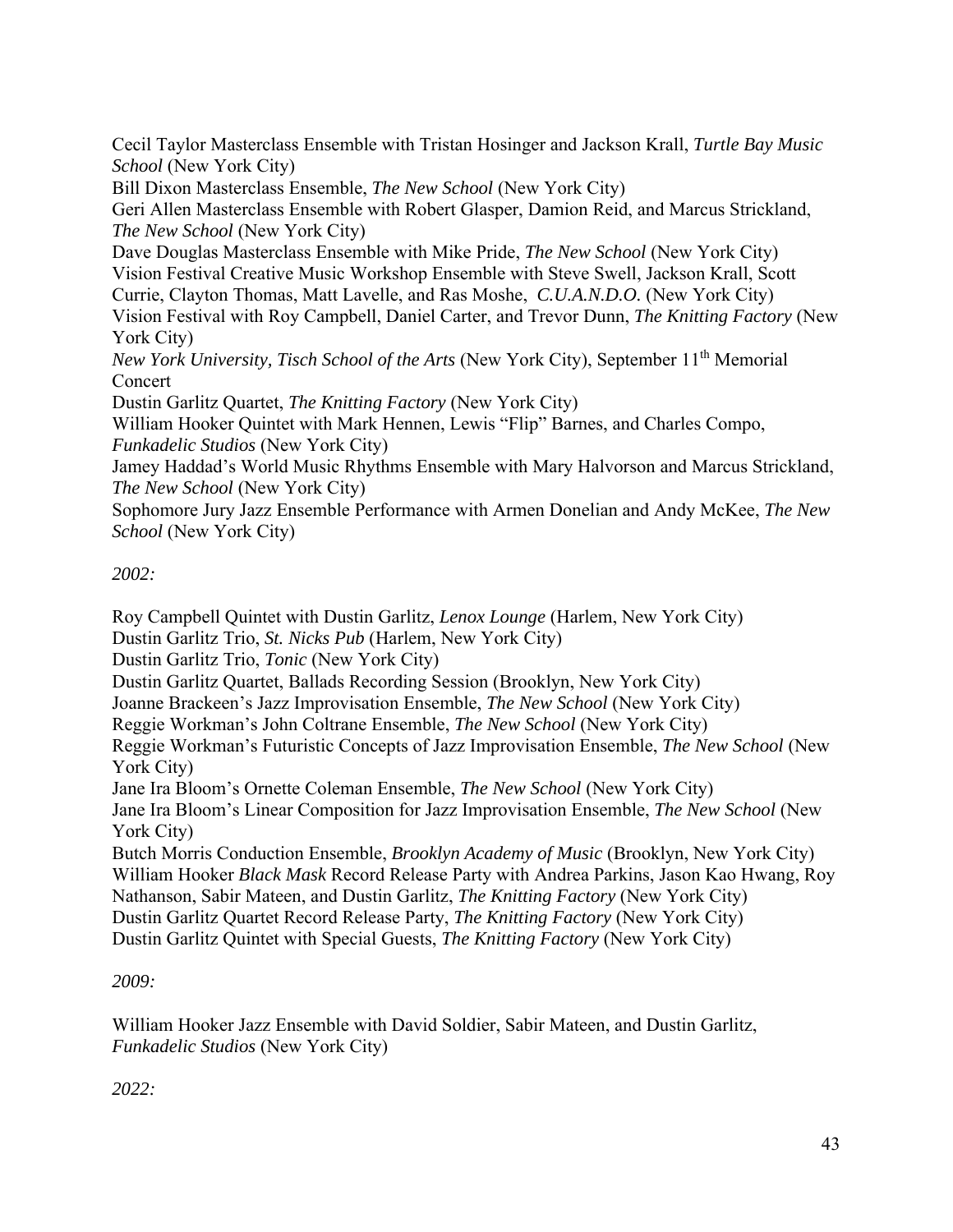Cecil Taylor Masterclass Ensemble with Tristan Hosinger and Jackson Krall, *Turtle Bay Music School* (New York City)
Bill Dixon Masterclass Ensemble, *The New School* (New York City)
Geri Allen Masterclass Ensemble with Robert Glasper, Damion Reid, and Marcus Strickland, *The New School* (New York City)
Dave Douglas Masterclass Ensemble with Mike Pride, *The New School* (New York City)
Vision Festival Creative Music Workshop Ensemble with Steve Swell, Jackson Krall, Scott Currie, Clayton Thomas, Matt Lavelle, and Ras Moshe, *C.U.A.N.D.O.* (New York City)
Vision Festival with Roy Campbell, Daniel Carter, and Trevor Dunn, *The Knitting Factory* (New York City)
*New York University, Tisch School of the Arts* (New York City), September 11th Memorial Concert
Dustin Garlitz Quartet, *The Knitting Factory* (New York City)
William Hooker Quintet with Mark Hennen, Lewis "Flip" Barnes, and Charles Compo, *Funkadelic Studios* (New York City)
Jamey Haddad's World Music Rhythms Ensemble with Mary Halvorson and Marcus Strickland, *The New School* (New York City)
Sophomore Jury Jazz Ensemble Performance with Armen Donelian and Andy McKee, *The New School* (New York City)

*2002:*

Roy Campbell Quintet with Dustin Garlitz, *Lenox Lounge* (Harlem, New York City)
Dustin Garlitz Trio, *St. Nicks Pub* (Harlem, New York City)
Dustin Garlitz Trio, *Tonic* (New York City)
Dustin Garlitz Quartet, Ballads Recording Session (Brooklyn, New York City)
Joanne Brackeen's Jazz Improvisation Ensemble, *The New School* (New York City)
Reggie Workman's John Coltrane Ensemble, *The New School* (New York City)
Reggie Workman's Futuristic Concepts of Jazz Improvisation Ensemble, *The New School* (New York City)
Jane Ira Bloom's Ornette Coleman Ensemble, *The New School* (New York City)
Jane Ira Bloom's Linear Composition for Jazz Improvisation Ensemble, *The New School* (New York City)
Butch Morris Conduction Ensemble, *Brooklyn Academy of Music* (Brooklyn, New York City)
William Hooker *Black Mask* Record Release Party with Andrea Parkins, Jason Kao Hwang, Roy Nathanson, Sabir Mateen, and Dustin Garlitz, *The Knitting Factory* (New York City)
Dustin Garlitz Quartet Record Release Party, *The Knitting Factory* (New York City)
Dustin Garlitz Quintet with Special Guests, *The Knitting Factory* (New York City)

*2009:*

William Hooker Jazz Ensemble with David Soldier, Sabir Mateen, and Dustin Garlitz, *Funkadelic Studios* (New York City)

*2022:*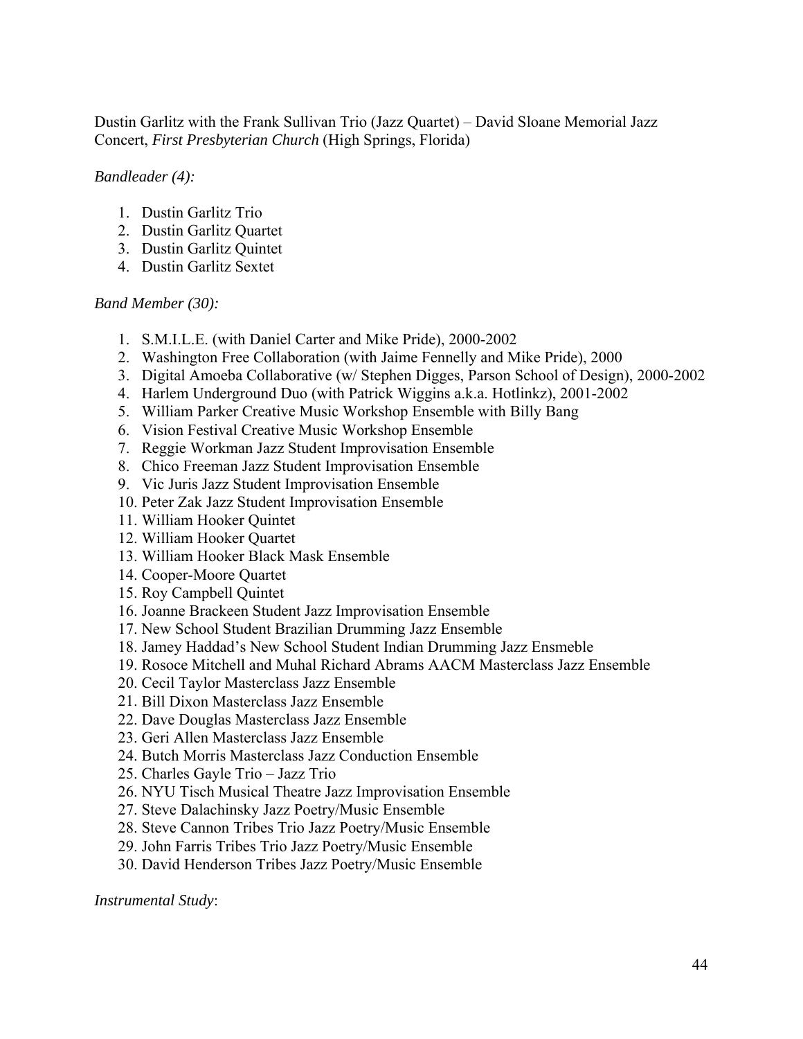Dustin Garlitz with the Frank Sullivan Trio (Jazz Quartet) – David Sloane Memorial Jazz Concert, *First Presbyterian Church* (High Springs, Florida)

*Bandleader (4):*

1. Dustin Garlitz Trio
2. Dustin Garlitz Quartet
3. Dustin Garlitz Quintet
4. Dustin Garlitz Sextet

*Band Member (30):*

1. S.M.I.L.E. (with Daniel Carter and Mike Pride), 2000-2002
2. Washington Free Collaboration (with Jaime Fennelly and Mike Pride), 2000
3. Digital Amoeba Collaborative (w/ Stephen Digges, Parson School of Design), 2000-2002
4. Harlem Underground Duo (with Patrick Wiggins a.k.a. Hotlinkz), 2001-2002
5. William Parker Creative Music Workshop Ensemble with Billy Bang
6. Vision Festival Creative Music Workshop Ensemble
7. Reggie Workman Jazz Student Improvisation Ensemble
8. Chico Freeman Jazz Student Improvisation Ensemble
9. Vic Juris Jazz Student Improvisation Ensemble
10. Peter Zak Jazz Student Improvisation Ensemble
11. William Hooker Quintet
12. William Hooker Quartet
13. William Hooker Black Mask Ensemble
14. Cooper-Moore Quartet
15. Roy Campbell Quintet
16. Joanne Brackeen Student Jazz Improvisation Ensemble
17. New School Student Brazilian Drumming Jazz Ensemble
18. Jamey Haddad's New School Student Indian Drumming Jazz Ensmeble
19. Rosoce Mitchell and Muhal Richard Abrams AACM Masterclass Jazz Ensemble
20. Cecil Taylor Masterclass Jazz Ensemble
21. Bill Dixon Masterclass Jazz Ensemble
22. Dave Douglas Masterclass Jazz Ensemble
23. Geri Allen Masterclass Jazz Ensemble
24. Butch Morris Masterclass Jazz Conduction Ensemble
25. Charles Gayle Trio – Jazz Trio
26. NYU Tisch Musical Theatre Jazz Improvisation Ensemble
27. Steve Dalachinsky Jazz Poetry/Music Ensemble
28. Steve Cannon Tribes Trio Jazz Poetry/Music Ensemble
29. John Farris Tribes Trio Jazz Poetry/Music Ensemble
30. David Henderson Tribes Jazz Poetry/Music Ensemble

*Instrumental Study*: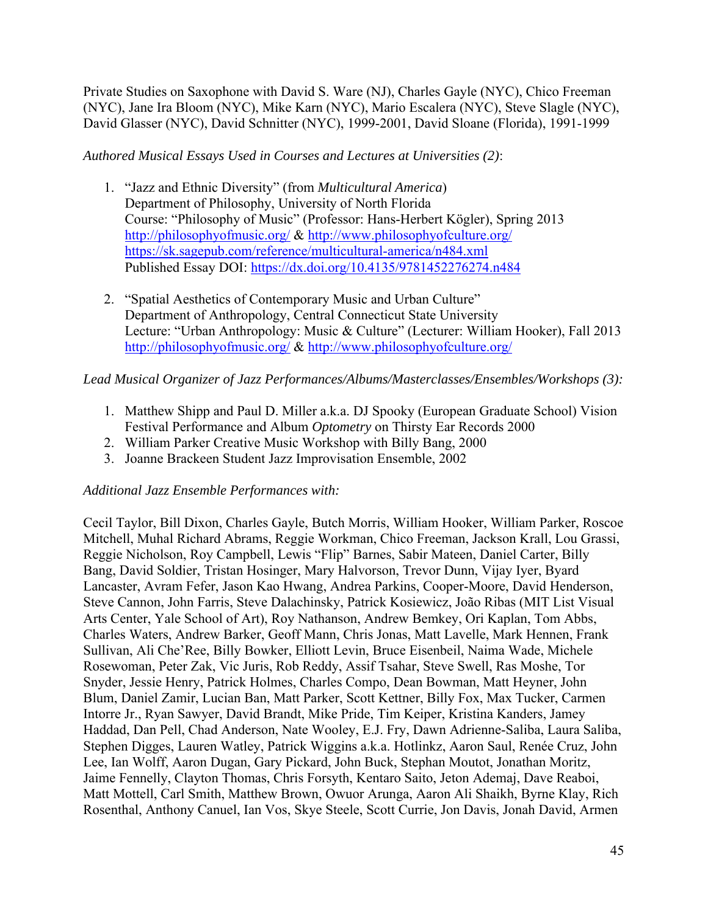Private Studies on Saxophone with David S. Ware (NJ), Charles Gayle (NYC), Chico Freeman (NYC), Jane Ira Bloom (NYC), Mike Karn (NYC), Mario Escalera (NYC), Steve Slagle (NYC), David Glasser (NYC), David Schnitter (NYC), 1999-2001, David Sloane (Florida), 1991-1999

*Authored Musical Essays Used in Courses and Lectures at Universities (2)*:

1. "Jazz and Ethnic Diversity" (from *Multicultural America*)
   Department of Philosophy, University of North Florida
   Course: "Philosophy of Music" (Professor: Hans-Herbert Kögler), Spring 2013
   http://philosophyofmusic.org/ & http://www.philosophyofculture.org/
   https://sk.sagepub.com/reference/multicultural-america/n484.xml
   Published Essay DOI: https://dx.doi.org/10.4135/9781452276274.n484

2. "Spatial Aesthetics of Contemporary Music and Urban Culture"
   Department of Anthropology, Central Connecticut State University
   Lecture: "Urban Anthropology: Music & Culture" (Lecturer: William Hooker), Fall 2013
   http://philosophyofmusic.org/ & http://www.philosophyofculture.org/

*Lead Musical Organizer of Jazz Performances/Albums/Masterclasses/Ensembles/Workshops (3):*

1. Matthew Shipp and Paul D. Miller a.k.a. DJ Spooky (European Graduate School) Vision Festival Performance and Album *Optometry* on Thirsty Ear Records 2000
2. William Parker Creative Music Workshop with Billy Bang, 2000
3. Joanne Brackeen Student Jazz Improvisation Ensemble, 2002

*Additional Jazz Ensemble Performances with:*

Cecil Taylor, Bill Dixon, Charles Gayle, Butch Morris, William Hooker, William Parker, Roscoe Mitchell, Muhal Richard Abrams, Reggie Workman, Chico Freeman, Jackson Krall, Lou Grassi, Reggie Nicholson, Roy Campbell, Lewis "Flip" Barnes, Sabir Mateen, Daniel Carter, Billy Bang, David Soldier, Tristan Hosinger, Mary Halvorson, Trevor Dunn, Vijay Iyer, Byard Lancaster, Avram Fefer, Jason Kao Hwang, Andrea Parkins, Cooper-Moore, David Henderson, Steve Cannon, John Farris, Steve Dalachinsky, Patrick Kosiewicz, João Ribas (MIT List Visual Arts Center, Yale School of Art), Roy Nathanson, Andrew Bemkey, Ori Kaplan, Tom Abbs, Charles Waters, Andrew Barker, Geoff Mann, Chris Jonas, Matt Lavelle, Mark Hennen, Frank Sullivan, Ali Che'Ree, Billy Bowker, Elliott Levin, Bruce Eisenbeil, Naima Wade, Michele Rosewoman, Peter Zak, Vic Juris, Rob Reddy, Assif Tsahar, Steve Swell, Ras Moshe, Tor Snyder, Jessie Henry, Patrick Holmes, Charles Compo, Dean Bowman, Matt Heyner, John Blum, Daniel Zamir, Lucian Ban, Matt Parker, Scott Kettner, Billy Fox, Max Tucker, Carmen Intorre Jr., Ryan Sawyer, David Brandt, Mike Pride, Tim Keiper, Kristina Kanders, Jamey Haddad, Dan Pell, Chad Anderson, Nate Wooley, E.J. Fry, Dawn Adrienne-Saliba, Laura Saliba, Stephen Digges, Lauren Watley, Patrick Wiggins a.k.a. Hotlinkz, Aaron Saul, Renée Cruz, John Lee, Ian Wolff, Aaron Dugan, Gary Pickard, John Buck, Stephan Moutot, Jonathan Moritz, Jaime Fennelly, Clayton Thomas, Chris Forsyth, Kentaro Saito, Jeton Ademaj, Dave Reaboi, Matt Mottell, Carl Smith, Matthew Brown, Owuor Arunga, Aaron Ali Shaikh, Byrne Klay, Rich Rosenthal, Anthony Canuel, Ian Vos, Skye Steele, Scott Currie, Jon Davis, Jonah David, Armen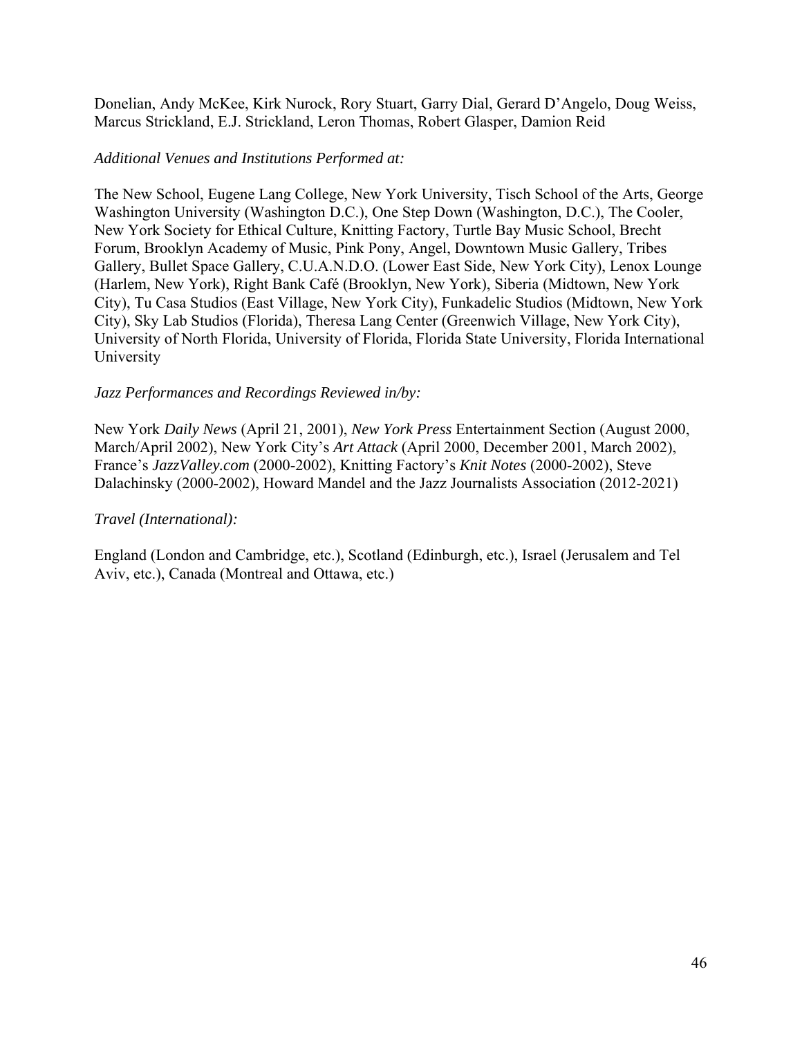Donelian, Andy McKee, Kirk Nurock, Rory Stuart, Garry Dial, Gerard D'Angelo, Doug Weiss, Marcus Strickland, E.J. Strickland, Leron Thomas, Robert Glasper, Damion Reid

*Additional Venues and Institutions Performed at:*

The New School, Eugene Lang College, New York University, Tisch School of the Arts, George Washington University (Washington D.C.), One Step Down (Washington, D.C.), The Cooler, New York Society for Ethical Culture, Knitting Factory, Turtle Bay Music School, Brecht Forum, Brooklyn Academy of Music, Pink Pony, Angel, Downtown Music Gallery, Tribes Gallery, Bullet Space Gallery, C.U.A.N.D.O. (Lower East Side, New York City), Lenox Lounge (Harlem, New York), Right Bank Café (Brooklyn, New York), Siberia (Midtown, New York City), Tu Casa Studios (East Village, New York City), Funkadelic Studios (Midtown, New York City), Sky Lab Studios (Florida), Theresa Lang Center (Greenwich Village, New York City), University of North Florida, University of Florida, Florida State University, Florida International University

*Jazz Performances and Recordings Reviewed in/by:*

New York *Daily News* (April 21, 2001), *New York Press* Entertainment Section (August 2000, March/April 2002), New York City's *Art Attack* (April 2000, December 2001, March 2002), France's *JazzValley.com* (2000-2002), Knitting Factory's *Knit Notes* (2000-2002), Steve Dalachinsky (2000-2002), Howard Mandel and the Jazz Journalists Association (2012-2021)

*Travel (International):*

England (London and Cambridge, etc.), Scotland (Edinburgh, etc.), Israel (Jerusalem and Tel Aviv, etc.), Canada (Montreal and Ottawa, etc.)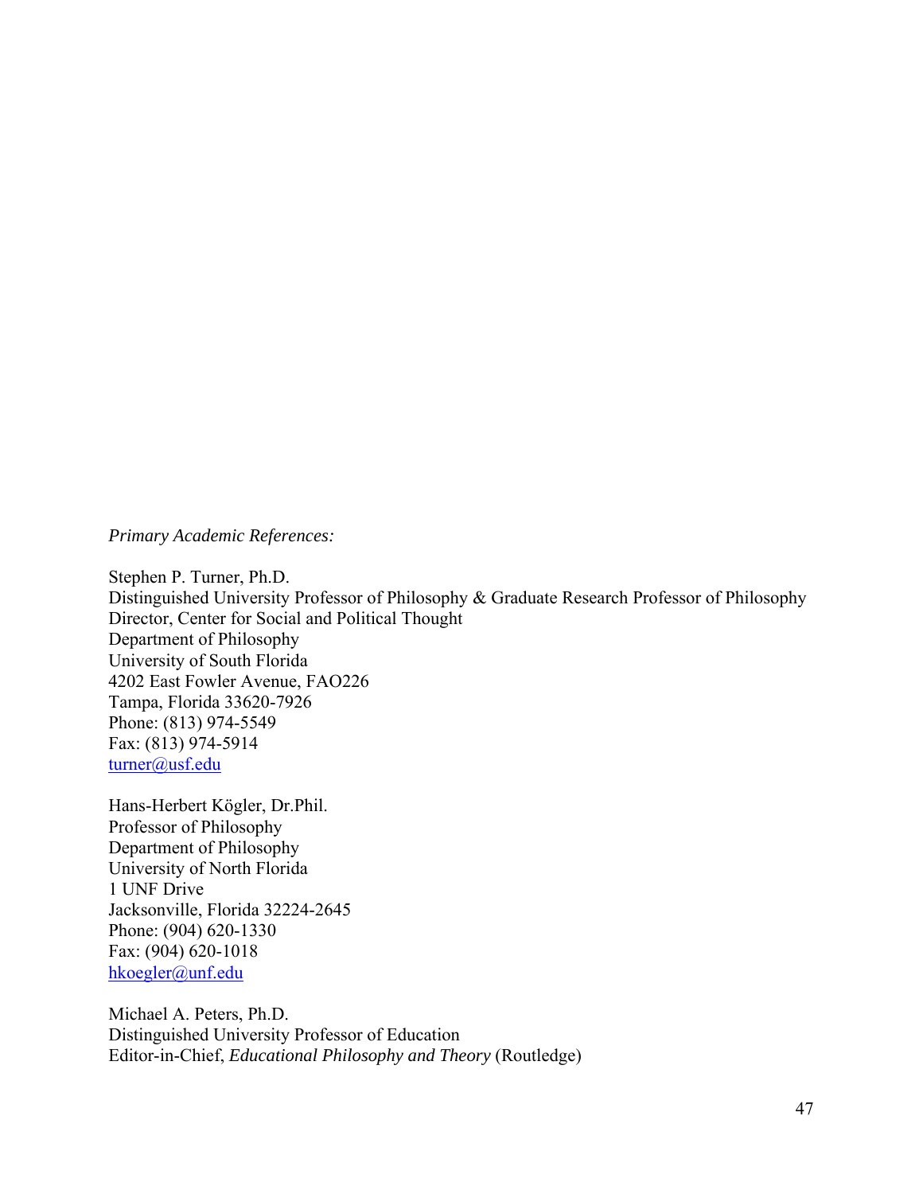*Primary Academic References:*

Stephen P. Turner, Ph.D.
Distinguished University Professor of Philosophy & Graduate Research Professor of Philosophy
Director, Center for Social and Political Thought
Department of Philosophy
University of South Florida
4202 East Fowler Avenue, FAO226
Tampa, Florida 33620-7926
Phone: (813) 974-5549
Fax: (813) 974-5914
turner@usf.edu

Hans-Herbert Kögler, Dr.Phil.
Professor of Philosophy
Department of Philosophy
University of North Florida
1 UNF Drive
Jacksonville, Florida 32224-2645
Phone: (904) 620-1330
Fax: (904) 620-1018
hkoegler@unf.edu

Michael A. Peters, Ph.D.
Distinguished University Professor of Education
Editor-in-Chief, *Educational Philosophy and Theory* (Routledge)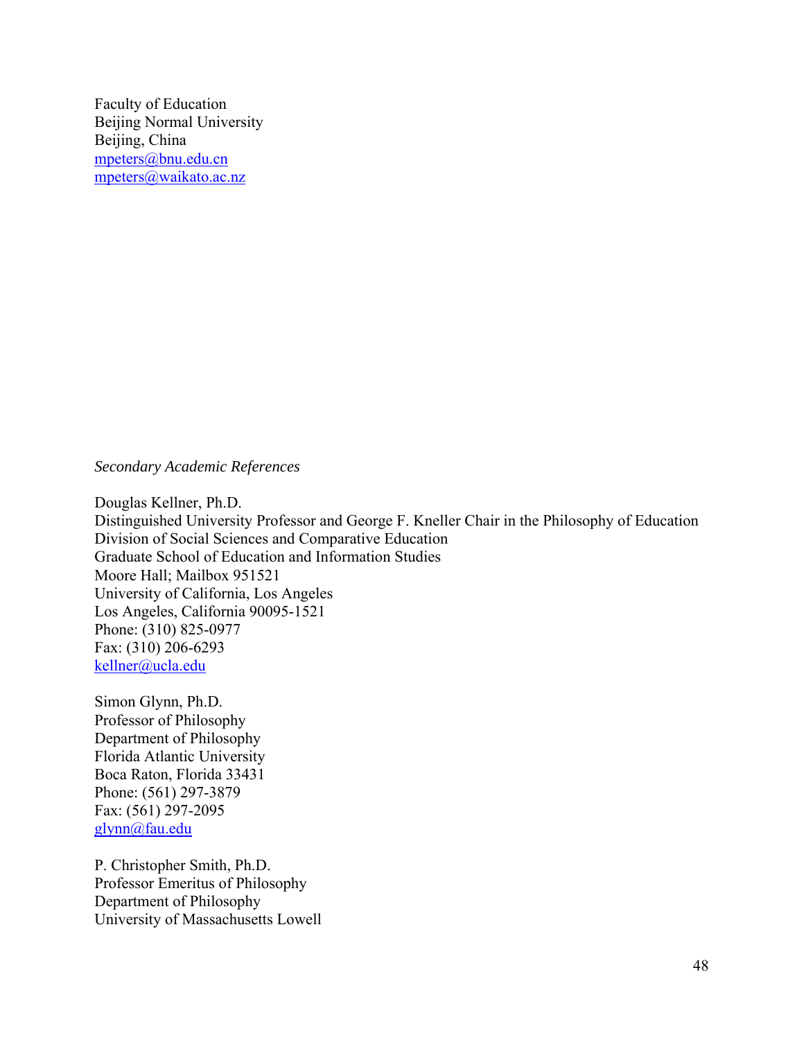Faculty of Education
Beijing Normal University
Beijing, China
mpeters@bnu.edu.cn
mpeters@waikato.ac.nz

*Secondary Academic References*

Douglas Kellner, Ph.D.
Distinguished University Professor and George F. Kneller Chair in the Philosophy of Education
Division of Social Sciences and Comparative Education
Graduate School of Education and Information Studies
Moore Hall; Mailbox 951521
University of California, Los Angeles
Los Angeles, California 90095-1521
Phone: (310) 825-0977
Fax: (310) 206-6293
kellner@ucla.edu

Simon Glynn, Ph.D.
Professor of Philosophy
Department of Philosophy
Florida Atlantic University
Boca Raton, Florida 33431
Phone: (561) 297-3879
Fax: (561) 297-2095
glynn@fau.edu

P. Christopher Smith, Ph.D.
Professor Emeritus of Philosophy
Department of Philosophy
University of Massachusetts Lowell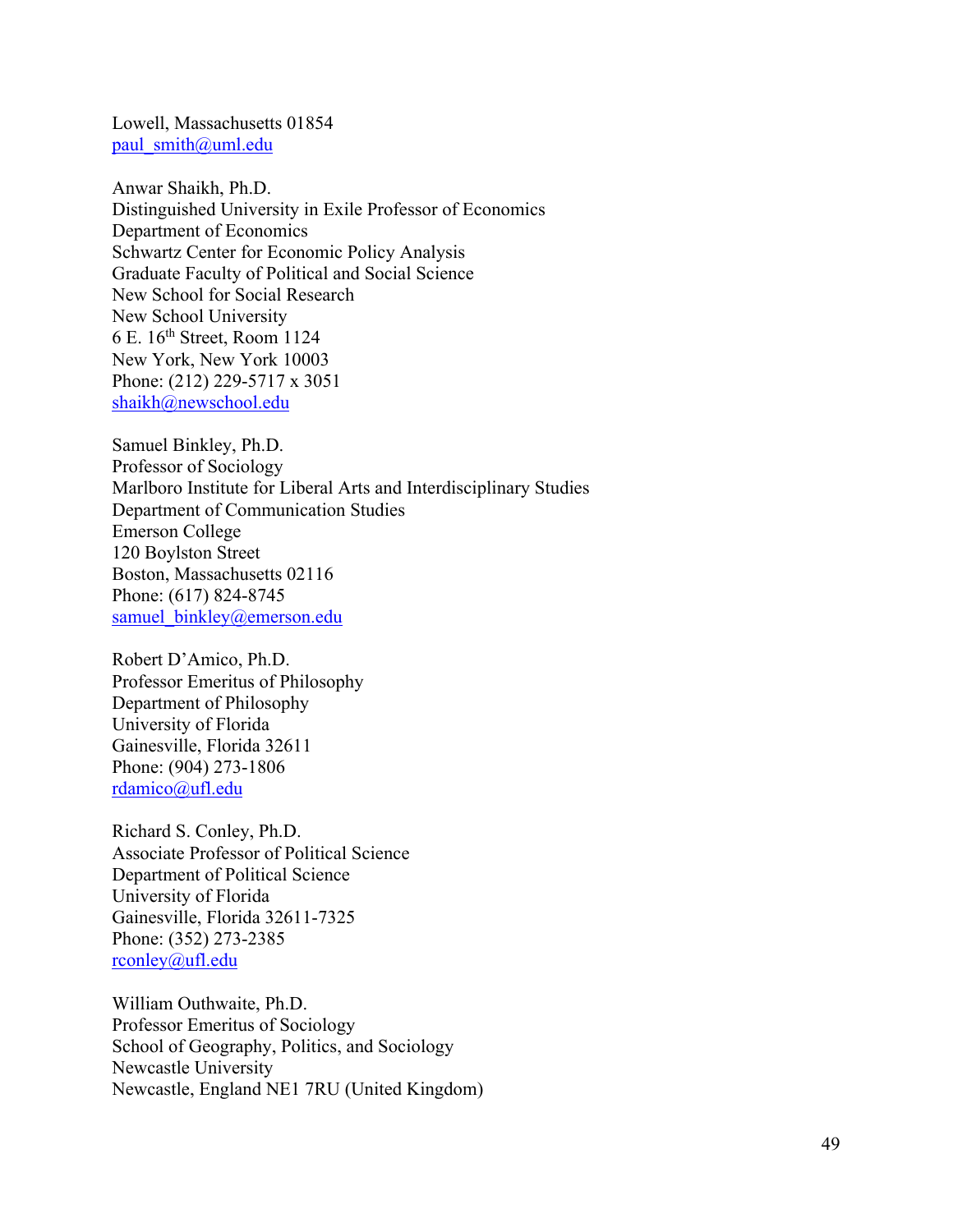Lowell, Massachusetts 01854
paul_smith@uml.edu

Anwar Shaikh, Ph.D.
Distinguished University in Exile Professor of Economics
Department of Economics
Schwartz Center for Economic Policy Analysis
Graduate Faculty of Political and Social Science
New School for Social Research
New School University
6 E. 16th Street, Room 1124
New York, New York 10003
Phone: (212) 229-5717 x 3051
shaikh@newschool.edu

Samuel Binkley, Ph.D.
Professor of Sociology
Marlboro Institute for Liberal Arts and Interdisciplinary Studies
Department of Communication Studies
Emerson College
120 Boylston Street
Boston, Massachusetts 02116
Phone: (617) 824-8745
samuel_binkley@emerson.edu

Robert D'Amico, Ph.D.
Professor Emeritus of Philosophy
Department of Philosophy
University of Florida
Gainesville, Florida 32611
Phone: (904) 273-1806
rdamico@ufl.edu

Richard S. Conley, Ph.D.
Associate Professor of Political Science
Department of Political Science
University of Florida
Gainesville, Florida 32611-7325
Phone: (352) 273-2385
rconley@ufl.edu

William Outhwaite, Ph.D.
Professor Emeritus of Sociology
School of Geography, Politics, and Sociology
Newcastle University
Newcastle, England NE1 7RU (United Kingdom)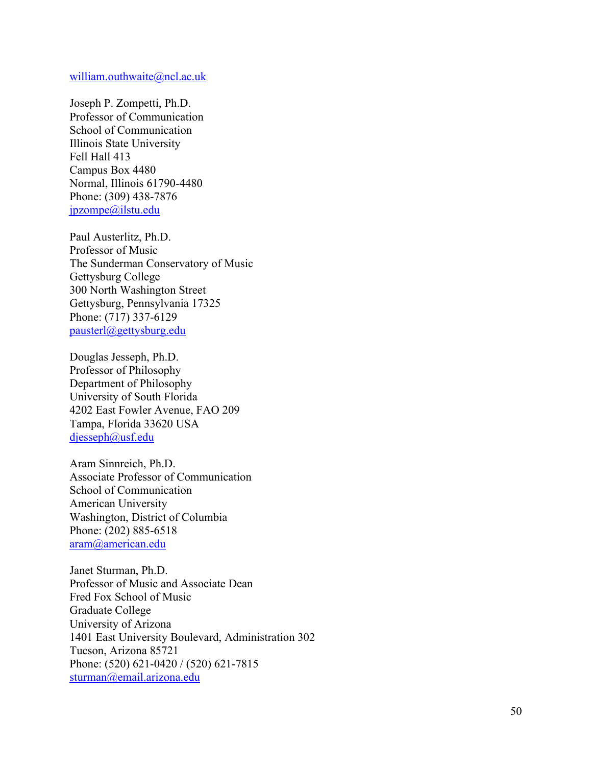william.outhwaite@ncl.ac.uk

Joseph P. Zompetti, Ph.D.
Professor of Communication
School of Communication
Illinois State University
Fell Hall 413
Campus Box 4480
Normal, Illinois 61790-4480
Phone: (309) 438-7876
jpzompe@ilstu.edu

Paul Austerlitz, Ph.D.
Professor of Music
The Sunderman Conservatory of Music
Gettysburg College
300 North Washington Street
Gettysburg, Pennsylvania 17325
Phone: (717) 337-6129
pausterl@gettysburg.edu

Douglas Jesseph, Ph.D.
Professor of Philosophy
Department of Philosophy
University of South Florida
4202 East Fowler Avenue, FAO 209
Tampa, Florida 33620 USA
djesseph@usf.edu

Aram Sinnreich, Ph.D.
Associate Professor of Communication
School of Communication
American University
Washington, District of Columbia
Phone: (202) 885-6518
aram@american.edu

Janet Sturman, Ph.D.
Professor of Music and Associate Dean
Fred Fox School of Music
Graduate College
University of Arizona
1401 East University Boulevard, Administration 302
Tucson, Arizona 85721
Phone: (520) 621-0420 / (520) 621-7815
sturman@email.arizona.edu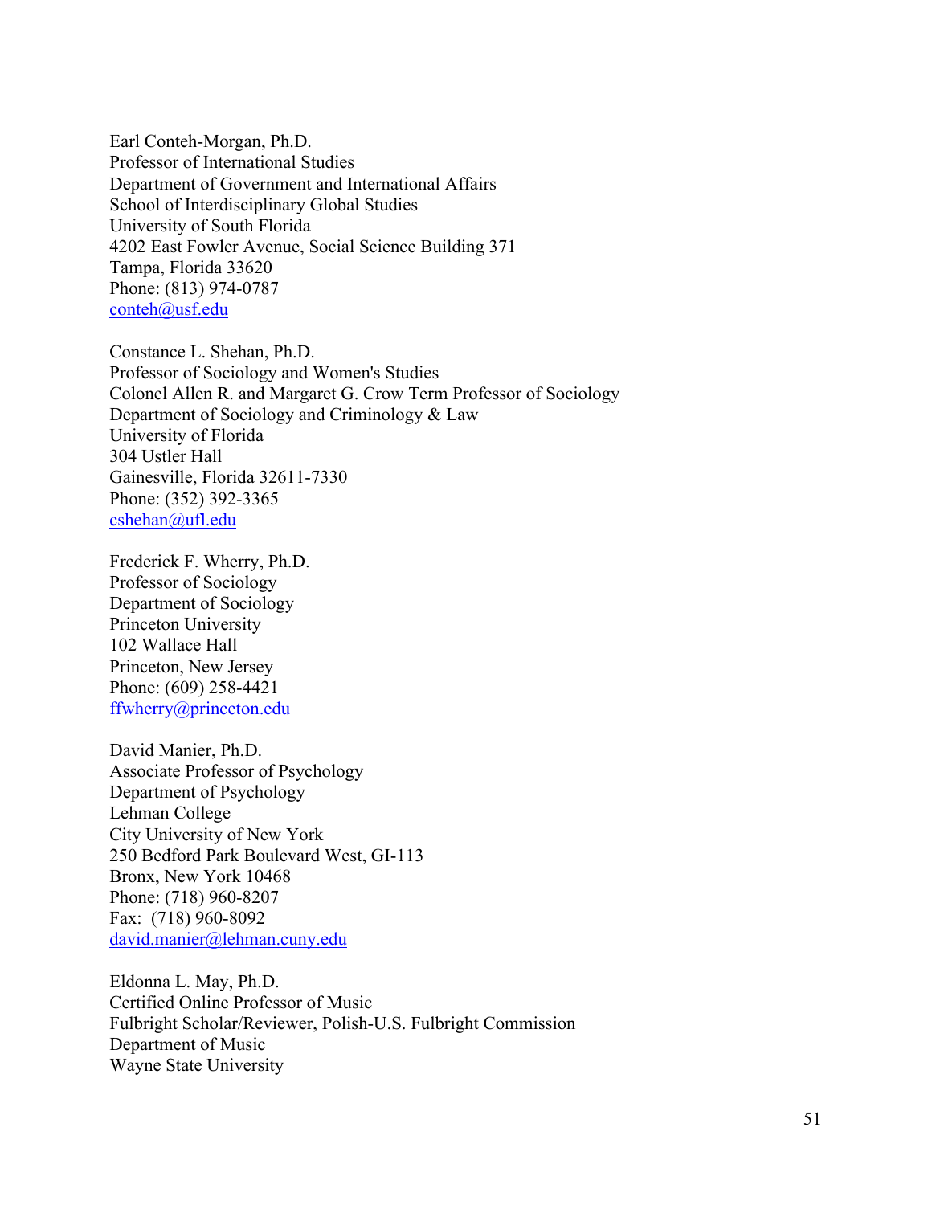Earl Conteh-Morgan, Ph.D.
Professor of International Studies
Department of Government and International Affairs
School of Interdisciplinary Global Studies
University of South Florida
4202 East Fowler Avenue, Social Science Building 371
Tampa, Florida 33620
Phone: (813) 974-0787
conteh@usf.edu

Constance L. Shehan, Ph.D.
Professor of Sociology and Women's Studies
Colonel Allen R. and Margaret G. Crow Term Professor of Sociology
Department of Sociology and Criminology & Law
University of Florida
304 Ustler Hall
Gainesville, Florida 32611-7330
Phone: (352) 392-3365
cshehan@ufl.edu

Frederick F. Wherry, Ph.D.
Professor of Sociology
Department of Sociology
Princeton University
102 Wallace Hall
Princeton, New Jersey
Phone: (609) 258-4421
ffwherry@princeton.edu

David Manier, Ph.D.
Associate Professor of Psychology
Department of Psychology
Lehman College
City University of New York
250 Bedford Park Boulevard West, GI-113
Bronx, New York 10468
Phone: (718) 960-8207
Fax: (718) 960-8092
david.manier@lehman.cuny.edu

Eldonna L. May, Ph.D.
Certified Online Professor of Music
Fulbright Scholar/Reviewer, Polish-U.S. Fulbright Commission
Department of Music
Wayne State University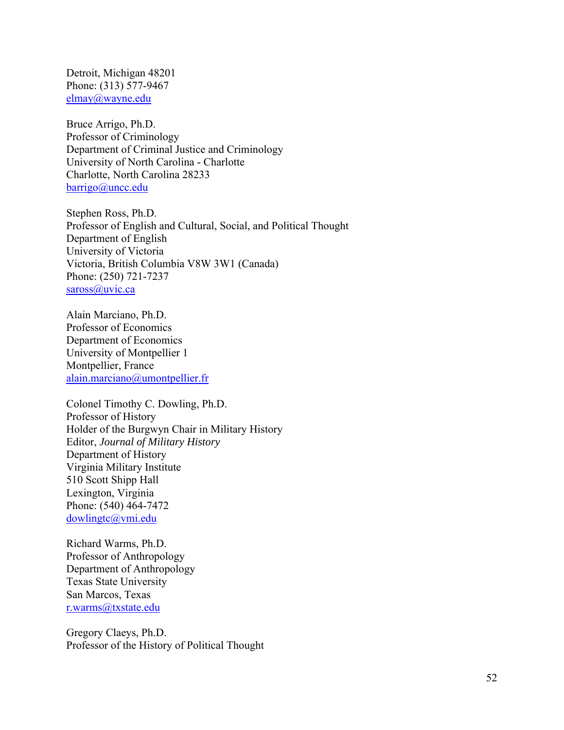Detroit, Michigan 48201
Phone: (313) 577-9467
elmay@wayne.edu

Bruce Arrigo, Ph.D.
Professor of Criminology
Department of Criminal Justice and Criminology
University of North Carolina - Charlotte
Charlotte, North Carolina 28233
barrigo@uncc.edu

Stephen Ross, Ph.D.
Professor of English and Cultural, Social, and Political Thought
Department of English
University of Victoria
Victoria, British Columbia V8W 3W1 (Canada)
Phone: (250) 721-7237
saross@uvic.ca

Alain Marciano, Ph.D.
Professor of Economics
Department of Economics
University of Montpellier 1
Montpellier, France
alain.marciano@umontpellier.fr

Colonel Timothy C. Dowling, Ph.D.
Professor of History
Holder of the Burgwyn Chair in Military History
Editor, *Journal of Military History*
Department of History
Virginia Military Institute
510 Scott Shipp Hall
Lexington, Virginia
Phone: (540) 464-7472
dowlingtc@vmi.edu

Richard Warms, Ph.D.
Professor of Anthropology
Department of Anthropology
Texas State University
San Marcos, Texas
r.warms@txstate.edu

Gregory Claeys, Ph.D.
Professor of the History of Political Thought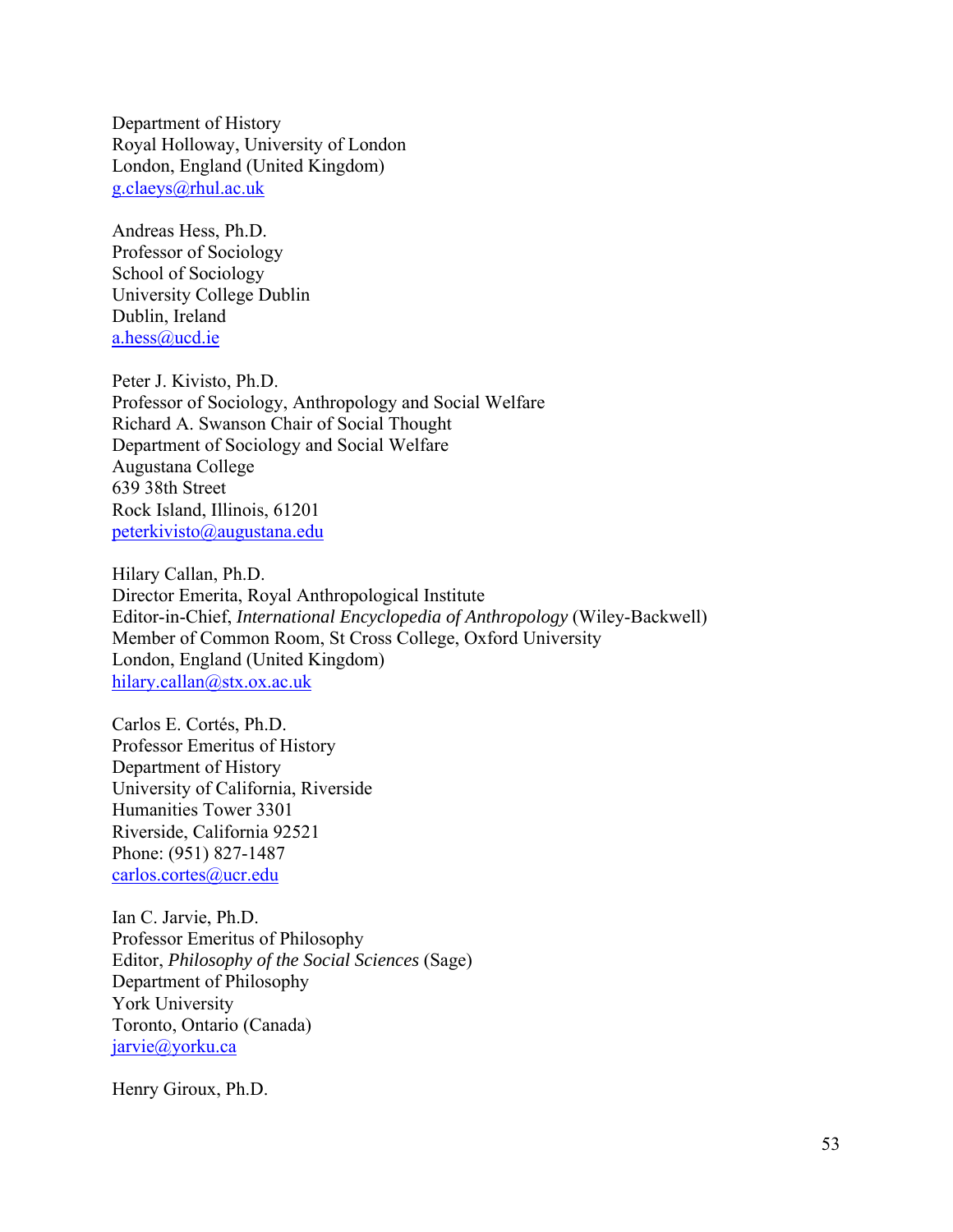Department of History
Royal Holloway, University of London
London, England (United Kingdom)
g.claeys@rhul.ac.uk

Andreas Hess, Ph.D.
Professor of Sociology
School of Sociology
University College Dublin
Dublin, Ireland
a.hess@ucd.ie

Peter J. Kivisto, Ph.D.
Professor of Sociology, Anthropology and Social Welfare
Richard A. Swanson Chair of Social Thought
Department of Sociology and Social Welfare
Augustana College
639 38th Street
Rock Island, Illinois, 61201
peterkivisto@augustana.edu

Hilary Callan, Ph.D.
Director Emerita, Royal Anthropological Institute
Editor-in-Chief, *International Encyclopedia of Anthropology* (Wiley-Backwell)
Member of Common Room, St Cross College, Oxford University
London, England (United Kingdom)
hilary.callan@stx.ox.ac.uk

Carlos E. Cortés, Ph.D.
Professor Emeritus of History
Department of History
University of California, Riverside
Humanities Tower 3301
Riverside, California 92521
Phone: (951) 827-1487
carlos.cortes@ucr.edu

Ian C. Jarvie, Ph.D.
Professor Emeritus of Philosophy
Editor, *Philosophy of the Social Sciences* (Sage)
Department of Philosophy
York University
Toronto, Ontario (Canada)
jarvie@yorku.ca

Henry Giroux, Ph.D.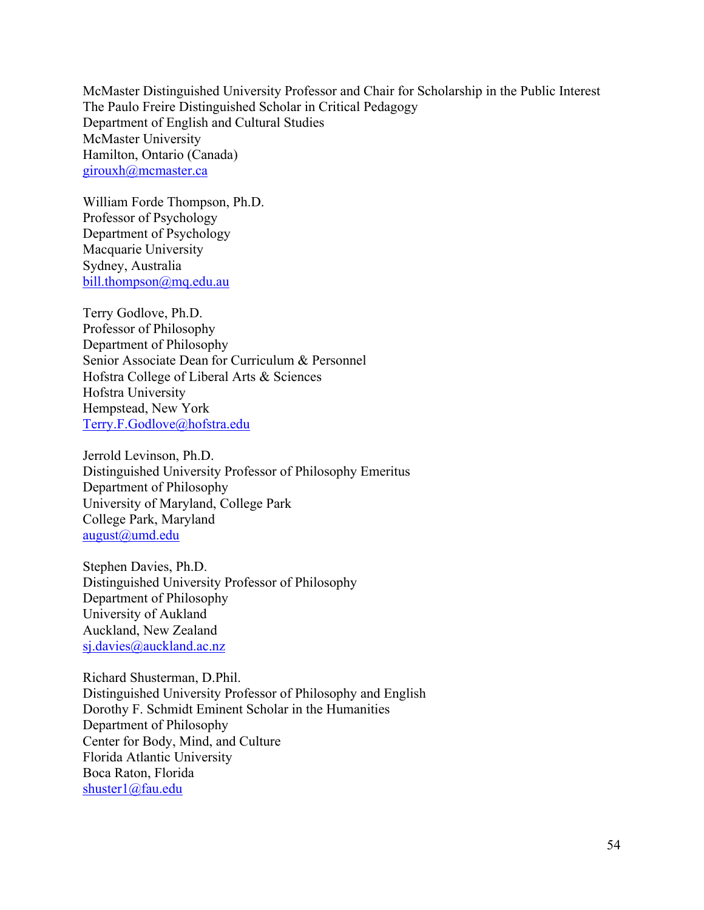McMaster Distinguished University Professor and Chair for Scholarship in the Public Interest
The Paulo Freire Distinguished Scholar in Critical Pedagogy
Department of English and Cultural Studies
McMaster University
Hamilton, Ontario (Canada)
girouxh@mcmaster.ca

William Forde Thompson, Ph.D.
Professor of Psychology
Department of Psychology
Macquarie University
Sydney, Australia
bill.thompson@mq.edu.au

Terry Godlove, Ph.D.
Professor of Philosophy
Department of Philosophy
Senior Associate Dean for Curriculum & Personnel
Hofstra College of Liberal Arts & Sciences
Hofstra University
Hempstead, New York
Terry.F.Godlove@hofstra.edu

Jerrold Levinson, Ph.D.
Distinguished University Professor of Philosophy Emeritus
Department of Philosophy
University of Maryland, College Park
College Park, Maryland
august@umd.edu

Stephen Davies, Ph.D.
Distinguished University Professor of Philosophy
Department of Philosophy
University of Aukland
Auckland, New Zealand
sj.davies@auckland.ac.nz

Richard Shusterman, D.Phil.
Distinguished University Professor of Philosophy and English
Dorothy F. Schmidt Eminent Scholar in the Humanities
Department of Philosophy
Center for Body, Mind, and Culture
Florida Atlantic University
Boca Raton, Florida
shuster1@fau.edu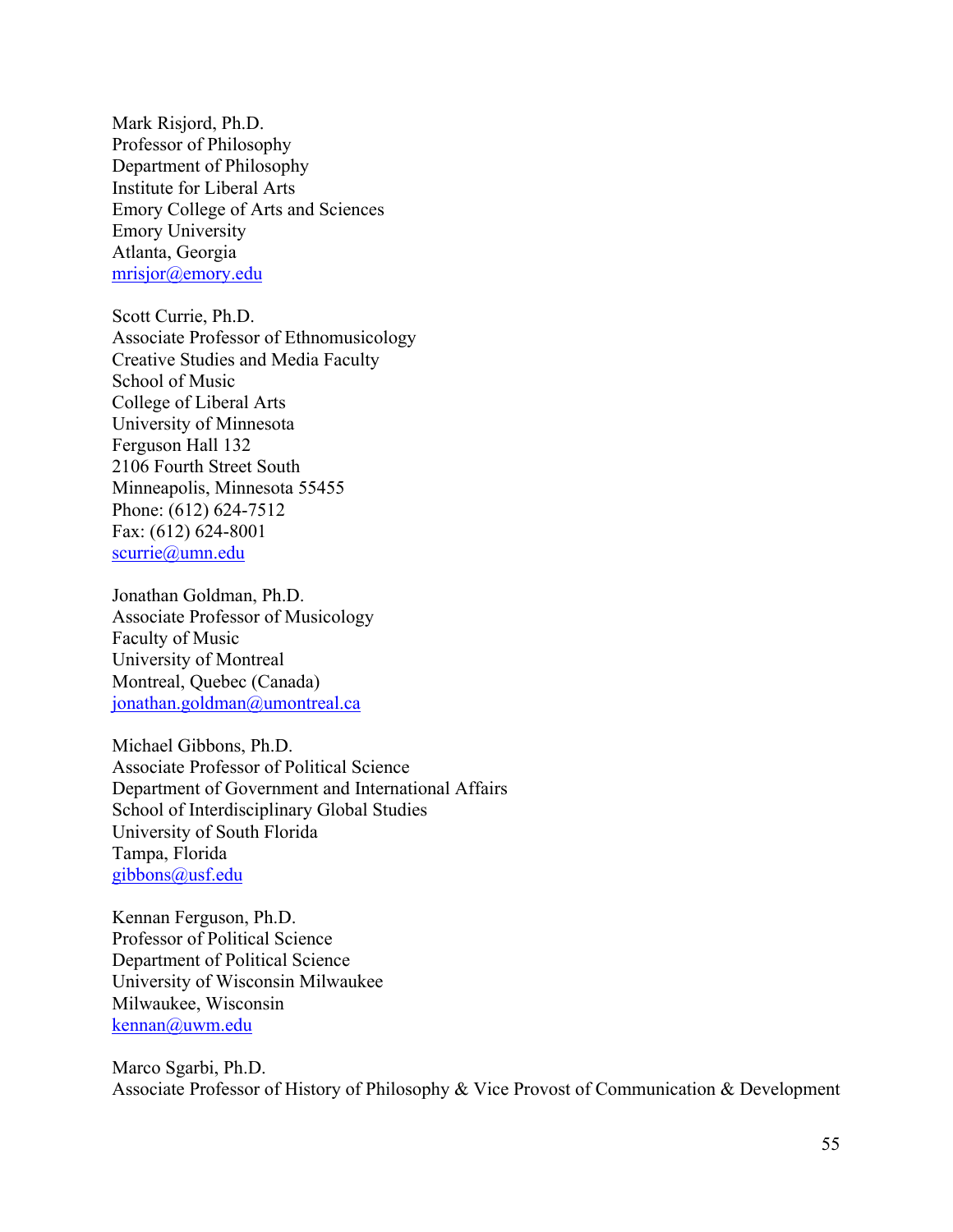Mark Risjord, Ph.D.
Professor of Philosophy
Department of Philosophy
Institute for Liberal Arts
Emory College of Arts and Sciences
Emory University
Atlanta, Georgia
mrisjor@emory.edu

Scott Currie, Ph.D.
Associate Professor of Ethnomusicology
Creative Studies and Media Faculty
School of Music
College of Liberal Arts
University of Minnesota
Ferguson Hall 132
2106 Fourth Street South
Minneapolis, Minnesota 55455
Phone: (612) 624-7512
Fax: (612) 624-8001
scurrie@umn.edu

Jonathan Goldman, Ph.D.
Associate Professor of Musicology
Faculty of Music
University of Montreal
Montreal, Quebec (Canada)
jonathan.goldman@umontreal.ca

Michael Gibbons, Ph.D.
Associate Professor of Political Science
Department of Government and International Affairs
School of Interdisciplinary Global Studies
University of South Florida
Tampa, Florida
gibbons@usf.edu

Kennan Ferguson, Ph.D.
Professor of Political Science
Department of Political Science
University of Wisconsin Milwaukee
Milwaukee, Wisconsin
kennan@uwm.edu

Marco Sgarbi, Ph.D.
Associate Professor of History of Philosophy & Vice Provost of Communication & Development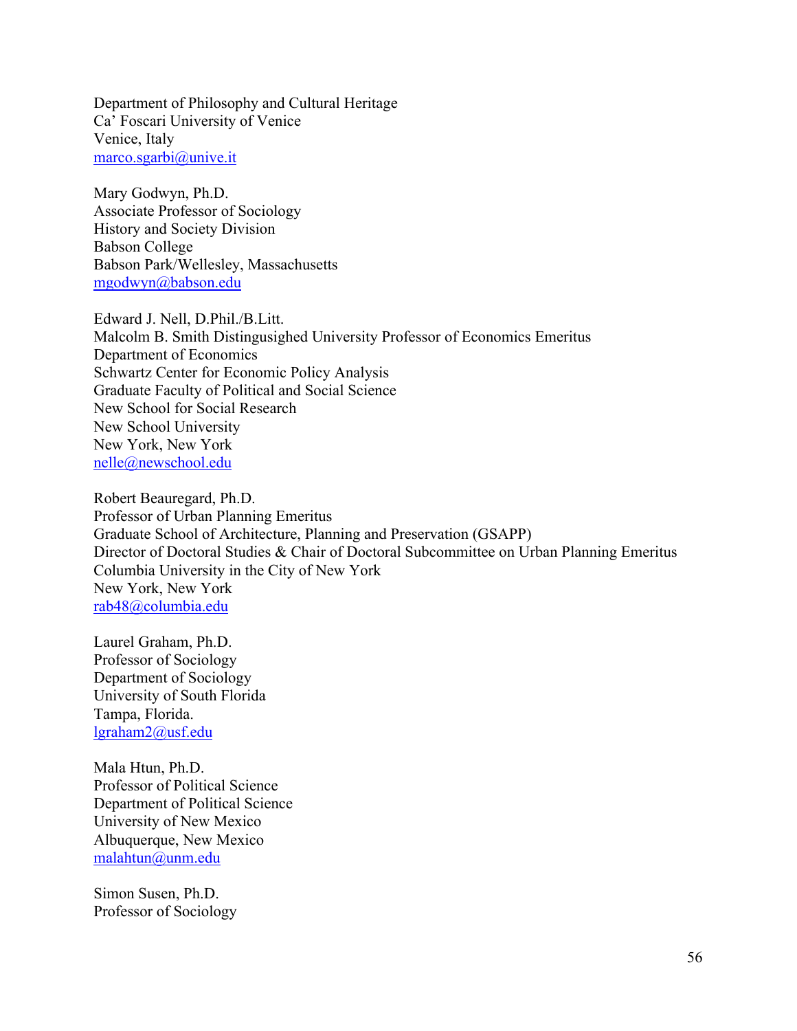Department of Philosophy and Cultural Heritage
Ca' Foscari University of Venice
Venice, Italy
marco.sgarbi@unive.it

Mary Godwyn, Ph.D.
Associate Professor of Sociology
History and Society Division
Babson College
Babson Park/Wellesley, Massachusetts
mgodwyn@babson.edu

Edward J. Nell, D.Phil./B.Litt.
Malcolm B. Smith Distingusighed University Professor of Economics Emeritus
Department of Economics
Schwartz Center for Economic Policy Analysis
Graduate Faculty of Political and Social Science
New School for Social Research
New School University
New York, New York
nelle@newschool.edu

Robert Beauregard, Ph.D.
Professor of Urban Planning Emeritus
Graduate School of Architecture, Planning and Preservation (GSAPP)
Director of Doctoral Studies & Chair of Doctoral Subcommittee on Urban Planning Emeritus
Columbia University in the City of New York
New York, New York
rab48@columbia.edu

Laurel Graham, Ph.D.
Professor of Sociology
Department of Sociology
University of South Florida
Tampa, Florida.
lgraham2@usf.edu

Mala Htun, Ph.D.
Professor of Political Science
Department of Political Science
University of New Mexico
Albuquerque, New Mexico
malahtun@unm.edu

Simon Susen, Ph.D.
Professor of Sociology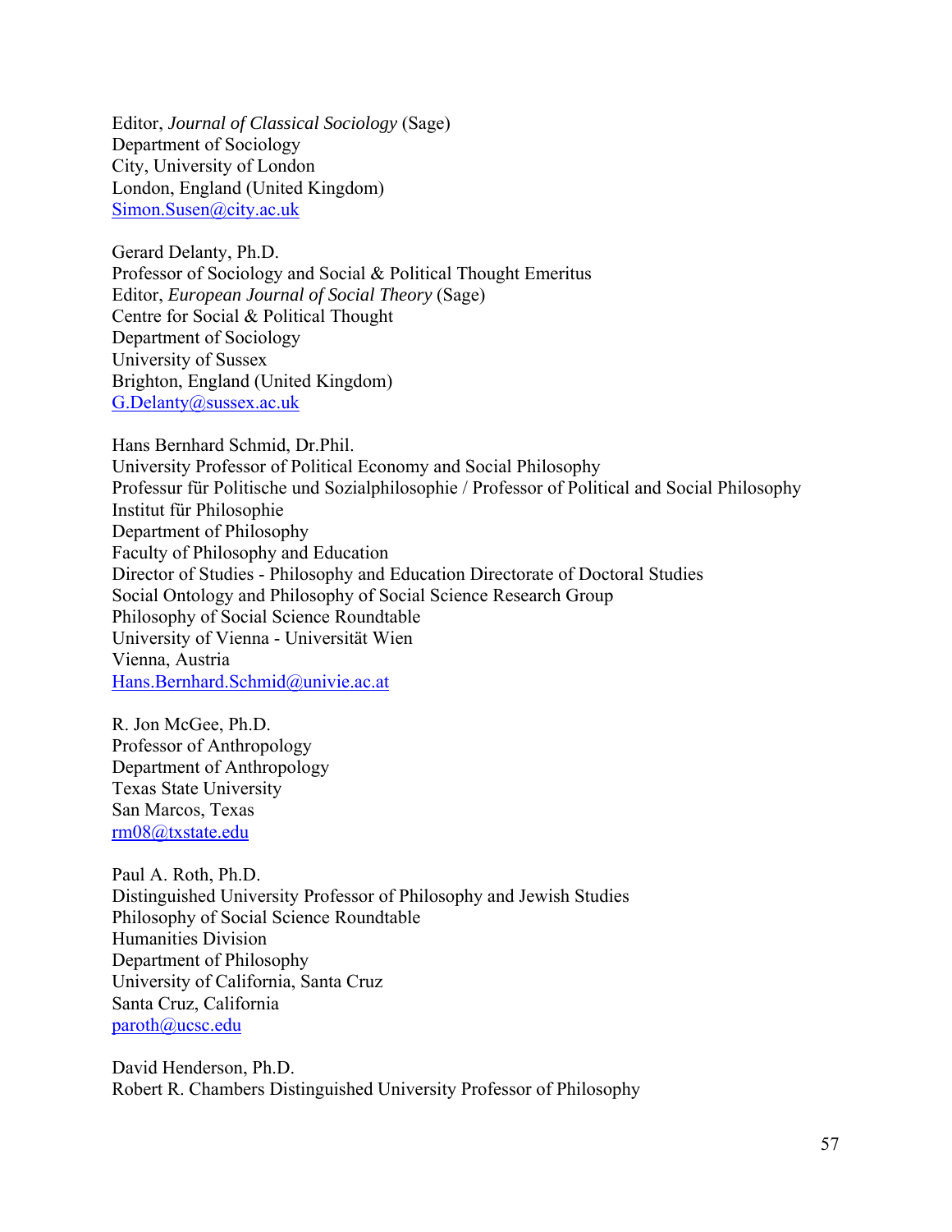Editor, *Journal of Classical Sociology* (Sage)
Department of Sociology
City, University of London
London, England (United Kingdom)
Simon.Susen@city.ac.uk

Gerard Delanty, Ph.D.
Professor of Sociology and Social & Political Thought Emeritus
Editor, *European Journal of Social Theory* (Sage)
Centre for Social & Political Thought
Department of Sociology
University of Sussex
Brighton, England (United Kingdom)
G.Delanty@sussex.ac.uk

Hans Bernhard Schmid, Dr.Phil.
University Professor of Political Economy and Social Philosophy
Professur für Politische und Sozialphilosophie / Professor of Political and Social Philosophy
Institut für Philosophie
Department of Philosophy
Faculty of Philosophy and Education
Director of Studies - Philosophy and Education Directorate of Doctoral Studies
Social Ontology and Philosophy of Social Science Research Group
Philosophy of Social Science Roundtable
University of Vienna - Universität Wien
Vienna, Austria
Hans.Bernhard.Schmid@univie.ac.at

R. Jon McGee, Ph.D.
Professor of Anthropology
Department of Anthropology
Texas State University
San Marcos, Texas
rm08@txstate.edu

Paul A. Roth, Ph.D.
Distinguished University Professor of Philosophy and Jewish Studies
Philosophy of Social Science Roundtable
Humanities Division
Department of Philosophy
University of California, Santa Cruz
Santa Cruz, California
paroth@ucsc.edu

David Henderson, Ph.D.
Robert R. Chambers Distinguished University Professor of Philosophy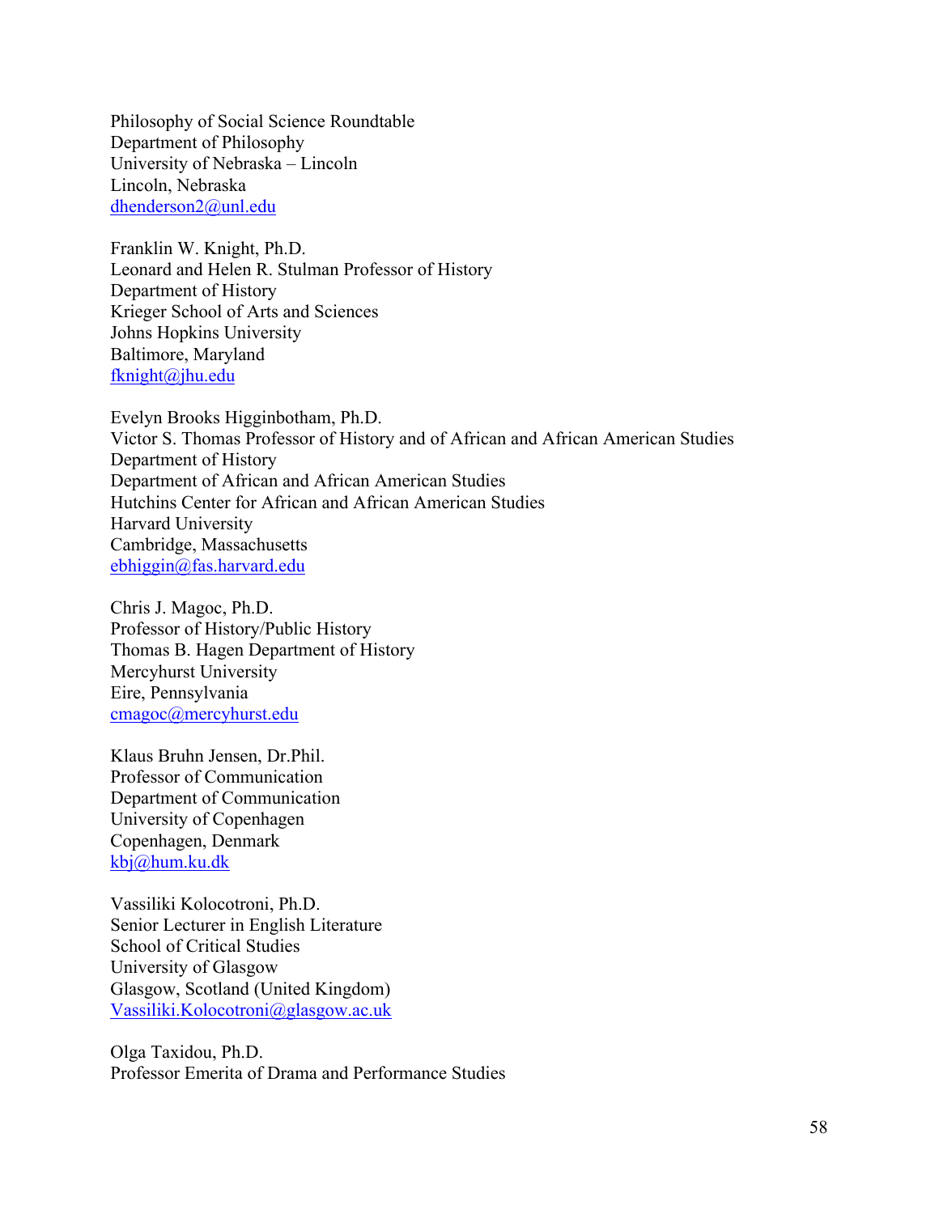Philosophy of Social Science Roundtable
Department of Philosophy
University of Nebraska – Lincoln
Lincoln, Nebraska
dhenderson2@unl.edu

Franklin W. Knight, Ph.D.
Leonard and Helen R. Stulman Professor of History
Department of History
Krieger School of Arts and Sciences
Johns Hopkins University
Baltimore, Maryland
fknight@jhu.edu

Evelyn Brooks Higginbotham, Ph.D.
Victor S. Thomas Professor of History and of African and African American Studies
Department of History
Department of African and African American Studies
Hutchins Center for African and African American Studies
Harvard University
Cambridge, Massachusetts
ebhiggin@fas.harvard.edu

Chris J. Magoc, Ph.D.
Professor of History/Public History
Thomas B. Hagen Department of History
Mercyhurst University
Eire, Pennsylvania
cmagoc@mercyhurst.edu

Klaus Bruhn Jensen, Dr.Phil.
Professor of Communication
Department of Communication
University of Copenhagen
Copenhagen, Denmark
kbj@hum.ku.dk

Vassiliki Kolocotroni, Ph.D.
Senior Lecturer in English Literature
School of Critical Studies
University of Glasgow
Glasgow, Scotland (United Kingdom)
Vassiliki.Kolocotroni@glasgow.ac.uk

Olga Taxidou, Ph.D.
Professor Emerita of Drama and Performance Studies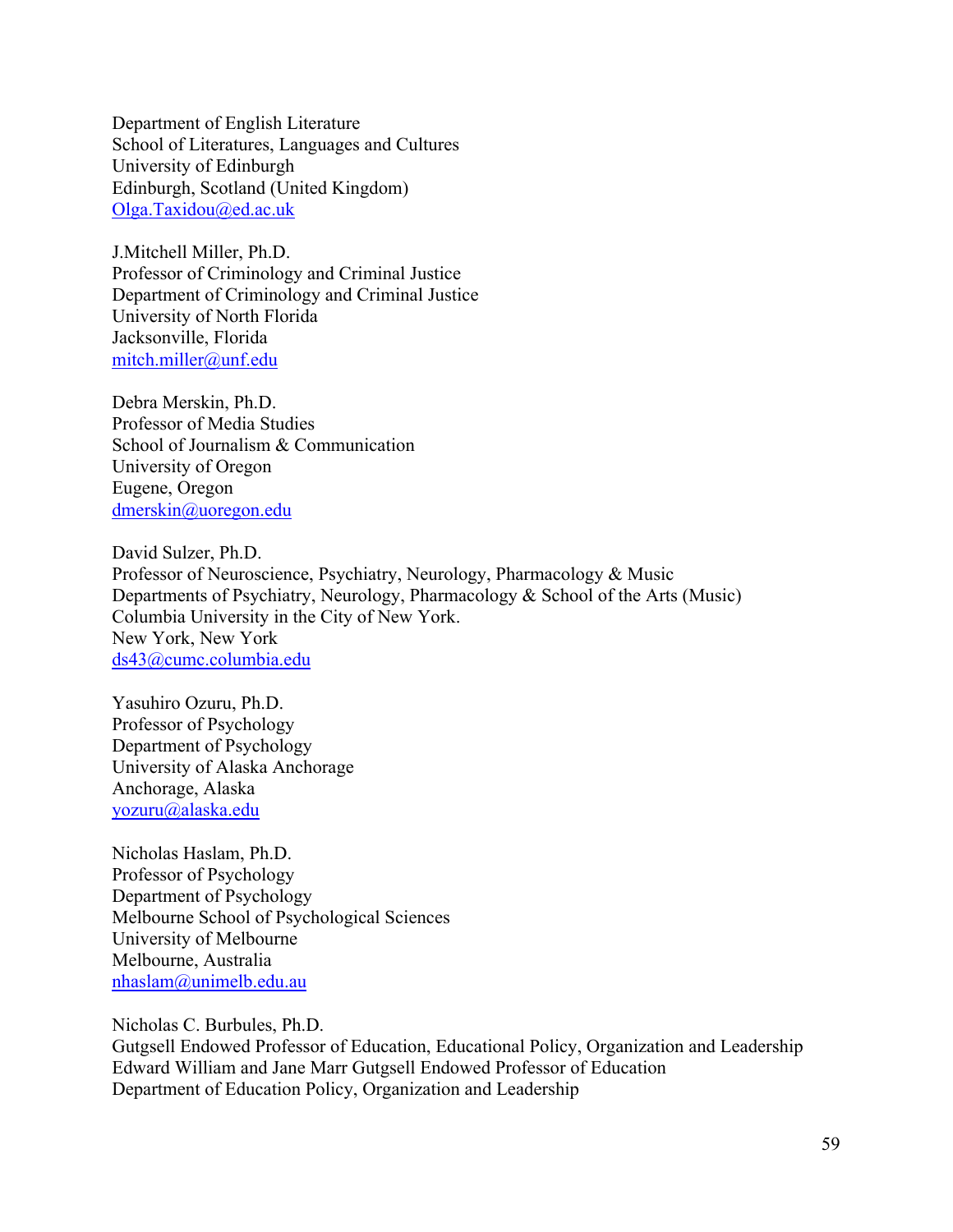Department of English Literature
School of Literatures, Languages and Cultures
University of Edinburgh
Edinburgh, Scotland (United Kingdom)
Olga.Taxidou@ed.ac.uk

J.Mitchell Miller, Ph.D.
Professor of Criminology and Criminal Justice
Department of Criminology and Criminal Justice
University of North Florida
Jacksonville, Florida
mitch.miller@unf.edu

Debra Merskin, Ph.D.
Professor of Media Studies
School of Journalism & Communication
University of Oregon
Eugene, Oregon
dmerskin@uoregon.edu

David Sulzer, Ph.D.
Professor of Neuroscience, Psychiatry, Neurology, Pharmacology & Music
Departments of Psychiatry, Neurology, Pharmacology & School of the Arts (Music)
Columbia University in the City of New York.
New York, New York
ds43@cumc.columbia.edu

Yasuhiro Ozuru, Ph.D.
Professor of Psychology
Department of Psychology
University of Alaska Anchorage
Anchorage, Alaska
yozuru@alaska.edu

Nicholas Haslam, Ph.D.
Professor of Psychology
Department of Psychology
Melbourne School of Psychological Sciences
University of Melbourne
Melbourne, Australia
nhaslam@unimelb.edu.au

Nicholas C. Burbules, Ph.D.
Gutgsell Endowed Professor of Education, Educational Policy, Organization and Leadership
Edward William and Jane Marr Gutgsell Endowed Professor of Education
Department of Education Policy, Organization and Leadership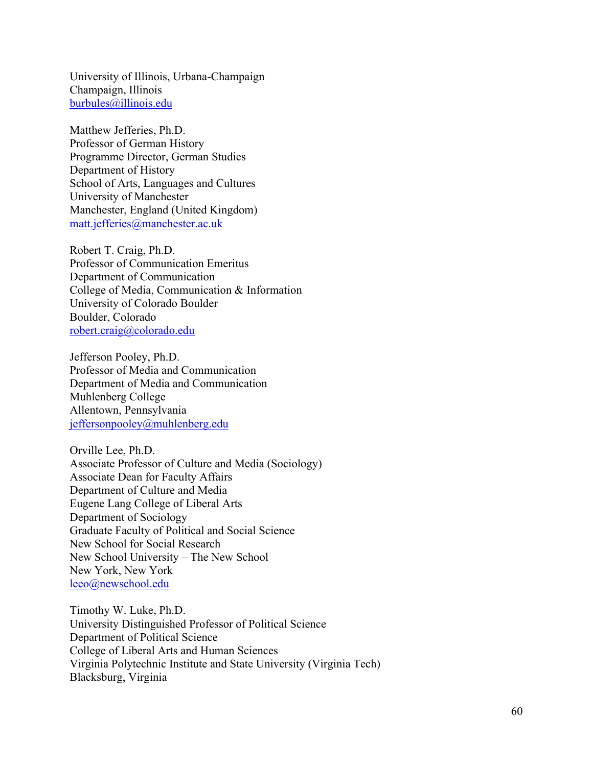University of Illinois, Urbana-Champaign
Champaign, Illinois
burbules@illinois.edu

Matthew Jefferies, Ph.D.
Professor of German History
Programme Director, German Studies
Department of History
School of Arts, Languages and Cultures
University of Manchester
Manchester, England (United Kingdom)
matt.jefferies@manchester.ac.uk

Robert T. Craig, Ph.D.
Professor of Communication Emeritus
Department of Communication
College of Media, Communication & Information
University of Colorado Boulder
Boulder, Colorado
robert.craig@colorado.edu

Jefferson Pooley, Ph.D.
Professor of Media and Communication
Department of Media and Communication
Muhlenberg College
Allentown, Pennsylvania
jeffersonpooley@muhlenberg.edu

Orville Lee, Ph.D.
Associate Professor of Culture and Media (Sociology)
Associate Dean for Faculty Affairs
Department of Culture and Media
Eugene Lang College of Liberal Arts
Department of Sociology
Graduate Faculty of Political and Social Science
New School for Social Research
New School University – The New School
New York, New York
leeo@newschool.edu

Timothy W. Luke, Ph.D.
University Distinguished Professor of Political Science
Department of Political Science
College of Liberal Arts and Human Sciences
Virginia Polytechnic Institute and State University (Virginia Tech)
Blacksburg, Virginia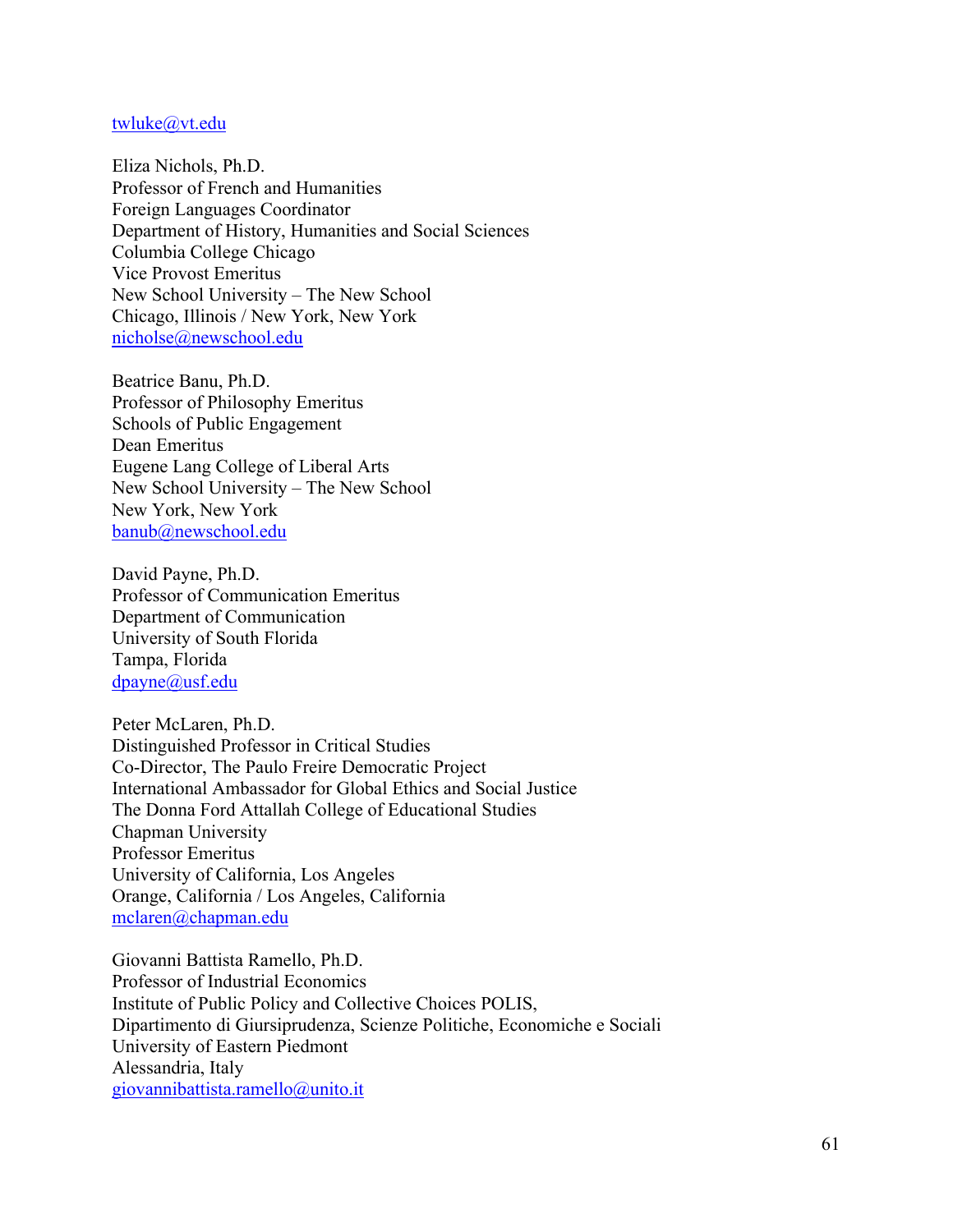twluke@vt.edu

Eliza Nichols, Ph.D.
Professor of French and Humanities
Foreign Languages Coordinator
Department of History, Humanities and Social Sciences
Columbia College Chicago
Vice Provost Emeritus
New School University – The New School
Chicago, Illinois / New York, New York
nicholse@newschool.edu

Beatrice Banu, Ph.D.
Professor of Philosophy Emeritus
Schools of Public Engagement
Dean Emeritus
Eugene Lang College of Liberal Arts
New School University – The New School
New York, New York
banub@newschool.edu

David Payne, Ph.D.
Professor of Communication Emeritus
Department of Communication
University of South Florida
Tampa, Florida
dpayne@usf.edu

Peter McLaren, Ph.D.
Distinguished Professor in Critical Studies
Co-Director, The Paulo Freire Democratic Project
International Ambassador for Global Ethics and Social Justice
The Donna Ford Attallah College of Educational Studies
Chapman University
Professor Emeritus
University of California, Los Angeles
Orange, California / Los Angeles, California
mclaren@chapman.edu

Giovanni Battista Ramello, Ph.D.
Professor of Industrial Economics
Institute of Public Policy and Collective Choices POLIS,
Dipartimento di Giursiprudenza, Scienze Politiche, Economiche e Sociali
University of Eastern Piedmont
Alessandria, Italy
giovannibattista.ramello@unito.it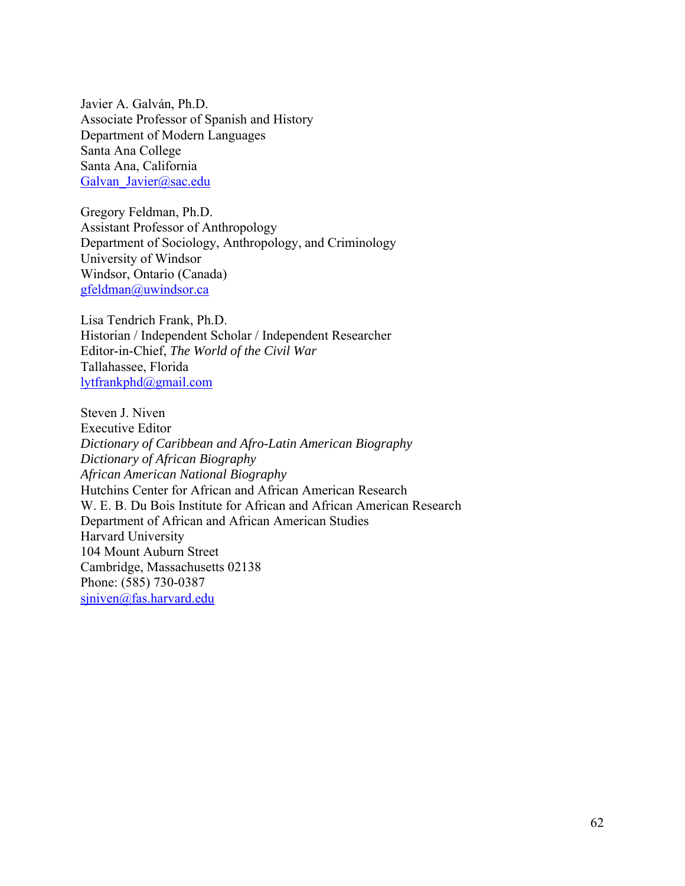Javier A. Galván, Ph.D.
Associate Professor of Spanish and History
Department of Modern Languages
Santa Ana College
Santa Ana, California
Galvan_Javier@sac.edu

Gregory Feldman, Ph.D.
Assistant Professor of Anthropology
Department of Sociology, Anthropology, and Criminology
University of Windsor
Windsor, Ontario (Canada)
gfeldman@uwindsor.ca

Lisa Tendrich Frank, Ph.D.
Historian / Independent Scholar / Independent Researcher
Editor-in-Chief, *The World of the Civil War*
Tallahassee, Florida
lytfrankphd@gmail.com

Steven J. Niven
Executive Editor
*Dictionary of Caribbean and Afro-Latin American Biography*
*Dictionary of African Biography*
*African American National Biography*
Hutchins Center for African and African American Research
W. E. B. Du Bois Institute for African and African American Research
Department of African and African American Studies
Harvard University
104 Mount Auburn Street
Cambridge, Massachusetts 02138
Phone: (585) 730-0387
sjniven@fas.harvard.edu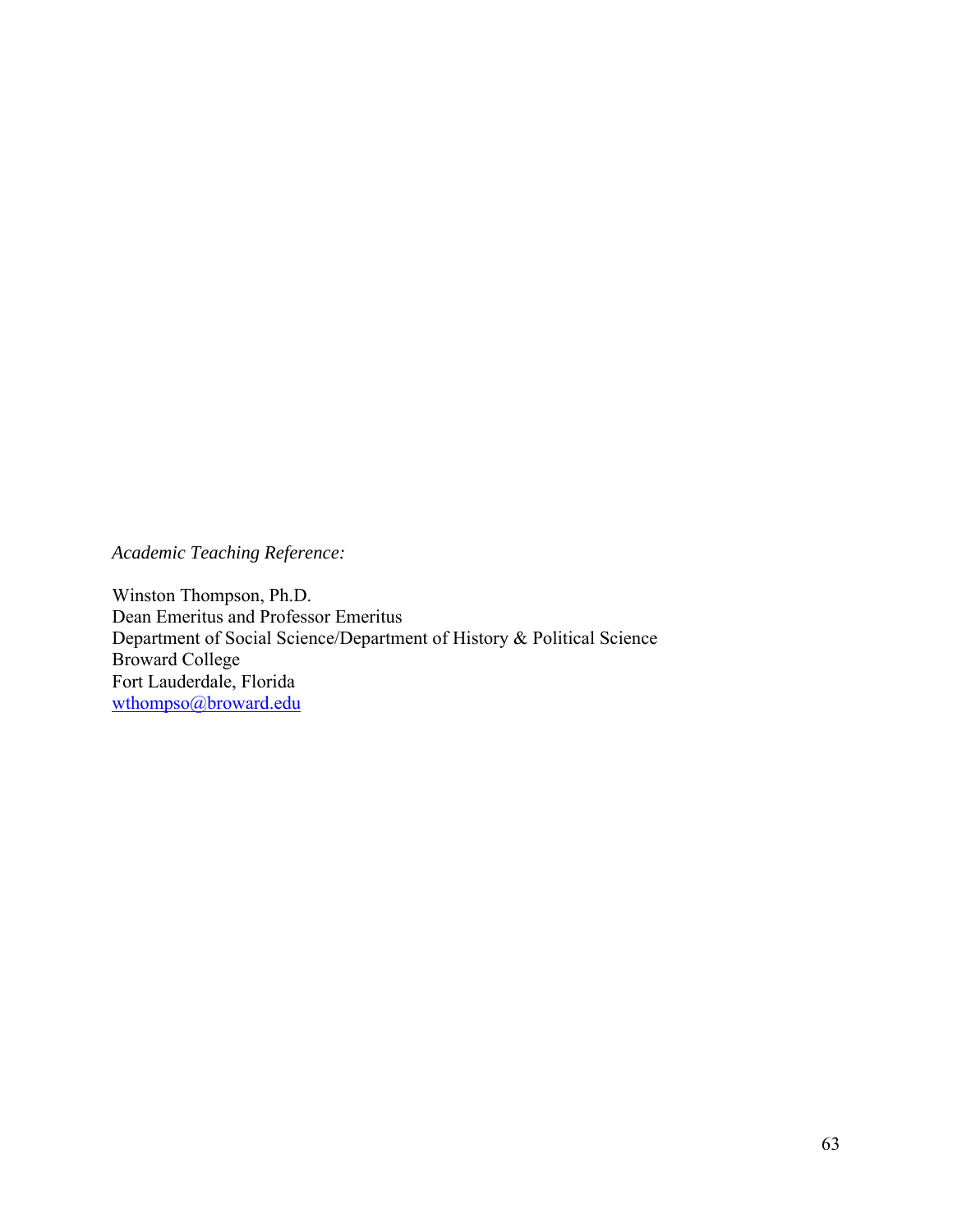*Academic Teaching Reference:*

Winston Thompson, Ph.D.
Dean Emeritus and Professor Emeritus
Department of Social Science/Department of History & Political Science
Broward College
Fort Lauderdale, Florida
wthompso@broward.edu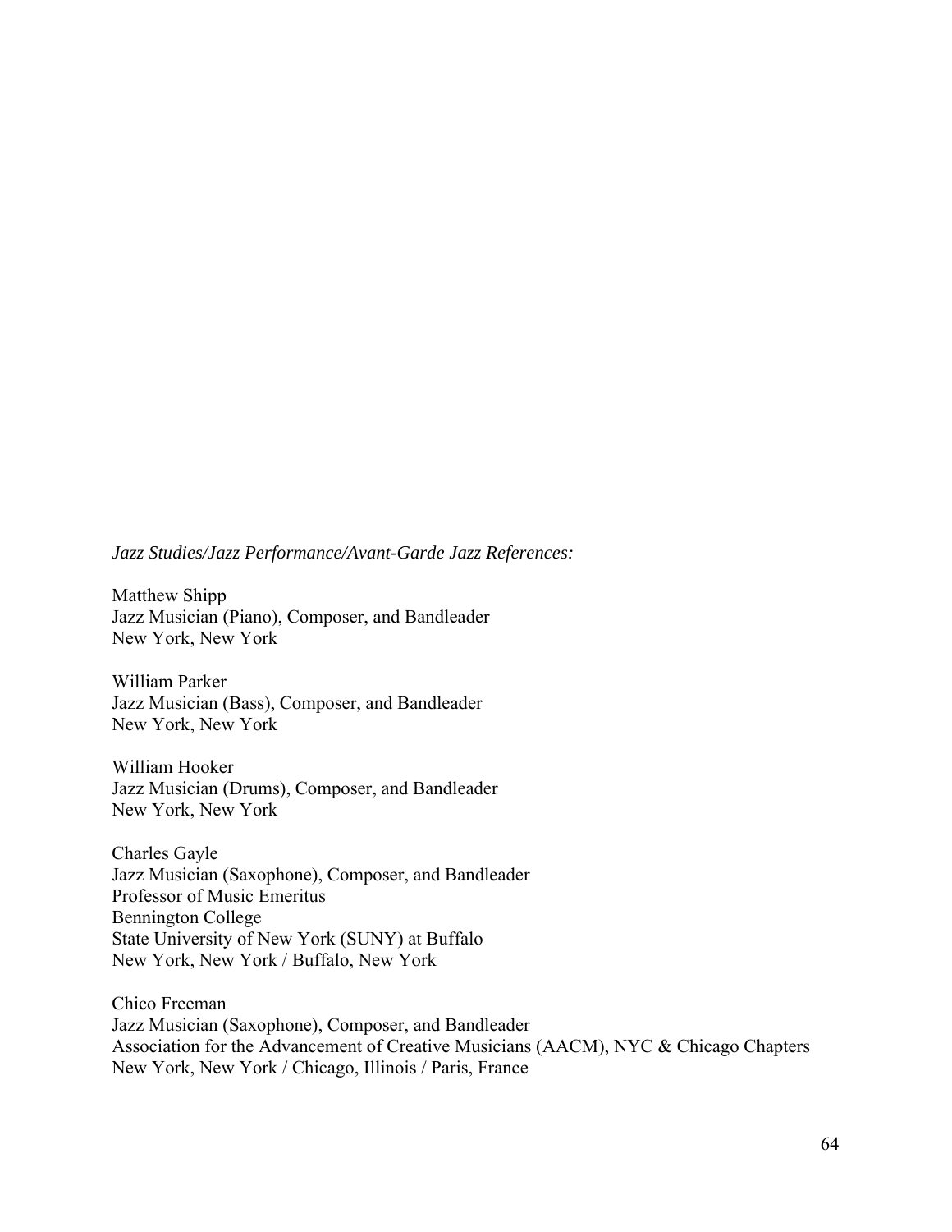*Jazz Studies/Jazz Performance/Avant-Garde Jazz References:*

Matthew Shipp
Jazz Musician (Piano), Composer, and Bandleader
New York, New York

William Parker
Jazz Musician (Bass), Composer, and Bandleader
New York, New York

William Hooker
Jazz Musician (Drums), Composer, and Bandleader
New York, New York

Charles Gayle
Jazz Musician (Saxophone), Composer, and Bandleader
Professor of Music Emeritus
Bennington College
State University of New York (SUNY) at Buffalo
New York, New York / Buffalo, New York

Chico Freeman
Jazz Musician (Saxophone), Composer, and Bandleader
Association for the Advancement of Creative Musicians (AACM), NYC & Chicago Chapters
New York, New York / Chicago, Illinois / Paris, France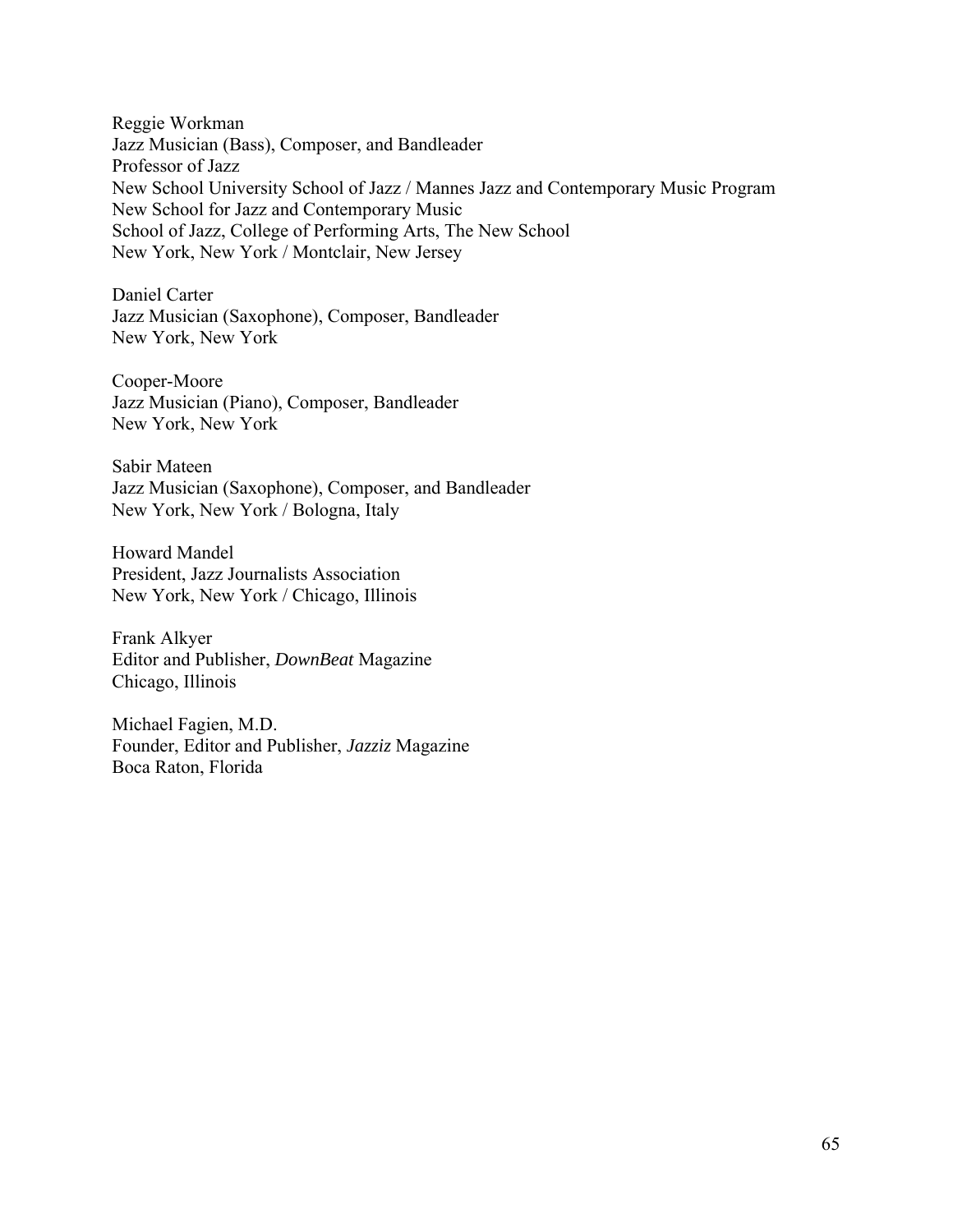Reggie Workman
Jazz Musician (Bass), Composer, and Bandleader
Professor of Jazz
New School University School of Jazz / Mannes Jazz and Contemporary Music Program
New School for Jazz and Contemporary Music
School of Jazz, College of Performing Arts, The New School
New York, New York / Montclair, New Jersey

Daniel Carter
Jazz Musician (Saxophone), Composer, Bandleader
New York, New York

Cooper-Moore
Jazz Musician (Piano), Composer, Bandleader
New York, New York

Sabir Mateen
Jazz Musician (Saxophone), Composer, and Bandleader
New York, New York / Bologna, Italy

Howard Mandel
President, Jazz Journalists Association
New York, New York / Chicago, Illinois

Frank Alkyer
Editor and Publisher, *DownBeat* Magazine
Chicago, Illinois

Michael Fagien, M.D.
Founder, Editor and Publisher, *Jazziz* Magazine
Boca Raton, Florida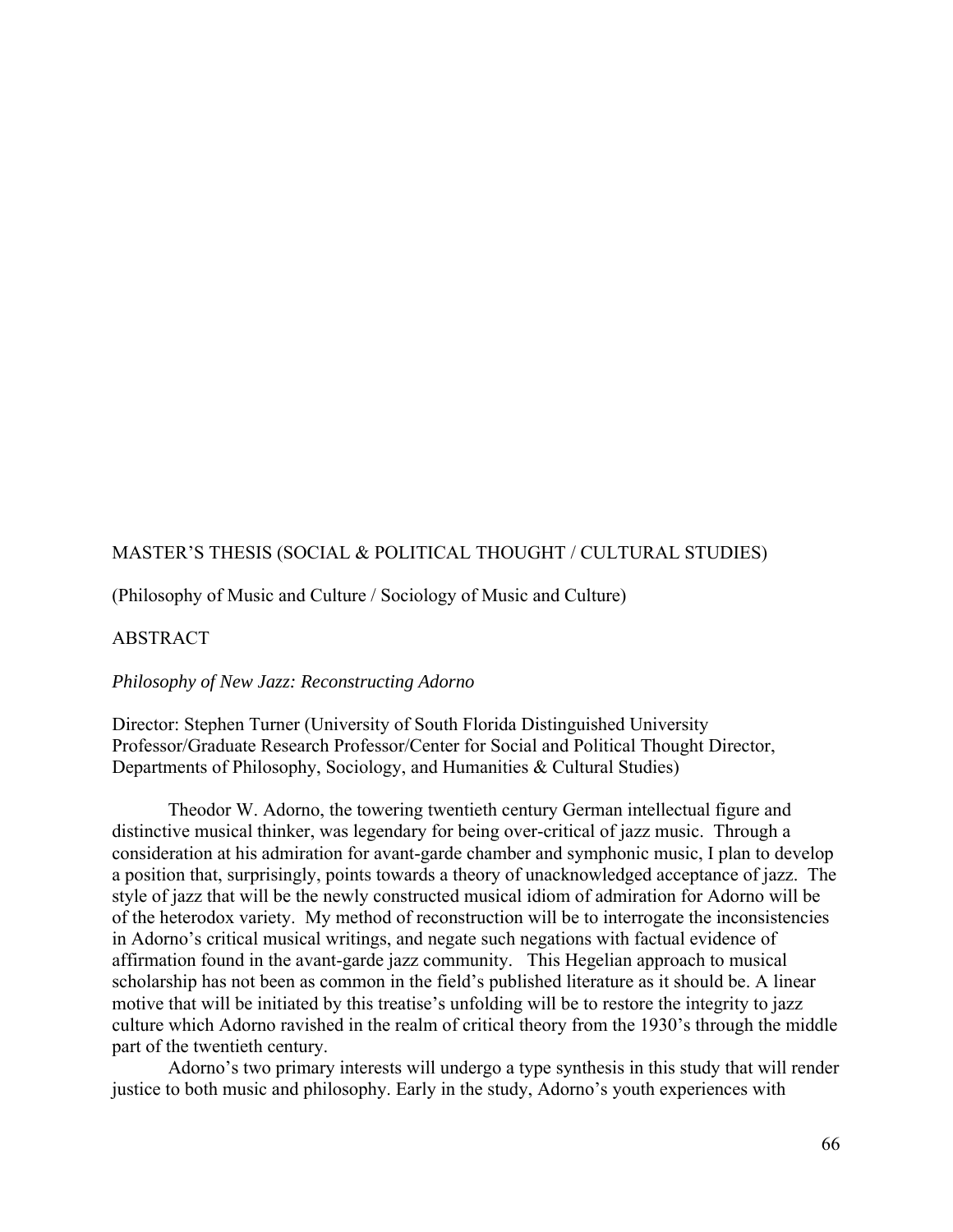MASTER'S THESIS (SOCIAL & POLITICAL THOUGHT / CULTURAL STUDIES)

(Philosophy of Music and Culture / Sociology of Music and Culture)

ABSTRACT

*Philosophy of New Jazz: Reconstructing Adorno*

Director: Stephen Turner (University of South Florida Distinguished University Professor/Graduate Research Professor/Center for Social and Political Thought Director, Departments of Philosophy, Sociology, and Humanities & Cultural Studies)

Theodor W. Adorno, the towering twentieth century German intellectual figure and distinctive musical thinker, was legendary for being over-critical of jazz music. Through a consideration at his admiration for avant-garde chamber and symphonic music, I plan to develop a position that, surprisingly, points towards a theory of unacknowledged acceptance of jazz. The style of jazz that will be the newly constructed musical idiom of admiration for Adorno will be of the heterodox variety. My method of reconstruction will be to interrogate the inconsistencies in Adorno's critical musical writings, and negate such negations with factual evidence of affirmation found in the avant-garde jazz community. This Hegelian approach to musical scholarship has not been as common in the field's published literature as it should be. A linear motive that will be initiated by this treatise's unfolding will be to restore the integrity to jazz culture which Adorno ravished in the realm of critical theory from the 1930's through the middle part of the twentieth century.

Adorno's two primary interests will undergo a type synthesis in this study that will render justice to both music and philosophy. Early in the study, Adorno's youth experiences with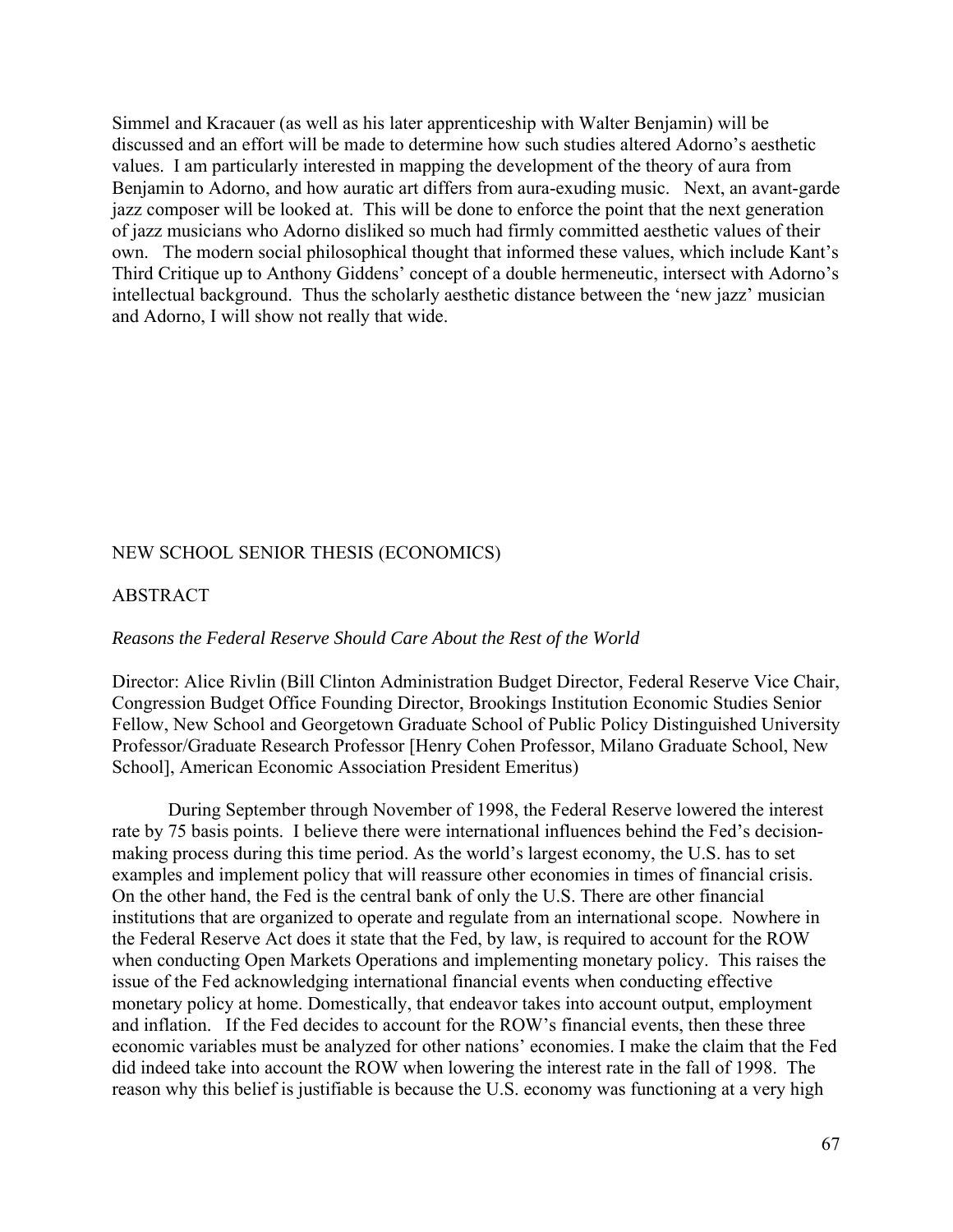Simmel and Kracauer (as well as his later apprenticeship with Walter Benjamin) will be discussed and an effort will be made to determine how such studies altered Adorno's aesthetic values. I am particularly interested in mapping the development of the theory of aura from Benjamin to Adorno, and how auratic art differs from aura-exuding music. Next, an avant-garde jazz composer will be looked at. This will be done to enforce the point that the next generation of jazz musicians who Adorno disliked so much had firmly committed aesthetic values of their own. The modern social philosophical thought that informed these values, which include Kant's Third Critique up to Anthony Giddens' concept of a double hermeneutic, intersect with Adorno's intellectual background. Thus the scholarly aesthetic distance between the 'new jazz' musician and Adorno, I will show not really that wide.

NEW SCHOOL SENIOR THESIS (ECONOMICS)

ABSTRACT

*Reasons the Federal Reserve Should Care About the Rest of the World*

Director: Alice Rivlin (Bill Clinton Administration Budget Director, Federal Reserve Vice Chair, Congression Budget Office Founding Director, Brookings Institution Economic Studies Senior Fellow, New School and Georgetown Graduate School of Public Policy Distinguished University Professor/Graduate Research Professor [Henry Cohen Professor, Milano Graduate School, New School], American Economic Association President Emeritus)

During September through November of 1998, the Federal Reserve lowered the interest rate by 75 basis points. I believe there were international influences behind the Fed's decision-making process during this time period. As the world's largest economy, the U.S. has to set examples and implement policy that will reassure other economies in times of financial crisis. On the other hand, the Fed is the central bank of only the U.S. There are other financial institutions that are organized to operate and regulate from an international scope. Nowhere in the Federal Reserve Act does it state that the Fed, by law, is required to account for the ROW when conducting Open Markets Operations and implementing monetary policy. This raises the issue of the Fed acknowledging international financial events when conducting effective monetary policy at home. Domestically, that endeavor takes into account output, employment and inflation. If the Fed decides to account for the ROW's financial events, then these three economic variables must be analyzed for other nations' economies. I make the claim that the Fed did indeed take into account the ROW when lowering the interest rate in the fall of 1998. The reason why this belief is justifiable is because the U.S. economy was functioning at a very high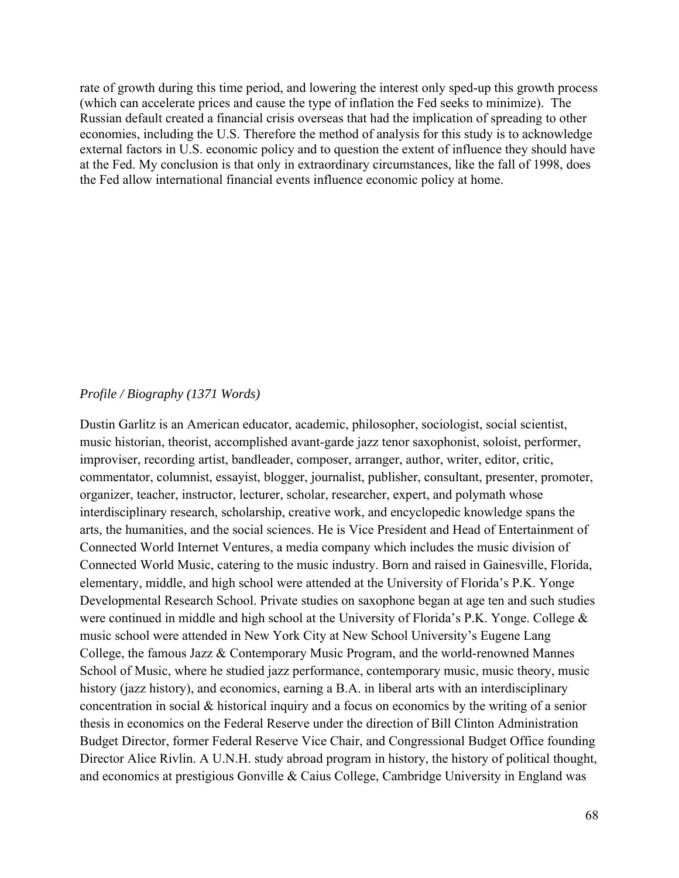rate of growth during this time period, and lowering the interest only sped-up this growth process (which can accelerate prices and cause the type of inflation the Fed seeks to minimize). The Russian default created a financial crisis overseas that had the implication of spreading to other economies, including the U.S. Therefore the method of analysis for this study is to acknowledge external factors in U.S. economic policy and to question the extent of influence they should have at the Fed. My conclusion is that only in extraordinary circumstances, like the fall of 1998, does the Fed allow international financial events influence economic policy at home.

*Profile / Biography (1371 Words)*

Dustin Garlitz is an American educator, academic, philosopher, sociologist, social scientist, music historian, theorist, accomplished avant-garde jazz tenor saxophonist, soloist, performer, improviser, recording artist, bandleader, composer, arranger, author, writer, editor, critic, commentator, columnist, essayist, blogger, journalist, publisher, consultant, presenter, promoter, organizer, teacher, instructor, lecturer, scholar, researcher, expert, and polymath whose interdisciplinary research, scholarship, creative work, and encyclopedic knowledge spans the arts, the humanities, and the social sciences. He is Vice President and Head of Entertainment of Connected World Internet Ventures, a media company which includes the music division of Connected World Music, catering to the music industry. Born and raised in Gainesville, Florida, elementary, middle, and high school were attended at the University of Florida's P.K. Yonge Developmental Research School. Private studies on saxophone began at age ten and such studies were continued in middle and high school at the University of Florida's P.K. Yonge. College & music school were attended in New York City at New School University's Eugene Lang College, the famous Jazz & Contemporary Music Program, and the world-renowned Mannes School of Music, where he studied jazz performance, contemporary music, music theory, music history (jazz history), and economics, earning a B.A. in liberal arts with an interdisciplinary concentration in social & historical inquiry and a focus on economics by the writing of a senior thesis in economics on the Federal Reserve under the direction of Bill Clinton Administration Budget Director, former Federal Reserve Vice Chair, and Congressional Budget Office founding Director Alice Rivlin. A U.N.H. study abroad program in history, the history of political thought, and economics at prestigious Gonville & Caius College, Cambridge University in England was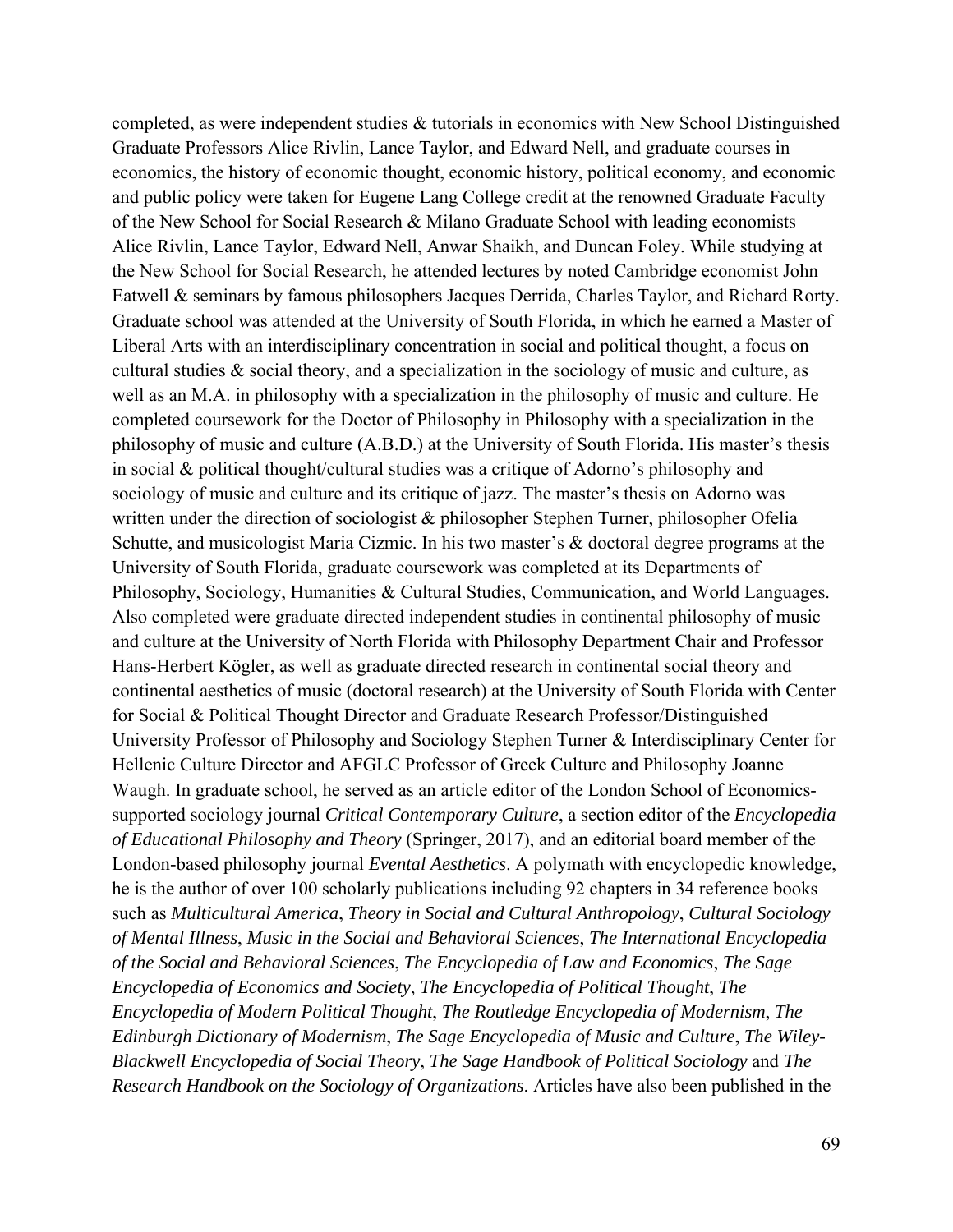completed, as were independent studies & tutorials in economics with New School Distinguished Graduate Professors Alice Rivlin, Lance Taylor, and Edward Nell, and graduate courses in economics, the history of economic thought, economic history, political economy, and economic and public policy were taken for Eugene Lang College credit at the renowned Graduate Faculty of the New School for Social Research & Milano Graduate School with leading economists Alice Rivlin, Lance Taylor, Edward Nell, Anwar Shaikh, and Duncan Foley. While studying at the New School for Social Research, he attended lectures by noted Cambridge economist John Eatwell & seminars by famous philosophers Jacques Derrida, Charles Taylor, and Richard Rorty. Graduate school was attended at the University of South Florida, in which he earned a Master of Liberal Arts with an interdisciplinary concentration in social and political thought, a focus on cultural studies & social theory, and a specialization in the sociology of music and culture, as well as an M.A. in philosophy with a specialization in the philosophy of music and culture. He completed coursework for the Doctor of Philosophy in Philosophy with a specialization in the philosophy of music and culture (A.B.D.) at the University of South Florida. His master's thesis in social & political thought/cultural studies was a critique of Adorno's philosophy and sociology of music and culture and its critique of jazz. The master's thesis on Adorno was written under the direction of sociologist & philosopher Stephen Turner, philosopher Ofelia Schutte, and musicologist Maria Cizmic. In his two master's & doctoral degree programs at the University of South Florida, graduate coursework was completed at its Departments of Philosophy, Sociology, Humanities & Cultural Studies, Communication, and World Languages. Also completed were graduate directed independent studies in continental philosophy of music and culture at the University of North Florida with Philosophy Department Chair and Professor Hans-Herbert Kögler, as well as graduate directed research in continental social theory and continental aesthetics of music (doctoral research) at the University of South Florida with Center for Social & Political Thought Director and Graduate Research Professor/Distinguished University Professor of Philosophy and Sociology Stephen Turner & Interdisciplinary Center for Hellenic Culture Director and AFGLC Professor of Greek Culture and Philosophy Joanne Waugh. In graduate school, he served as an article editor of the London School of Economics-supported sociology journal *Critical Contemporary Culture*, a section editor of the *Encyclopedia of Educational Philosophy and Theory* (Springer, 2017), and an editorial board member of the London-based philosophy journal *Evental Aesthetics*. A polymath with encyclopedic knowledge, he is the author of over 100 scholarly publications including 92 chapters in 34 reference books such as *Multicultural America*, *Theory in Social and Cultural Anthropology*, *Cultural Sociology of Mental Illness*, *Music in the Social and Behavioral Sciences*, *The International Encyclopedia of the Social and Behavioral Sciences*, *The Encyclopedia of Law and Economics*, *The Sage Encyclopedia of Economics and Society*, *The Encyclopedia of Political Thought*, *The Encyclopedia of Modern Political Thought*, *The Routledge Encyclopedia of Modernism*, *The Edinburgh Dictionary of Modernism*, *The Sage Encyclopedia of Music and Culture*, *The Wiley-Blackwell Encyclopedia of Social Theory*, *The Sage Handbook of Political Sociology* and *The Research Handbook on the Sociology of Organizations*. Articles have also been published in the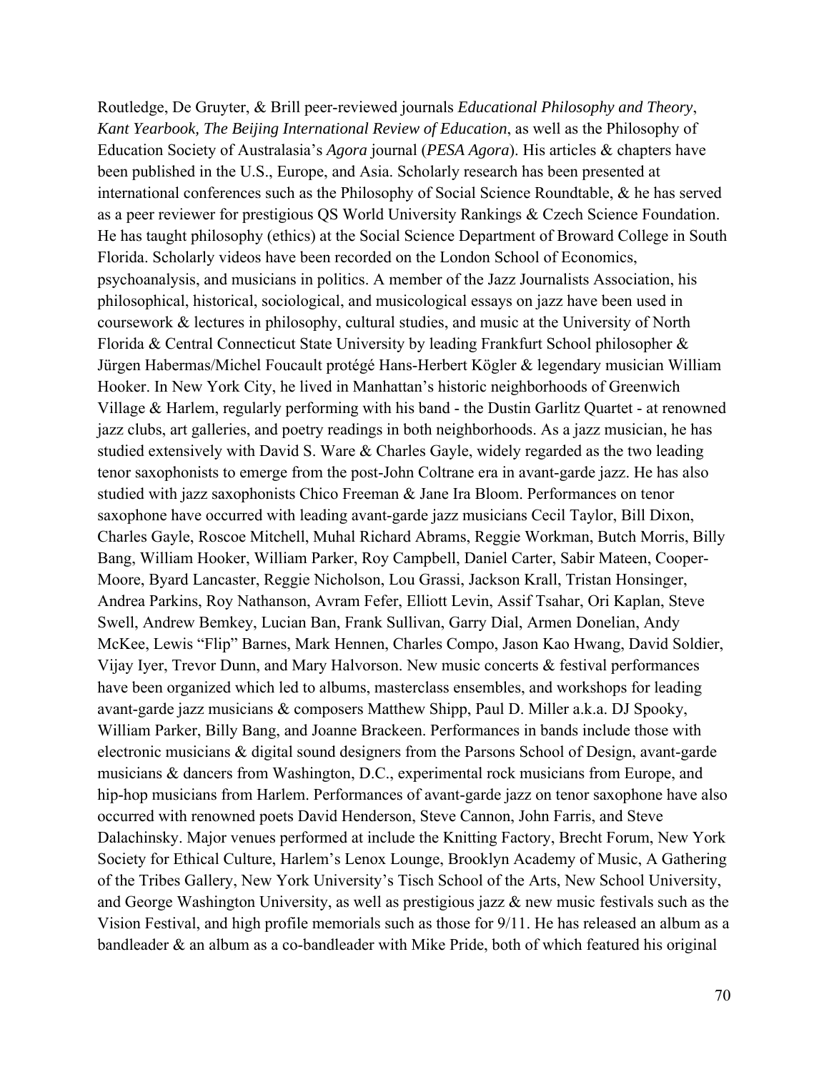Routledge, De Gruyter, & Brill peer-reviewed journals *Educational Philosophy and Theory*, *Kant Yearbook, The Beijing International Review of Education*, as well as the Philosophy of Education Society of Australasia's *Agora* journal (*PESA Agora*). His articles & chapters have been published in the U.S., Europe, and Asia. Scholarly research has been presented at international conferences such as the Philosophy of Social Science Roundtable, & he has served as a peer reviewer for prestigious QS World University Rankings & Czech Science Foundation. He has taught philosophy (ethics) at the Social Science Department of Broward College in South Florida. Scholarly videos have been recorded on the London School of Economics, psychoanalysis, and musicians in politics. A member of the Jazz Journalists Association, his philosophical, historical, sociological, and musicological essays on jazz have been used in coursework & lectures in philosophy, cultural studies, and music at the University of North Florida & Central Connecticut State University by leading Frankfurt School philosopher & Jürgen Habermas/Michel Foucault protégé Hans-Herbert Kögler & legendary musician William Hooker. In New York City, he lived in Manhattan's historic neighborhoods of Greenwich Village & Harlem, regularly performing with his band - the Dustin Garlitz Quartet - at renowned jazz clubs, art galleries, and poetry readings in both neighborhoods. As a jazz musician, he has studied extensively with David S. Ware & Charles Gayle, widely regarded as the two leading tenor saxophonists to emerge from the post-John Coltrane era in avant-garde jazz. He has also studied with jazz saxophonists Chico Freeman & Jane Ira Bloom. Performances on tenor saxophone have occurred with leading avant-garde jazz musicians Cecil Taylor, Bill Dixon, Charles Gayle, Roscoe Mitchell, Muhal Richard Abrams, Reggie Workman, Butch Morris, Billy Bang, William Hooker, William Parker, Roy Campbell, Daniel Carter, Sabir Mateen, Cooper-Moore, Byard Lancaster, Reggie Nicholson, Lou Grassi, Jackson Krall, Tristan Honsinger, Andrea Parkins, Roy Nathanson, Avram Fefer, Elliott Levin, Assif Tsahar, Ori Kaplan, Steve Swell, Andrew Bemkey, Lucian Ban, Frank Sullivan, Garry Dial, Armen Donelian, Andy McKee, Lewis "Flip" Barnes, Mark Hennen, Charles Compo, Jason Kao Hwang, David Soldier, Vijay Iyer, Trevor Dunn, and Mary Halvorson. New music concerts & festival performances have been organized which led to albums, masterclass ensembles, and workshops for leading avant-garde jazz musicians & composers Matthew Shipp, Paul D. Miller a.k.a. DJ Spooky, William Parker, Billy Bang, and Joanne Brackeen. Performances in bands include those with electronic musicians & digital sound designers from the Parsons School of Design, avant-garde musicians & dancers from Washington, D.C., experimental rock musicians from Europe, and hip-hop musicians from Harlem. Performances of avant-garde jazz on tenor saxophone have also occurred with renowned poets David Henderson, Steve Cannon, John Farris, and Steve Dalachinsky. Major venues performed at include the Knitting Factory, Brecht Forum, New York Society for Ethical Culture, Harlem's Lenox Lounge, Brooklyn Academy of Music, A Gathering of the Tribes Gallery, New York University's Tisch School of the Arts, New School University, and George Washington University, as well as prestigious jazz & new music festivals such as the Vision Festival, and high profile memorials such as those for 9/11. He has released an album as a bandleader & an album as a co-bandleader with Mike Pride, both of which featured his original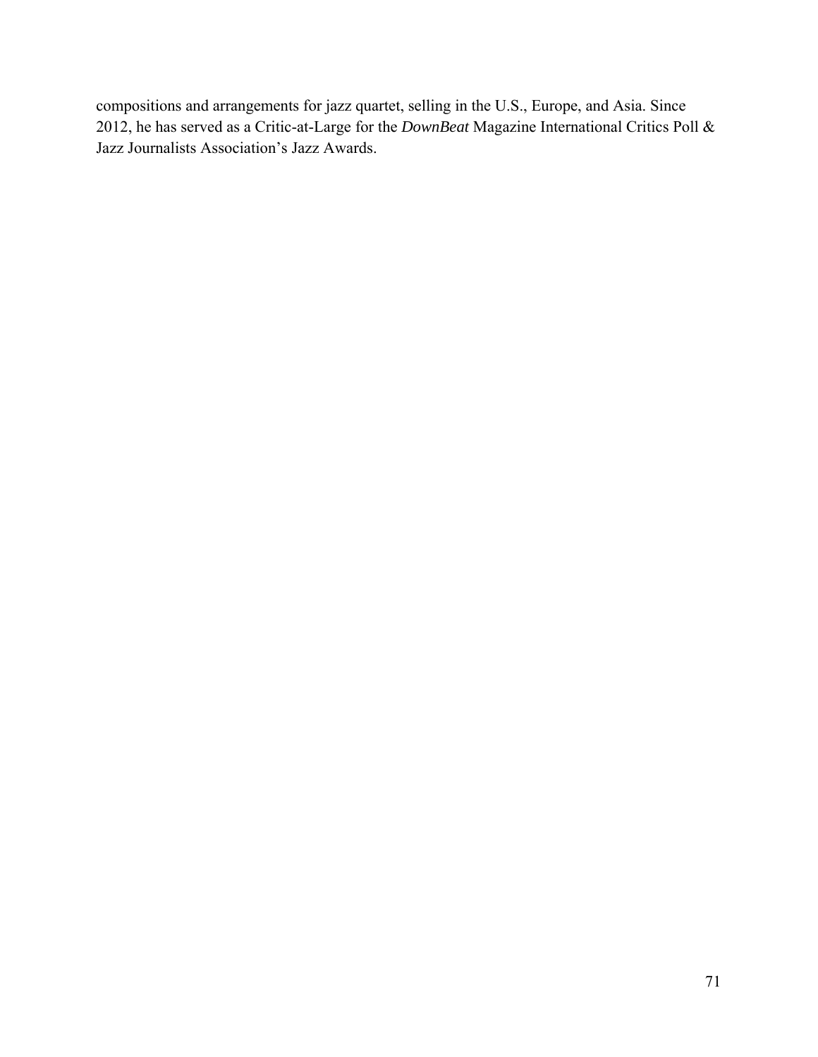compositions and arrangements for jazz quartet, selling in the U.S., Europe, and Asia. Since 2012, he has served as a Critic-at-Large for the *DownBeat* Magazine International Critics Poll & Jazz Journalists Association's Jazz Awards.